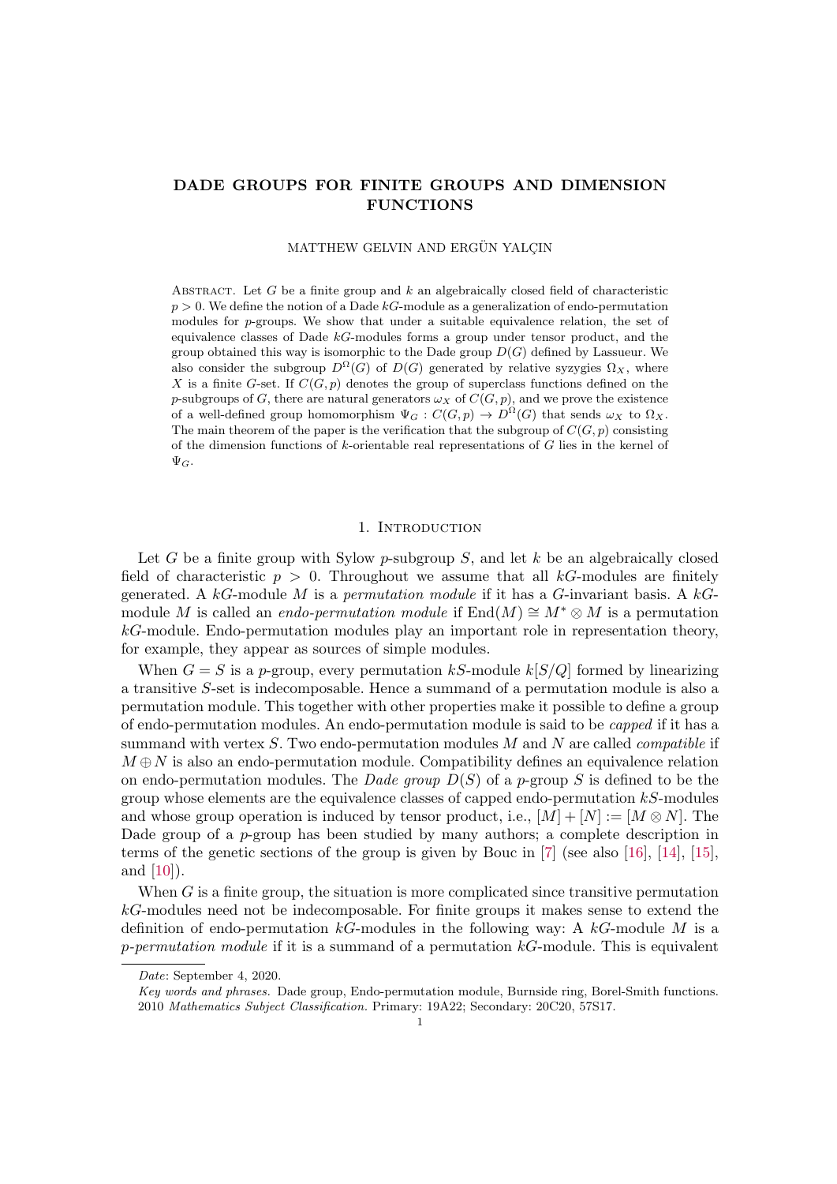# DADE GROUPS FOR FINITE GROUPS AND DIMENSION FUNCTIONS

MATTHEW GELVIN AND ERGÜN YALÇIN

Abstract. Let $G$ be a finite group and $k$ an algebraically closed field of characteristic $p > 0$. We define the notion of a Dade $kG$-module as a generalization of endo-permutation modules for $p$-groups. We show that under a suitable equivalence relation, the set of equivalence classes of Dade $kG$-modules forms a group under tensor product, and the group obtained this way is isomorphic to the Dade group $D(G)$ defined by Lassueur. We also consider the subgroup $D^{\Omega}(G)$ of $D(G)$ generated by relative syzygies $\Omega_X$, where $X$ is a finite $G$-set. If $C(G,p)$ denotes the group of superclass functions defined on the $p$-subgroups of $G$, there are natural generators $\omega_X$ of $C(G,p)$, and we prove the existence of a well-defined group homomorphism $\Psi_G : C(G,p) \to D^{\Omega}(G)$ that sends $\omega_X$ to $\Omega_X$. The main theorem of the paper is the verification that the subgroup of $C(G,p)$ consisting of the dimension functions of $k$-orientable real representations of $G$ lies in the kernel of $\Psi_G$.

## 1. Introduction

Let $G$ be a finite group with Sylow $p$-subgroup $S$, and let $k$ be an algebraically closed field of characteristic $p > 0$. Throughout we assume that all $kG$-modules are finitely generated. A $kG$-module $M$ is a *permutation module* if it has a $G$-invariant basis. A $kG$-module $M$ is called an *endo-permutation module* if $\mathrm{End}(M) \cong M^* \otimes M$ is a permutation $kG$-module. Endo-permutation modules play an important role in representation theory, for example, they appear as sources of simple modules.

When $G = S$ is a $p$-group, every permutation $kS$-module $k[S/Q]$ formed by linearizing a transitive $S$-set is indecomposable. Hence a summand of a permutation module is also a permutation module. This together with other properties make it possible to define a group of endo-permutation modules. An endo-permutation module is said to be *capped* if it has a summand with vertex $S$. Two endo-permutation modules $M$ and $N$ are called *compatible* if $M \oplus N$ is also an endo-permutation module. Compatibility defines an equivalence relation on endo-permutation modules. The *Dade group* $D(S)$ of a $p$-group $S$ is defined to be the group whose elements are the equivalence classes of capped endo-permutation $kS$-modules and whose group operation is induced by tensor product, i.e., $[M] + [N] := [M \otimes N]$. The Dade group of a $p$-group has been studied by many authors; a complete description in terms of the genetic sections of the group is given by Bouc in [7] (see also [16], [14], [15], and [10]).

When $G$ is a finite group, the situation is more complicated since transitive permutation $kG$-modules need not be indecomposable. For finite groups it makes sense to extend the definition of endo-permutation $kG$-modules in the following way: A $kG$-module $M$ is a *$p$-permutation module* if it is a summand of a permutation $kG$-module. This is equivalent

*Date*: September 4, 2020.

*Key words and phrases.* Dade group, Endo-permutation module, Burnside ring, Borel-Smith functions.
2010 *Mathematics Subject Classification.* Primary: 19A22; Secondary: 20C20, 57S17.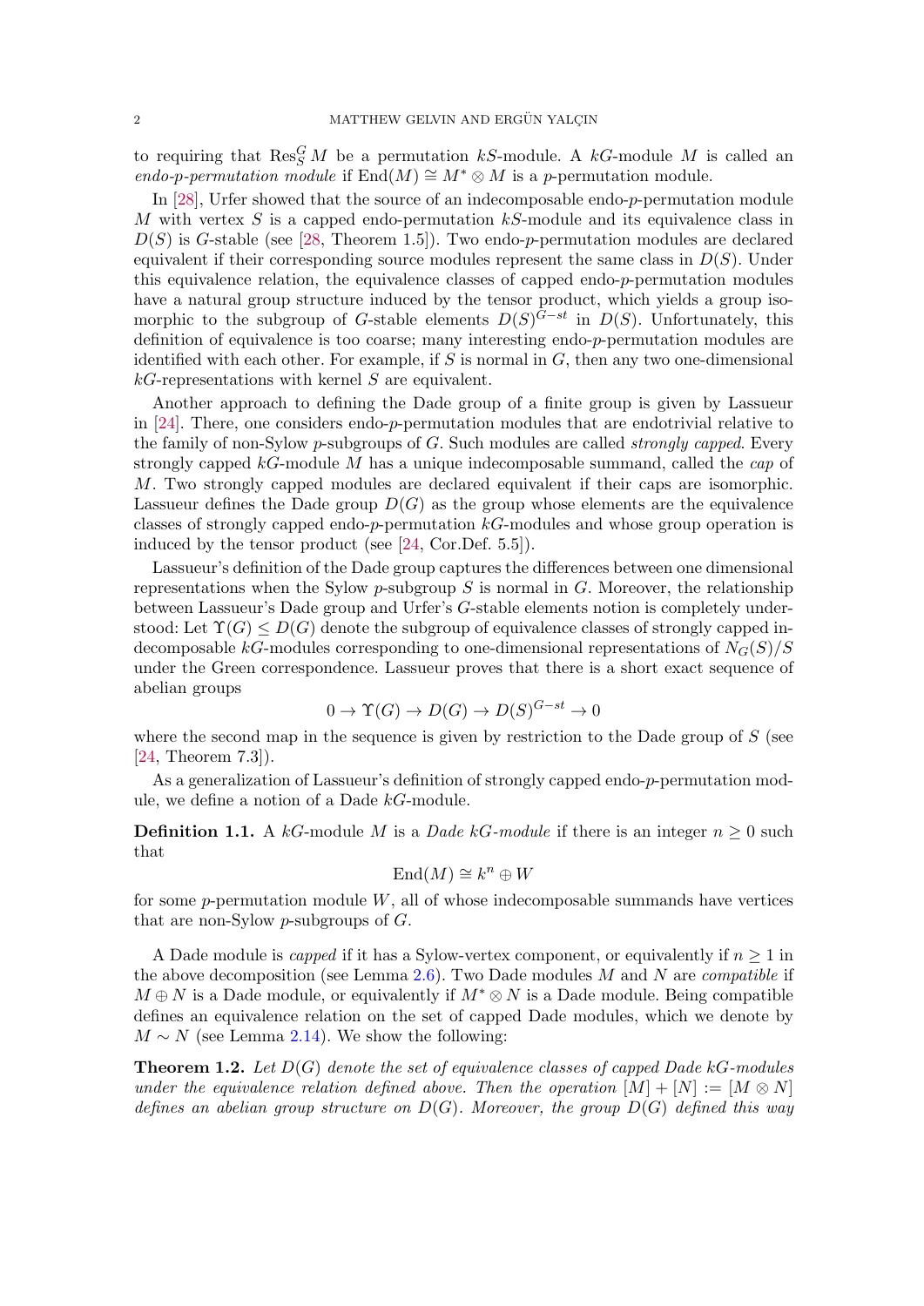to requiring that $\mathrm{Res}^G_S M$ be a permutation $kS$-module. A $kG$-module $M$ is called an *endo-p-permutation module* if $\mathrm{End}(M) \cong M^* \otimes M$ is a $p$-permutation module.

In [28], Urfer showed that the source of an indecomposable endo-$p$-permutation module $M$ with vertex $S$ is a capped endo-permutation $kS$-module and its equivalence class in $D(S)$ is $G$-stable (see [28, Theorem 1.5]). Two endo-$p$-permutation modules are declared equivalent if their corresponding source modules represent the same class in $D(S)$. Under this equivalence relation, the equivalence classes of capped endo-$p$-permutation modules have a natural group structure induced by the tensor product, which yields a group isomorphic to the subgroup of $G$-stable elements $D(S)^{G-st}$ in $D(S)$. Unfortunately, this definition of equivalence is too coarse; many interesting endo-$p$-permutation modules are identified with each other. For example, if $S$ is normal in $G$, then any two one-dimensional $kG$-representations with kernel $S$ are equivalent.

Another approach to defining the Dade group of a finite group is given by Lassueur in [24]. There, one considers endo-$p$-permutation modules that are endotrivial relative to the family of non-Sylow $p$-subgroups of $G$. Such modules are called *strongly capped*. Every strongly capped $kG$-module $M$ has a unique indecomposable summand, called the *cap* of $M$. Two strongly capped modules are declared equivalent if their caps are isomorphic. Lassueur defines the Dade group $D(G)$ as the group whose elements are the equivalence classes of strongly capped endo-$p$-permutation $kG$-modules and whose group operation is induced by the tensor product (see [24, Cor.Def. 5.5]).

Lassueur's definition of the Dade group captures the differences between one dimensional representations when the Sylow $p$-subgroup $S$ is normal in $G$. Moreover, the relationship between Lassueur's Dade group and Urfer's $G$-stable elements notion is completely understood: Let $\Upsilon(G) \leq D(G)$ denote the subgroup of equivalence classes of strongly capped indecomposable $kG$-modules corresponding to one-dimensional representations of $N_G(S)/S$ under the Green correspondence. Lassueur proves that there is a short exact sequence of abelian groups

$$0 \to \Upsilon(G) \to D(G) \to D(S)^{G-st} \to 0$$

where the second map in the sequence is given by restriction to the Dade group of $S$ (see [24, Theorem 7.3]).

As a generalization of Lassueur's definition of strongly capped endo-$p$-permutation module, we define a notion of a Dade $kG$-module.

**Definition 1.1.** A $kG$-module $M$ is a *Dade $kG$-module* if there is an integer $n \geq 0$ such that

$$\mathrm{End}(M) \cong k^n \oplus W$$

for some $p$-permutation module $W$, all of whose indecomposable summands have vertices that are non-Sylow $p$-subgroups of $G$.

A Dade module is *capped* if it has a Sylow-vertex component, or equivalently if $n \geq 1$ in the above decomposition (see Lemma 2.6). Two Dade modules $M$ and $N$ are *compatible* if $M \oplus N$ is a Dade module, or equivalently if $M^* \otimes N$ is a Dade module. Being compatible defines an equivalence relation on the set of capped Dade modules, which we denote by $M \sim N$ (see Lemma 2.14). We show the following:

**Theorem 1.2.** *Let $D(G)$ denote the set of equivalence classes of capped Dade $kG$-modules under the equivalence relation defined above. Then the operation $[M] + [N] := [M \otimes N]$ defines an abelian group structure on $D(G)$. Moreover, the group $D(G)$ defined this way*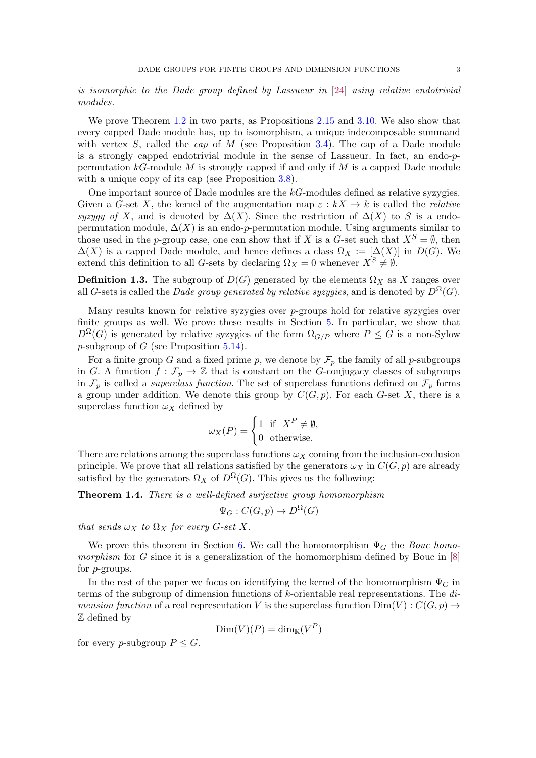*is isomorphic to the Dade group defined by Lassueur in* [24] *using relative endotrivial modules.*

We prove Theorem 1.2 in two parts, as Propositions 2.15 and 3.10. We also show that every capped Dade module has, up to isomorphism, a unique indecomposable summand with vertex $S$, called the *cap* of $M$ (see Proposition 3.4). The cap of a Dade module is a strongly capped endotrivial module in the sense of Lassueur. In fact, an endo-$p$-permutation $kG$-module $M$ is strongly capped if and only if $M$ is a capped Dade module with a unique copy of its cap (see Proposition 3.8).

One important source of Dade modules are the $kG$-modules defined as relative syzygies. Given a $G$-set $X$, the kernel of the augmentation map $\varepsilon : kX \to k$ is called the *relative syzygy of* $X$, and is denoted by $\Delta(X)$. Since the restriction of $\Delta(X)$ to $S$ is a endo-permutation module, $\Delta(X)$ is an endo-$p$-permutation module. Using arguments similar to those used in the $p$-group case, one can show that if $X$ is a $G$-set such that $X^S = \emptyset$, then $\Delta(X)$ is a capped Dade module, and hence defines a class $\Omega_X := [\Delta(X)]$ in $D(G)$. We extend this definition to all $G$-sets by declaring $\Omega_X = 0$ whenever $X^S \neq \emptyset$.

**Definition 1.3.** The subgroup of $D(G)$ generated by the elements $\Omega_X$ as $X$ ranges over all $G$-sets is called the *Dade group generated by relative syzygies*, and is denoted by $D^\Omega(G)$.

Many results known for relative syzygies over $p$-groups hold for relative syzygies over finite groups as well. We prove these results in Section 5. In particular, we show that $D^\Omega(G)$ is generated by relative syzygies of the form $\Omega_{G/P}$ where $P \leq G$ is a non-Sylow $p$-subgroup of $G$ (see Proposition 5.14).

For a finite group $G$ and a fixed prime $p$, we denote by $\mathcal{F}_p$ the family of all $p$-subgroups in $G$. A function $f : \mathcal{F}_p \to \mathbb{Z}$ that is constant on the $G$-conjugacy classes of subgroups in $\mathcal{F}_p$ is called a *superclass function*. The set of superclass functions defined on $\mathcal{F}_p$ forms a group under addition. We denote this group by $C(G, p)$. For each $G$-set $X$, there is a superclass function $\omega_X$ defined by

$$\omega_X(P) = \begin{cases} 1 & \text{if } \ X^P \neq \emptyset, \\ 0 & \text{otherwise.} \end{cases}$$

There are relations among the superclass functions $\omega_X$ coming from the inclusion-exclusion principle. We prove that all relations satisfied by the generators $\omega_X$ in $C(G, p)$ are already satisfied by the generators $\Omega_X$ of $D^\Omega(G)$. This gives us the following:

**Theorem 1.4.** *There is a well-defined surjective group homomorphism*

$$\Psi_G : C(G, p) \to D^\Omega(G)$$

*that sends $\omega_X$ to $\Omega_X$ for every $G$-set $X$.*

We prove this theorem in Section 6. We call the homomorphism $\Psi_G$ the *Bouc homomorphism* for $G$ since it is a generalization of the homomorphism defined by Bouc in [8] for $p$-groups.

In the rest of the paper we focus on identifying the kernel of the homomorphism $\Psi_G$ in terms of the subgroup of dimension functions of $k$-orientable real representations. The *dimension function* of a real representation $V$ is the superclass function $\text{Dim}(V) : C(G, p) \to \mathbb{Z}$ defined by

$$\text{Dim}(V)(P) = \dim_{\mathbb{R}}(V^P)$$

for every $p$-subgroup $P \leq G$.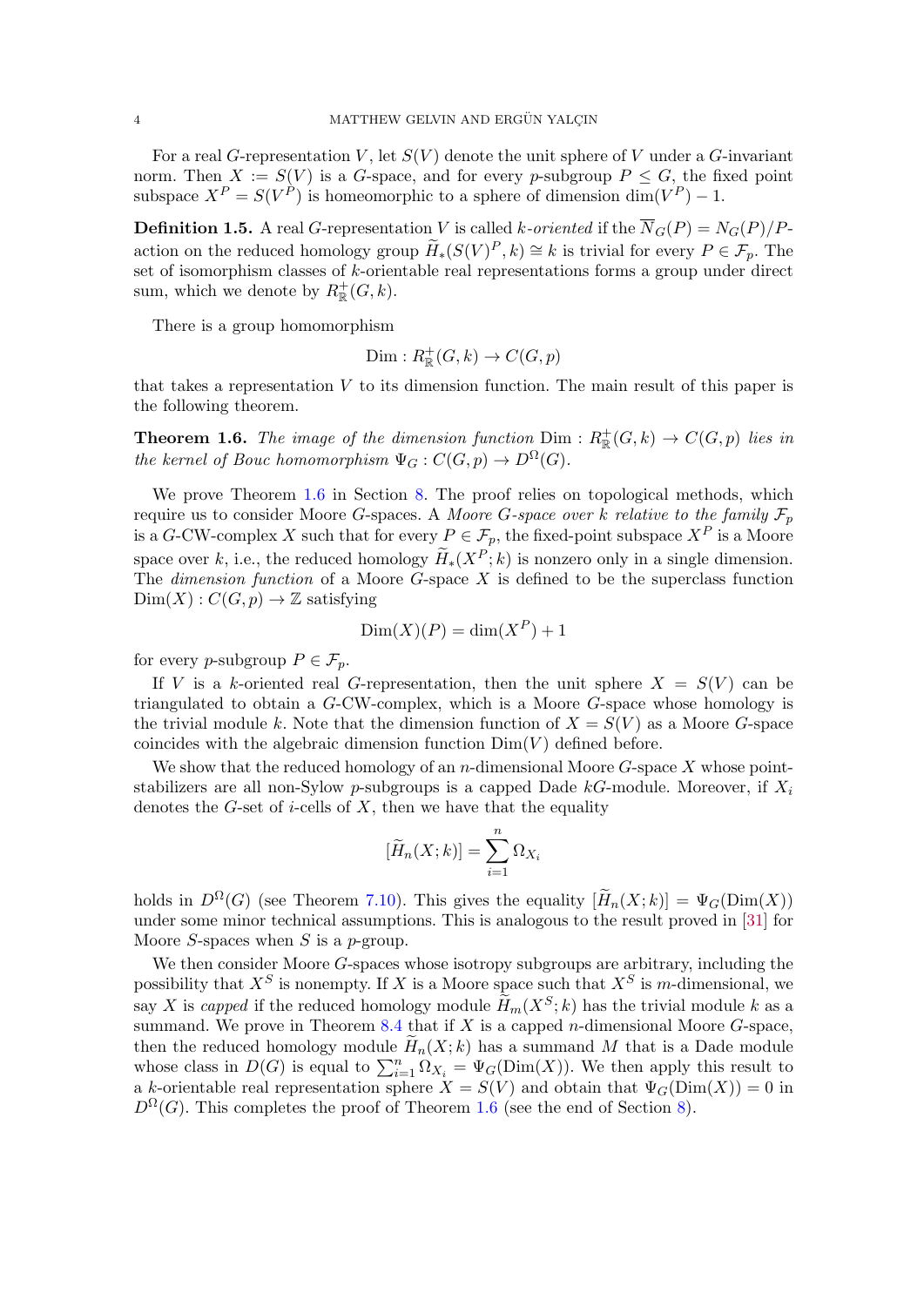For a real $G$-representation $V$, let $S(V)$ denote the unit sphere of $V$ under a $G$-invariant norm. Then $X := S(V)$ is a $G$-space, and for every $p$-subgroup $P \leq G$, the fixed point subspace $X^P = S(V^P)$ is homeomorphic to a sphere of dimension $\dim(V^P) - 1$.

**Definition 1.5.** A real $G$-representation $V$ is called *$k$-oriented* if the $\overline{N}_G(P) = N_G(P)/P$-action on the reduced homology group $\widetilde{H}_*(S(V)^P, k) \cong k$ is trivial for every $P \in \mathcal{F}_p$. The set of isomorphism classes of $k$-orientable real representations forms a group under direct sum, which we denote by $R^+_{\mathbb{R}}(G, k)$.

There is a group homomorphism

$$\mathrm{Dim} : R^+_{\mathbb{R}}(G, k) \to C(G, p)$$

that takes a representation $V$ to its dimension function. The main result of this paper is the following theorem.

**Theorem 1.6.** *The image of the dimension function* $\mathrm{Dim} : R^+_{\mathbb{R}}(G, k) \to C(G, p)$ *lies in the kernel of Bouc homomorphism* $\Psi_G : C(G, p) \to D^\Omega(G)$*.*

We prove Theorem 1.6 in Section 8. The proof relies on topological methods, which require us to consider Moore $G$-spaces. A *Moore $G$-space over $k$ relative to the family $\mathcal{F}_p$* is a $G$-CW-complex $X$ such that for every $P \in \mathcal{F}_p$, the fixed-point subspace $X^P$ is a Moore space over $k$, i.e., the reduced homology $\widetilde{H}_*(X^P; k)$ is nonzero only in a single dimension. The *dimension function* of a Moore $G$-space $X$ is defined to be the superclass function $\mathrm{Dim}(X) : C(G, p) \to \mathbb{Z}$ satisfying

$$\mathrm{Dim}(X)(P) = \dim(X^P) + 1$$

for every $p$-subgroup $P \in \mathcal{F}_p$.

If $V$ is a $k$-oriented real $G$-representation, then the unit sphere $X = S(V)$ can be triangulated to obtain a $G$-CW-complex, which is a Moore $G$-space whose homology is the trivial module $k$. Note that the dimension function of $X = S(V)$ as a Moore $G$-space coincides with the algebraic dimension function $\mathrm{Dim}(V)$ defined before.

We show that the reduced homology of an $n$-dimensional Moore $G$-space $X$ whose point-stabilizers are all non-Sylow $p$-subgroups is a capped Dade $kG$-module. Moreover, if $X_i$ denotes the $G$-set of $i$-cells of $X$, then we have that the equality

$$[\widetilde{H}_n(X; k)] = \sum_{i=1}^{n} \Omega_{X_i}$$

holds in $D^\Omega(G)$ (see Theorem 7.10). This gives the equality $[\widetilde{H}_n(X; k)] = \Psi_G(\mathrm{Dim}(X))$ under some minor technical assumptions. This is analogous to the result proved in [31] for Moore $S$-spaces when $S$ is a $p$-group.

We then consider Moore $G$-spaces whose isotropy subgroups are arbitrary, including the possibility that $X^S$ is nonempty. If $X$ is a Moore space such that $X^S$ is $m$-dimensional, we say $X$ is *capped* if the reduced homology module $\widetilde{H}_m(X^S; k)$ has the trivial module $k$ as a summand. We prove in Theorem 8.4 that if $X$ is a capped $n$-dimensional Moore $G$-space, then the reduced homology module $\widetilde{H}_n(X; k)$ has a summand $M$ that is a Dade module whose class in $D(G)$ is equal to $\sum_{i=1}^{n} \Omega_{X_i} = \Psi_G(\mathrm{Dim}(X))$. We then apply this result to a $k$-orientable real representation sphere $X = S(V)$ and obtain that $\Psi_G(\mathrm{Dim}(X)) = 0$ in $D^\Omega(G)$. This completes the proof of Theorem 1.6 (see the end of Section 8).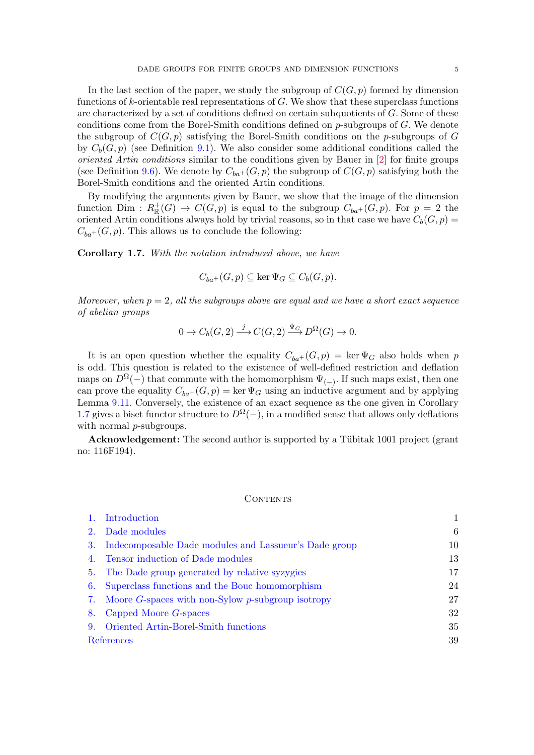In the last section of the paper, we study the subgroup of $C(G,p)$ formed by dimension functions of $k$-orientable real representations of $G$. We show that these superclass functions are characterized by a set of conditions defined on certain subquotients of $G$. Some of these conditions come from the Borel-Smith conditions defined on $p$-subgroups of $G$. We denote the subgroup of $C(G,p)$ satisfying the Borel-Smith conditions on the $p$-subgroups of $G$ by $C_b(G,p)$ (see Definition 9.1). We also consider some additional conditions called the *oriented Artin conditions* similar to the conditions given by Bauer in [2] for finite groups (see Definition 9.6). We denote by $C_{ba^+}(G,p)$ the subgroup of $C(G,p)$ satisfying both the Borel-Smith conditions and the oriented Artin conditions.

By modifying the arguments given by Bauer, we show that the image of the dimension function $\mathrm{Dim} : R_{\mathbb{R}}^{+}(G) \to C(G,p)$ is equal to the subgroup $C_{ba^+}(G,p)$. For $p=2$ the oriented Artin conditions always hold by trivial reasons, so in that case we have $C_b(G,p) = C_{ba^+}(G,p)$. This allows us to conclude the following:

**Corollary 1.7.** *With the notation introduced above, we have*

$$C_{ba^+}(G,p) \subseteq \ker \Psi_G \subseteq C_b(G,p).$$

*Moreover, when $p=2$, all the subgroups above are equal and we have a short exact sequence of abelian groups*

$$0 \to C_b(G,2) \xrightarrow{j} C(G,2) \xrightarrow{\Psi_G} D^{\Omega}(G) \to 0.$$

It is an open question whether the equality $C_{ba^+}(G,p) = \ker \Psi_G$ also holds when $p$ is odd. This question is related to the existence of well-defined restriction and deflation maps on $D^{\Omega}(-)$ that commute with the homomorphism $\Psi_{(-)}$. If such maps exist, then one can prove the equality $C_{ba^+}(G,p) = \ker \Psi_G$ using an inductive argument and by applying Lemma 9.11. Conversely, the existence of an exact sequence as the one given in Corollary 1.7 gives a biset functor structure to $D^{\Omega}(-)$, in a modified sense that allows only deflations with normal $p$-subgroups.

**Acknowledgement:** The second author is supported by a Tübitak 1001 project (grant no: 116F194).

## Contents

1. Introduction — 1
2. Dade modules — 6
3. Indecomposable Dade modules and Lassueur's Dade group — 10
4. Tensor induction of Dade modules — 13
5. The Dade group generated by relative syzygies — 17
6. Superclass functions and the Bouc homomorphism — 24
7. Moore $G$-spaces with non-Sylow $p$-subgroup isotropy — 27
8. Capped Moore $G$-spaces — 32
9. Oriented Artin-Borel-Smith functions — 35

References — 39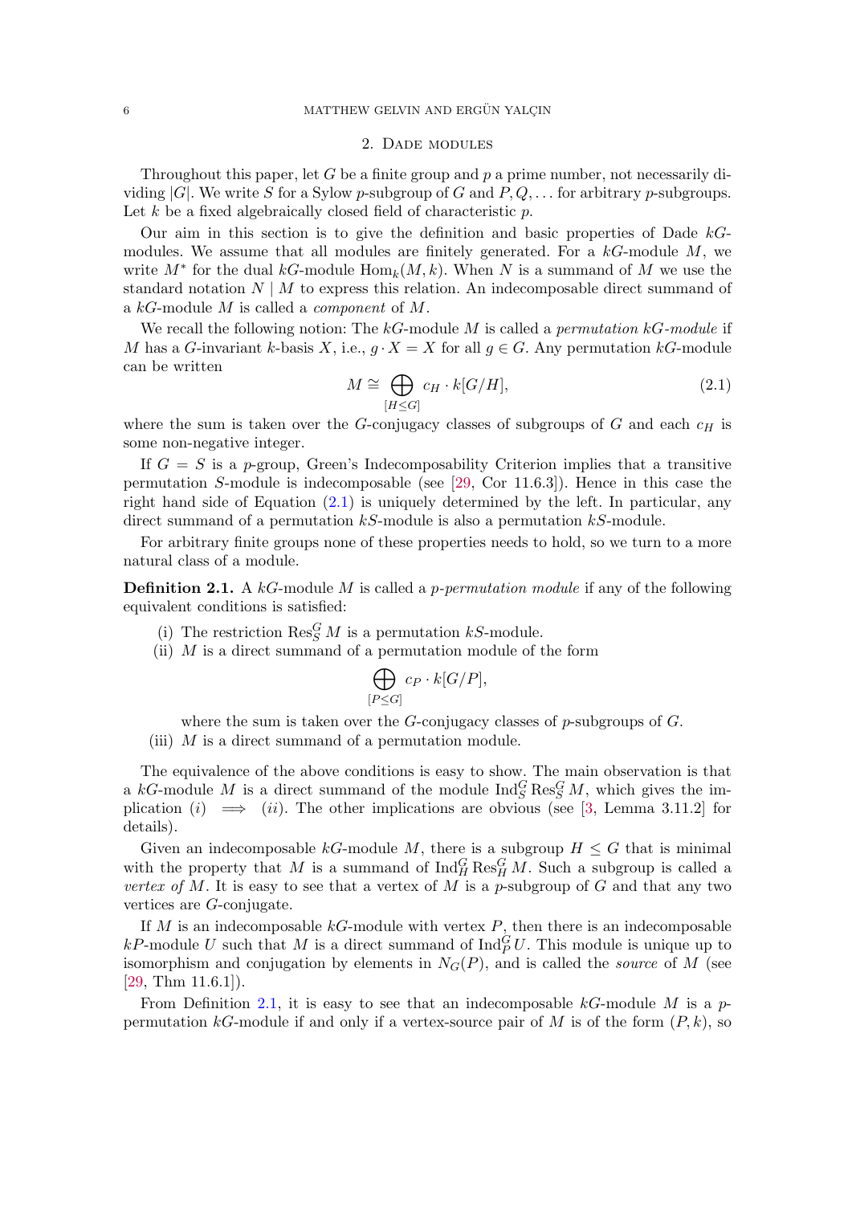## 2. Dade modules

Throughout this paper, let $G$ be a finite group and $p$ a prime number, not necessarily dividing $|G|$. We write $S$ for a Sylow $p$-subgroup of $G$ and $P, Q, \dots$ for arbitrary $p$-subgroups. Let $k$ be a fixed algebraically closed field of characteristic $p$.

Our aim in this section is to give the definition and basic properties of Dade $kG$-modules. We assume that all modules are finitely generated. For a $kG$-module $M$, we write $M^*$ for the dual $kG$-module $\mathrm{Hom}_k(M, k)$. When $N$ is a summand of $M$ we use the standard notation $N \mid M$ to express this relation. An indecomposable direct summand of a $kG$-module $M$ is called a *component* of $M$.

We recall the following notion: The $kG$-module $M$ is called a *permutation $kG$-module* if $M$ has a $G$-invariant $k$-basis $X$, i.e., $g \cdot X = X$ for all $g \in G$. Any permutation $kG$-module can be written

$$M \cong \bigoplus_{[H \leq G]} c_H \cdot k[G/H], \tag{2.1}$$

where the sum is taken over the $G$-conjugacy classes of subgroups of $G$ and each $c_H$ is some non-negative integer.

If $G = S$ is a $p$-group, Green's Indecomposability Criterion implies that a transitive permutation $S$-module is indecomposable (see [29, Cor 11.6.3]). Hence in this case the right hand side of Equation (2.1) is uniquely determined by the left. In particular, any direct summand of a permutation $kS$-module is also a permutation $kS$-module.

For arbitrary finite groups none of these properties needs to hold, so we turn to a more natural class of a module.

**Definition 2.1.** A $kG$-module $M$ is called a *$p$-permutation module* if any of the following equivalent conditions is satisfied:

(i) The restriction $\mathrm{Res}^G_S M$ is a permutation $kS$-module.

(ii) $M$ is a direct summand of a permutation module of the form

$$\bigoplus_{[P \leq G]} c_P \cdot k[G/P],$$

where the sum is taken over the $G$-conjugacy classes of $p$-subgroups of $G$.

(iii) $M$ is a direct summand of a permutation module.

The equivalence of the above conditions is easy to show. The main observation is that a $kG$-module $M$ is a direct summand of the module $\mathrm{Ind}^G_S \mathrm{Res}^G_S M$, which gives the implication $(i) \implies (ii)$. The other implications are obvious (see [3, Lemma 3.11.2] for details).

Given an indecomposable $kG$-module $M$, there is a subgroup $H \leq G$ that is minimal with the property that $M$ is a summand of $\mathrm{Ind}^G_H \mathrm{Res}^G_H M$. Such a subgroup is called a *vertex of* $M$. It is easy to see that a vertex of $M$ is a $p$-subgroup of $G$ and that any two vertices are $G$-conjugate.

If $M$ is an indecomposable $kG$-module with vertex $P$, then there is an indecomposable $kP$-module $U$ such that $M$ is a direct summand of $\mathrm{Ind}^G_P U$. This module is unique up to isomorphism and conjugation by elements in $N_G(P)$, and is called the *source* of $M$ (see [29, Thm 11.6.1]).

From Definition 2.1, it is easy to see that an indecomposable $kG$-module $M$ is a $p$-permutation $kG$-module if and only if a vertex-source pair of $M$ is of the form $(P, k)$, so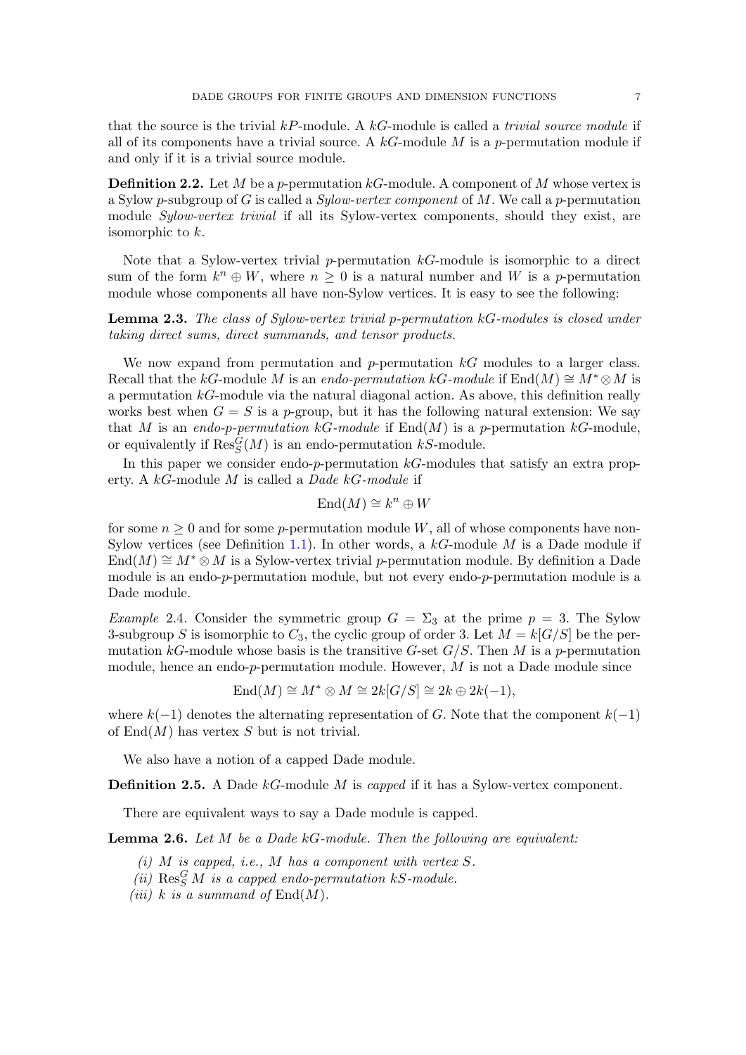that the source is the trivial $kP$-module. A $kG$-module is called a *trivial source module* if all of its components have a trivial source. A $kG$-module $M$ is a $p$-permutation module if and only if it is a trivial source module.

**Definition 2.2.** Let $M$ be a $p$-permutation $kG$-module. A component of $M$ whose vertex is a Sylow $p$-subgroup of $G$ is called a *Sylow-vertex component* of $M$. We call a $p$-permutation module *Sylow-vertex trivial* if all its Sylow-vertex components, should they exist, are isomorphic to $k$.

Note that a Sylow-vertex trivial $p$-permutation $kG$-module is isomorphic to a direct sum of the form $k^n \oplus W$, where $n \geq 0$ is a natural number and $W$ is a $p$-permutation module whose components all have non-Sylow vertices. It is easy to see the following:

**Lemma 2.3.** *The class of Sylow-vertex trivial $p$-permutation $kG$-modules is closed under taking direct sums, direct summands, and tensor products.*

We now expand from permutation and $p$-permutation $kG$ modules to a larger class. Recall that the $kG$-module $M$ is an *endo-permutation $kG$-module* if $\mathrm{End}(M) \cong M^* \otimes M$ is a permutation $kG$-module via the natural diagonal action. As above, this definition really works best when $G = S$ is a $p$-group, but it has the following natural extension: We say that $M$ is an *endo-$p$-permutation $kG$-module* if $\mathrm{End}(M)$ is a $p$-permutation $kG$-module, or equivalently if $\mathrm{Res}^G_S(M)$ is an endo-permutation $kS$-module.

In this paper we consider endo-$p$-permutation $kG$-modules that satisfy an extra property. A $kG$-module $M$ is called a *Dade $kG$-module* if

$$\mathrm{End}(M) \cong k^n \oplus W$$

for some $n \geq 0$ and for some $p$-permutation module $W$, all of whose components have non-Sylow vertices (see Definition 1.1). In other words, a $kG$-module $M$ is a Dade module if $\mathrm{End}(M) \cong M^* \otimes M$ is a Sylow-vertex trivial $p$-permutation module. By definition a Dade module is an endo-$p$-permutation module, but not every endo-$p$-permutation module is a Dade module.

*Example* 2.4. Consider the symmetric group $G = \Sigma_3$ at the prime $p = 3$. The Sylow 3-subgroup $S$ is isomorphic to $C_3$, the cyclic group of order 3. Let $M = k[G/S]$ be the permutation $kG$-module whose basis is the transitive $G$-set $G/S$. Then $M$ is a $p$-permutation module, hence an endo-$p$-permutation module. However, $M$ is not a Dade module since

$$\mathrm{End}(M) \cong M^* \otimes M \cong 2k[G/S] \cong 2k \oplus 2k(-1),$$

where $k(-1)$ denotes the alternating representation of $G$. Note that the component $k(-1)$ of $\mathrm{End}(M)$ has vertex $S$ but is not trivial.

We also have a notion of a capped Dade module.

**Definition 2.5.** A Dade $kG$-module $M$ is *capped* if it has a Sylow-vertex component.

There are equivalent ways to say a Dade module is capped.

**Lemma 2.6.** *Let $M$ be a Dade $kG$-module. Then the following are equivalent:*

*(i) $M$ is capped, i.e., $M$ has a component with vertex $S$.*
*(ii) $\mathrm{Res}^G_S M$ is a capped endo-permutation $kS$-module.*
*(iii) $k$ is a summand of $\mathrm{End}(M)$.*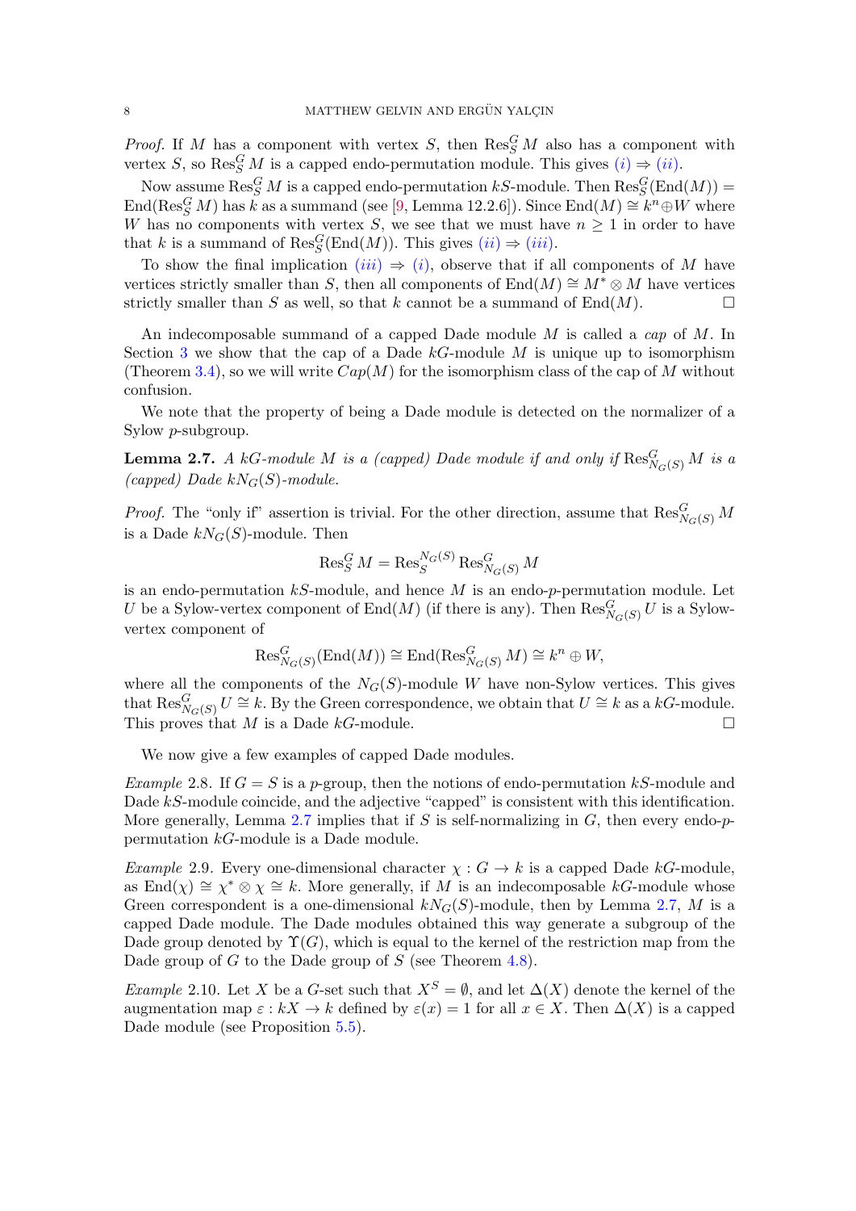*Proof.* If $M$ has a component with vertex $S$, then $\mathrm{Res}^G_S M$ also has a component with vertex $S$, so $\mathrm{Res}^G_S M$ is a capped endo-permutation module. This gives $(i) \Rightarrow (ii)$.

Now assume $\mathrm{Res}^G_S M$ is a capped endo-permutation $kS$-module. Then $\mathrm{Res}^G_S(\mathrm{End}(M)) = \mathrm{End}(\mathrm{Res}^G_S M)$ has $k$ as a summand (see [9, Lemma 12.2.6]). Since $\mathrm{End}(M) \cong k^n \oplus W$ where $W$ has no components with vertex $S$, we see that we must have $n \geq 1$ in order to have that $k$ is a summand of $\mathrm{Res}^G_S(\mathrm{End}(M))$. This gives $(ii) \Rightarrow (iii)$.

To show the final implication $(iii) \Rightarrow (i)$, observe that if all components of $M$ have vertices strictly smaller than $S$, then all components of $\mathrm{End}(M) \cong M^* \otimes M$ have vertices strictly smaller than $S$ as well, so that $k$ cannot be a summand of $\mathrm{End}(M)$. □

An indecomposable summand of a capped Dade module $M$ is called a *cap* of $M$. In Section 3 we show that the cap of a Dade $kG$-module $M$ is unique up to isomorphism (Theorem 3.4), so we will write $Cap(M)$ for the isomorphism class of the cap of $M$ without confusion.

We note that the property of being a Dade module is detected on the normalizer of a Sylow $p$-subgroup.

**Lemma 2.7.** *A $kG$-module $M$ is a (capped) Dade module if and only if $\mathrm{Res}^G_{N_G(S)} M$ is a (capped) Dade $kN_G(S)$-module.*

*Proof.* The "only if" assertion is trivial. For the other direction, assume that $\mathrm{Res}^G_{N_G(S)} M$ is a Dade $kN_G(S)$-module. Then

$$\mathrm{Res}^G_S M = \mathrm{Res}^{N_G(S)}_S \mathrm{Res}^G_{N_G(S)} M$$

is an endo-permutation $kS$-module, and hence $M$ is an endo-$p$-permutation module. Let $U$ be a Sylow-vertex component of $\mathrm{End}(M)$ (if there is any). Then $\mathrm{Res}^G_{N_G(S)} U$ is a Sylow-vertex component of

$$\mathrm{Res}^G_{N_G(S)}(\mathrm{End}(M)) \cong \mathrm{End}(\mathrm{Res}^G_{N_G(S)} M) \cong k^n \oplus W,$$

where all the components of the $N_G(S)$-module $W$ have non-Sylow vertices. This gives that $\mathrm{Res}^G_{N_G(S)} U \cong k$. By the Green correspondence, we obtain that $U \cong k$ as a $kG$-module. This proves that $M$ is a Dade $kG$-module. □

We now give a few examples of capped Dade modules.

*Example* 2.8. If $G = S$ is a $p$-group, then the notions of endo-permutation $kS$-module and Dade $kS$-module coincide, and the adjective "capped" is consistent with this identification. More generally, Lemma 2.7 implies that if $S$ is self-normalizing in $G$, then every endo-$p$-permutation $kG$-module is a Dade module.

*Example* 2.9. Every one-dimensional character $\chi : G \to k$ is a capped Dade $kG$-module, as $\mathrm{End}(\chi) \cong \chi^* \otimes \chi \cong k$. More generally, if $M$ is an indecomposable $kG$-module whose Green correspondent is a one-dimensional $kN_G(S)$-module, then by Lemma 2.7, $M$ is a capped Dade module. The Dade modules obtained this way generate a subgroup of the Dade group denoted by $\Upsilon(G)$, which is equal to the kernel of the restriction map from the Dade group of $G$ to the Dade group of $S$ (see Theorem 4.8).

*Example* 2.10. Let $X$ be a $G$-set such that $X^S = \emptyset$, and let $\Delta(X)$ denote the kernel of the augmentation map $\varepsilon : kX \to k$ defined by $\varepsilon(x) = 1$ for all $x \in X$. Then $\Delta(X)$ is a capped Dade module (see Proposition 5.5).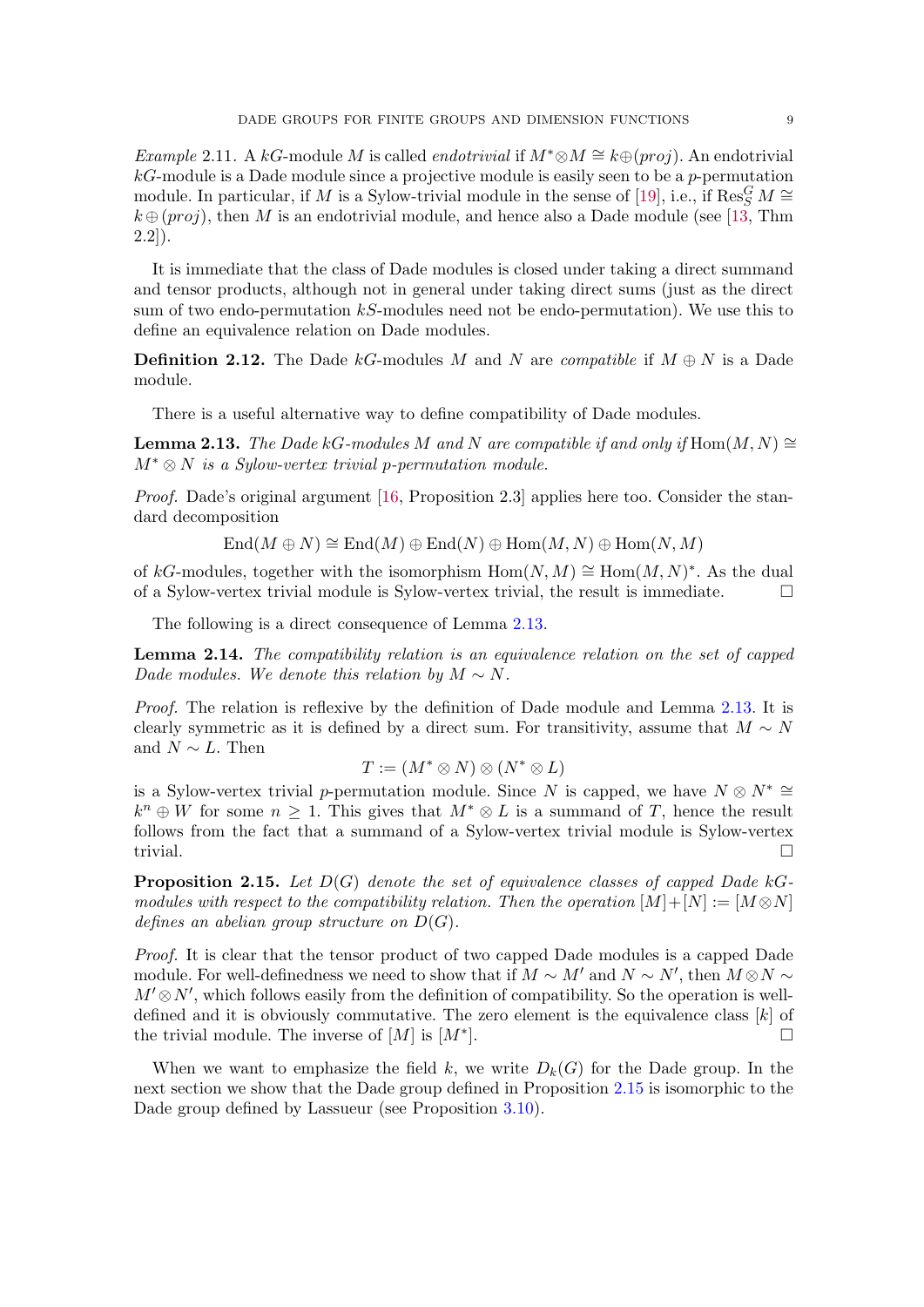*Example* 2.11. A $kG$-module $M$ is called *endotrivial* if $M^* \otimes M \cong k \oplus (proj)$. An endotrivial $kG$-module is a Dade module since a projective module is easily seen to be a $p$-permutation module. In particular, if $M$ is a Sylow-trivial module in the sense of [19], i.e., if $\operatorname{Res}^G_S M \cong k \oplus (proj)$, then $M$ is an endotrivial module, and hence also a Dade module (see [13, Thm 2.2]).

It is immediate that the class of Dade modules is closed under taking a direct summand and tensor products, although not in general under taking direct sums (just as the direct sum of two endo-permutation $kS$-modules need not be endo-permutation). We use this to define an equivalence relation on Dade modules.

**Definition 2.12.** The Dade $kG$-modules $M$ and $N$ are *compatible* if $M \oplus N$ is a Dade module.

There is a useful alternative way to define compatibility of Dade modules.

**Lemma 2.13.** *The Dade $kG$-modules $M$ and $N$ are compatible if and only if* $\operatorname{Hom}(M, N) \cong M^* \otimes N$ *is a Sylow-vertex trivial $p$-permutation module.*

*Proof.* Dade's original argument [16, Proposition 2.3] applies here too. Consider the standard decomposition

$$\operatorname{End}(M \oplus N) \cong \operatorname{End}(M) \oplus \operatorname{End}(N) \oplus \operatorname{Hom}(M, N) \oplus \operatorname{Hom}(N, M)$$

of $kG$-modules, together with the isomorphism $\operatorname{Hom}(N, M) \cong \operatorname{Hom}(M, N)^*$. As the dual of a Sylow-vertex trivial module is Sylow-vertex trivial, the result is immediate. □

The following is a direct consequence of Lemma 2.13.

**Lemma 2.14.** *The compatibility relation is an equivalence relation on the set of capped Dade modules. We denote this relation by $M \sim N$.*

*Proof.* The relation is reflexive by the definition of Dade module and Lemma 2.13. It is clearly symmetric as it is defined by a direct sum. For transitivity, assume that $M \sim N$ and $N \sim L$. Then

$$T := (M^* \otimes N) \otimes (N^* \otimes L)$$

is a Sylow-vertex trivial $p$-permutation module. Since $N$ is capped, we have $N \otimes N^* \cong k^n \oplus W$ for some $n \geq 1$. This gives that $M^* \otimes L$ is a summand of $T$, hence the result follows from the fact that a summand of a Sylow-vertex trivial module is Sylow-vertex trivial. □

**Proposition 2.15.** *Let $D(G)$ denote the set of equivalence classes of capped Dade $kG$-modules with respect to the compatibility relation. Then the operation $[M]+[N] := [M \otimes N]$ defines an abelian group structure on $D(G)$.*

*Proof.* It is clear that the tensor product of two capped Dade modules is a capped Dade module. For well-definedness we need to show that if $M \sim M'$ and $N \sim N'$, then $M \otimes N \sim M' \otimes N'$, which follows easily from the definition of compatibility. So the operation is well-defined and it is obviously commutative. The zero element is the equivalence class $[k]$ of the trivial module. The inverse of $[M]$ is $[M^*]$. □

When we want to emphasize the field $k$, we write $D_k(G)$ for the Dade group. In the next section we show that the Dade group defined in Proposition 2.15 is isomorphic to the Dade group defined by Lassueur (see Proposition 3.10).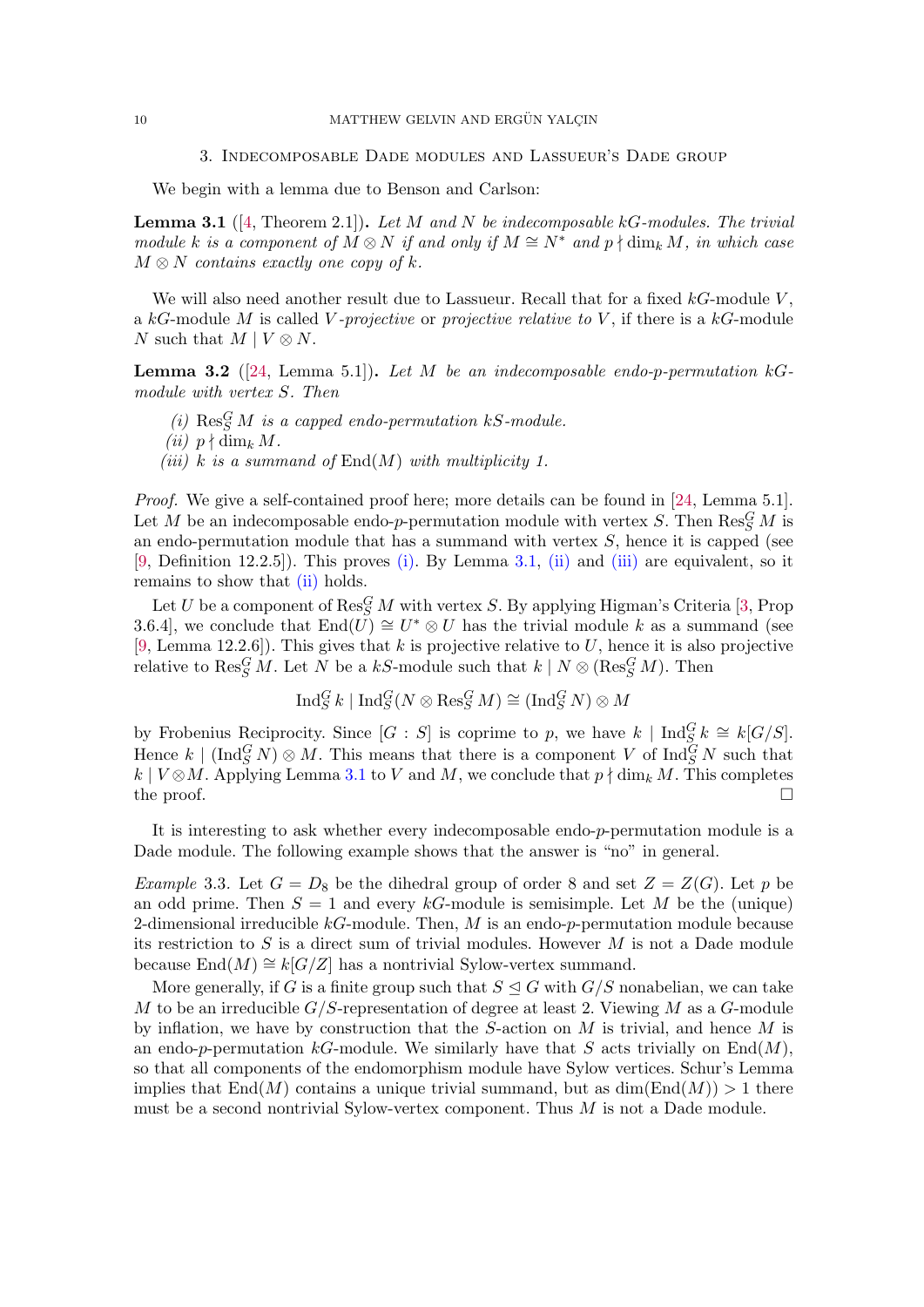## 3. Indecomposable Dade modules and Lassueur's Dade group

We begin with a lemma due to Benson and Carlson:

**Lemma 3.1** ([4, Theorem 2.1])**.** *Let $M$ and $N$ be indecomposable $kG$-modules. The trivial module $k$ is a component of $M \otimes N$ if and only if $M \cong N^*$ and $p \nmid \dim_k M$, in which case $M \otimes N$ contains exactly one copy of $k$.*

We will also need another result due to Lassueur. Recall that for a fixed $kG$-module $V$, a $kG$-module $M$ is called *$V$-projective* or *projective relative to* $V$, if there is a $kG$-module $N$ such that $M \mid V \otimes N$.

**Lemma 3.2** ([24, Lemma 5.1])**.** *Let $M$ be an indecomposable endo-p-permutation $kG$-module with vertex $S$. Then*

*(i) $\operatorname{Res}^G_S M$ is a capped endo-permutation $kS$-module.*

*(ii) $p \nmid \dim_k M$.*

*(iii) $k$ is a summand of $\operatorname{End}(M)$ with multiplicity 1.*

*Proof.* We give a self-contained proof here; more details can be found in [24, Lemma 5.1]. Let $M$ be an indecomposable endo-$p$-permutation module with vertex $S$. Then $\operatorname{Res}^G_S M$ is an endo-permutation module that has a summand with vertex $S$, hence it is capped (see [9, Definition 12.2.5]). This proves (i). By Lemma 3.1, (ii) and (iii) are equivalent, so it remains to show that (ii) holds.

Let $U$ be a component of $\operatorname{Res}^G_S M$ with vertex $S$. By applying Higman's Criteria [3, Prop 3.6.4], we conclude that $\operatorname{End}(U) \cong U^* \otimes U$ has the trivial module $k$ as a summand (see [9, Lemma 12.2.6]). This gives that $k$ is projective relative to $U$, hence it is also projective relative to $\operatorname{Res}^G_S M$. Let $N$ be a $kS$-module such that $k \mid N \otimes (\operatorname{Res}^G_S M)$. Then

$$\operatorname{Ind}^G_S k \mid \operatorname{Ind}^G_S (N \otimes \operatorname{Res}^G_S M) \cong (\operatorname{Ind}^G_S N) \otimes M$$

by Frobenius Reciprocity. Since $[G : S]$ is coprime to $p$, we have $k \mid \operatorname{Ind}^G_S k \cong k[G/S]$. Hence $k \mid (\operatorname{Ind}^G_S N) \otimes M$. This means that there is a component $V$ of $\operatorname{Ind}^G_S N$ such that $k \mid V \otimes M$. Applying Lemma 3.1 to $V$ and $M$, we conclude that $p \nmid \dim_k M$. This completes the proof. $\square$

It is interesting to ask whether every indecomposable endo-$p$-permutation module is a Dade module. The following example shows that the answer is "no" in general.

*Example* 3.3. Let $G = D_8$ be the dihedral group of order 8 and set $Z = Z(G)$. Let $p$ be an odd prime. Then $S = 1$ and every $kG$-module is semisimple. Let $M$ be the (unique) 2-dimensional irreducible $kG$-module. Then, $M$ is an endo-$p$-permutation module because its restriction to $S$ is a direct sum of trivial modules. However $M$ is not a Dade module because $\operatorname{End}(M) \cong k[G/Z]$ has a nontrivial Sylow-vertex summand.

More generally, if $G$ is a finite group such that $S \trianglelefteq G$ with $G/S$ nonabelian, we can take $M$ to be an irreducible $G/S$-representation of degree at least 2. Viewing $M$ as a $G$-module by inflation, we have by construction that the $S$-action on $M$ is trivial, and hence $M$ is an endo-$p$-permutation $kG$-module. We similarly have that $S$ acts trivially on $\operatorname{End}(M)$, so that all components of the endomorphism module have Sylow vertices. Schur's Lemma implies that $\operatorname{End}(M)$ contains a unique trivial summand, but as $\dim(\operatorname{End}(M)) > 1$ there must be a second nontrivial Sylow-vertex component. Thus $M$ is not a Dade module.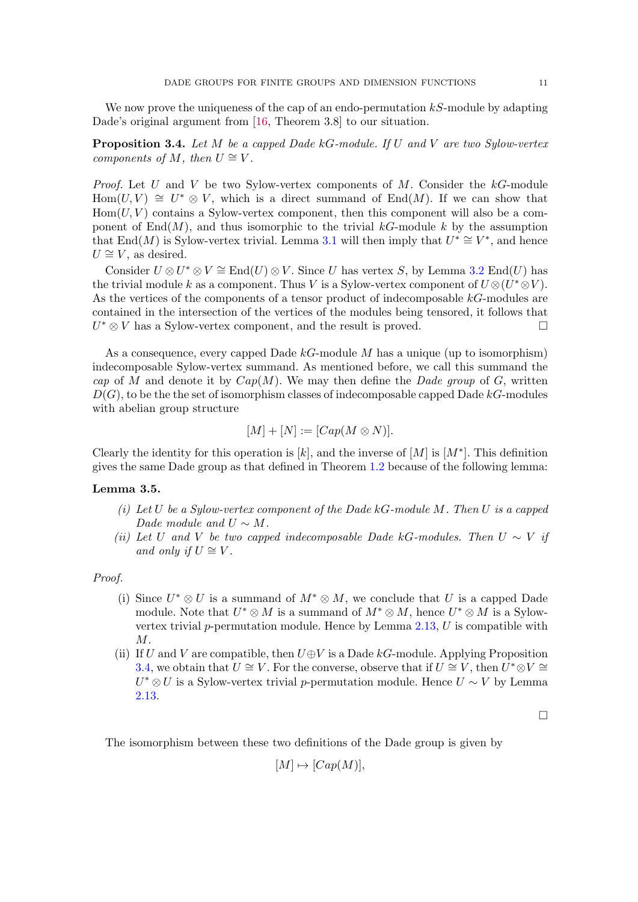We now prove the uniqueness of the cap of an endo-permutation $kS$-module by adapting Dade's original argument from [16, Theorem 3.8] to our situation.

**Proposition 3.4.** *Let $M$ be a capped Dade $kG$-module. If $U$ and $V$ are two Sylow-vertex components of $M$, then $U \cong V$.*

*Proof.* Let $U$ and $V$ be two Sylow-vertex components of $M$. Consider the $kG$-module $\mathrm{Hom}(U, V) \cong U^* \otimes V$, which is a direct summand of $\mathrm{End}(M)$. If we can show that $\mathrm{Hom}(U, V)$ contains a Sylow-vertex component, then this component will also be a component of $\mathrm{End}(M)$, and thus isomorphic to the trivial $kG$-module $k$ by the assumption that $\mathrm{End}(M)$ is Sylow-vertex trivial. Lemma 3.1 will then imply that $U^* \cong V^*$, and hence $U \cong V$, as desired.

Consider $U \otimes U^* \otimes V \cong \mathrm{End}(U) \otimes V$. Since $U$ has vertex $S$, by Lemma 3.2 $\mathrm{End}(U)$ has the trivial module $k$ as a component. Thus $V$ is a Sylow-vertex component of $U \otimes (U^* \otimes V)$. As the vertices of the components of a tensor product of indecomposable $kG$-modules are contained in the intersection of the vertices of the modules being tensored, it follows that $U^* \otimes V$ has a Sylow-vertex component, and the result is proved. □

As a consequence, every capped Dade $kG$-module $M$ has a unique (up to isomorphism) indecomposable Sylow-vertex summand. As mentioned before, we call this summand the *cap* of $M$ and denote it by $Cap(M)$. We may then define the *Dade group* of $G$, written $D(G)$, to be the the set of isomorphism classes of indecomposable capped Dade $kG$-modules with abelian group structure

$$[M] + [N] := [Cap(M \otimes N)].$$

Clearly the identity for this operation is $[k]$, and the inverse of $[M]$ is $[M^*]$. This definition gives the same Dade group as that defined in Theorem 1.2 because of the following lemma:

**Lemma 3.5.**

*(i) Let $U$ be a Sylow-vertex component of the Dade $kG$-module $M$. Then $U$ is a capped Dade module and $U \sim M$.*

*(ii) Let $U$ and $V$ be two capped indecomposable Dade $kG$-modules. Then $U \sim V$ if and only if $U \cong V$.*

*Proof.*

(i) Since $U^* \otimes U$ is a summand of $M^* \otimes M$, we conclude that $U$ is a capped Dade module. Note that $U^* \otimes M$ is a summand of $M^* \otimes M$, hence $U^* \otimes M$ is a Sylow-vertex trivial $p$-permutation module. Hence by Lemma 2.13, $U$ is compatible with $M$.

(ii) If $U$ and $V$ are compatible, then $U \oplus V$ is a Dade $kG$-module. Applying Proposition 3.4, we obtain that $U \cong V$. For the converse, observe that if $U \cong V$, then $U^* \otimes V \cong U^* \otimes U$ is a Sylow-vertex trivial $p$-permutation module. Hence $U \sim V$ by Lemma 2.13.

□

The isomorphism between these two definitions of the Dade group is given by

$$[M] \mapsto [Cap(M)],$$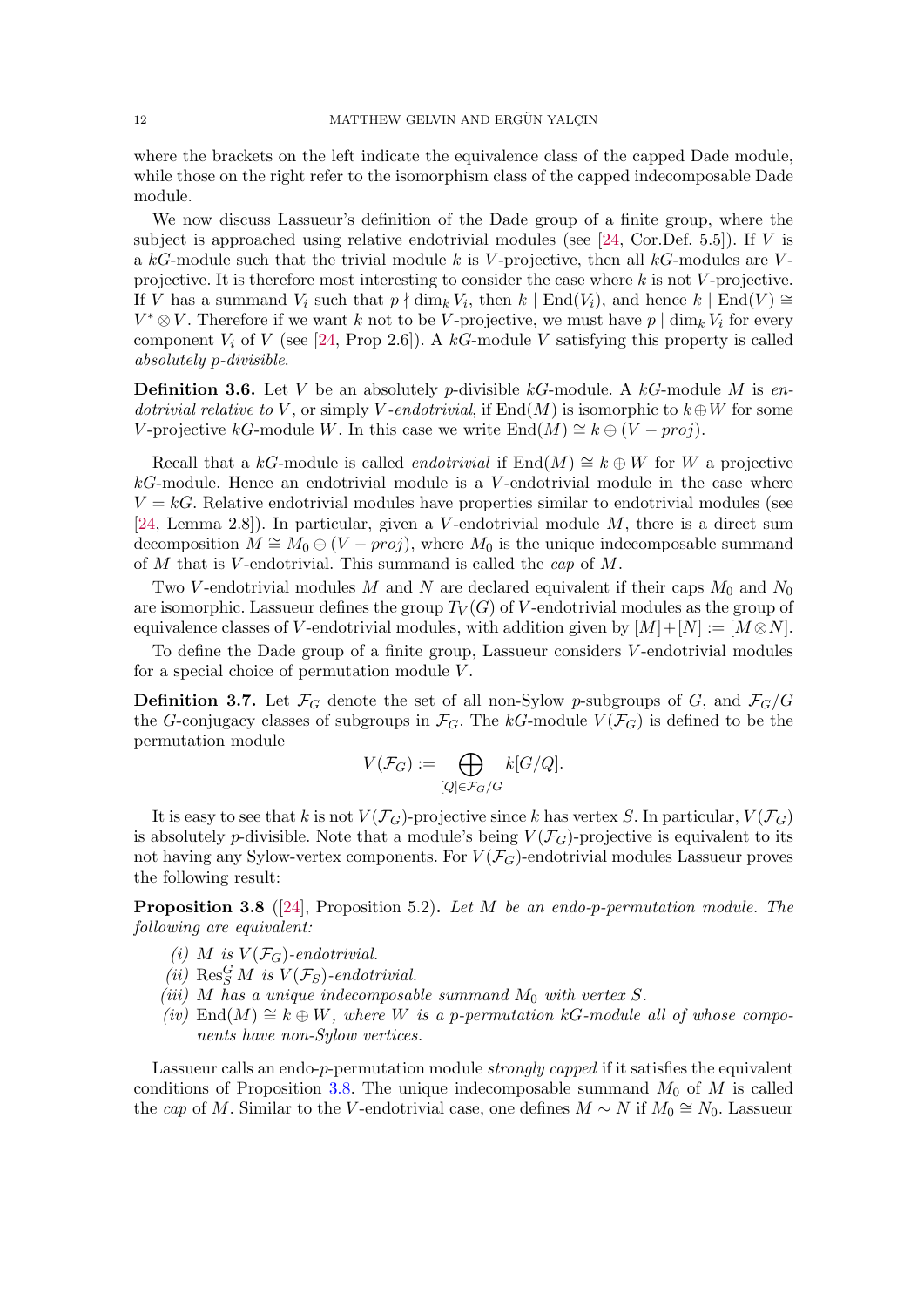where the brackets on the left indicate the equivalence class of the capped Dade module, while those on the right refer to the isomorphism class of the capped indecomposable Dade module.

We now discuss Lassueur's definition of the Dade group of a finite group, where the subject is approached using relative endotrivial modules (see [24, Cor.Def. 5.5]). If $V$ is a $kG$-module such that the trivial module $k$ is $V$-projective, then all $kG$-modules are $V$-projective. It is therefore most interesting to consider the case where $k$ is not $V$-projective. If $V$ has a summand $V_i$ such that $p \nmid \dim_k V_i$, then $k \mid \mathrm{End}(V_i)$, and hence $k \mid \mathrm{End}(V) \cong V^* \otimes V$. Therefore if we want $k$ not to be $V$-projective, we must have $p \mid \dim_k V_i$ for every component $V_i$ of $V$ (see [24, Prop 2.6]). A $kG$-module $V$ satisfying this property is called *absolutely p-divisible*.

**Definition 3.6.** Let $V$ be an absolutely $p$-divisible $kG$-module. A $kG$-module $M$ is *endotrivial relative to* $V$, or simply $V$*-endotrivial*, if $\mathrm{End}(M)$ is isomorphic to $k \oplus W$ for some $V$-projective $kG$-module $W$. In this case we write $\mathrm{End}(M) \cong k \oplus (V - proj)$.

Recall that a $kG$-module is called *endotrivial* if $\mathrm{End}(M) \cong k \oplus W$ for $W$ a projective $kG$-module. Hence an endotrivial module is a $V$-endotrivial module in the case where $V = kG$. Relative endotrivial modules have properties similar to endotrivial modules (see [24, Lemma 2.8]). In particular, given a $V$-endotrivial module $M$, there is a direct sum decomposition $M \cong M_0 \oplus (V - proj)$, where $M_0$ is the unique indecomposable summand of $M$ that is $V$-endotrivial. This summand is called the *cap* of $M$.

Two $V$-endotrivial modules $M$ and $N$ are declared equivalent if their caps $M_0$ and $N_0$ are isomorphic. Lassueur defines the group $T_V(G)$ of $V$-endotrivial modules as the group of equivalence classes of $V$-endotrivial modules, with addition given by $[M]+[N] := [M \otimes N]$.

To define the Dade group of a finite group, Lassueur considers $V$-endotrivial modules for a special choice of permutation module $V$.

**Definition 3.7.** Let $\mathcal{F}_G$ denote the set of all non-Sylow $p$-subgroups of $G$, and $\mathcal{F}_G/G$ the $G$-conjugacy classes of subgroups in $\mathcal{F}_G$. The $kG$-module $V(\mathcal{F}_G)$ is defined to be the permutation module

$$V(\mathcal{F}_G) := \bigoplus_{[Q] \in \mathcal{F}_G/G} k[G/Q].$$

It is easy to see that $k$ is not $V(\mathcal{F}_G)$-projective since $k$ has vertex $S$. In particular, $V(\mathcal{F}_G)$ is absolutely $p$-divisible. Note that a module's being $V(\mathcal{F}_G)$-projective is equivalent to its not having any Sylow-vertex components. For $V(\mathcal{F}_G)$-endotrivial modules Lassueur proves the following result:

**Proposition 3.8** ([24], Proposition 5.2)**.** *Let $M$ be an endo-p-permutation module. The following are equivalent:*

*(i) $M$ is $V(\mathcal{F}_G)$-endotrivial.*
*(ii) $\mathrm{Res}^G_S M$ is $V(\mathcal{F}_S)$-endotrivial.*
*(iii) $M$ has a unique indecomposable summand $M_0$ with vertex $S$.*
*(iv) $\mathrm{End}(M) \cong k \oplus W$, where $W$ is a p-permutation $kG$-module all of whose components have non-Sylow vertices.*

Lassueur calls an endo-$p$-permutation module *strongly capped* if it satisfies the equivalent conditions of Proposition 3.8. The unique indecomposable summand $M_0$ of $M$ is called the *cap* of $M$. Similar to the $V$-endotrivial case, one defines $M \sim N$ if $M_0 \cong N_0$. Lassueur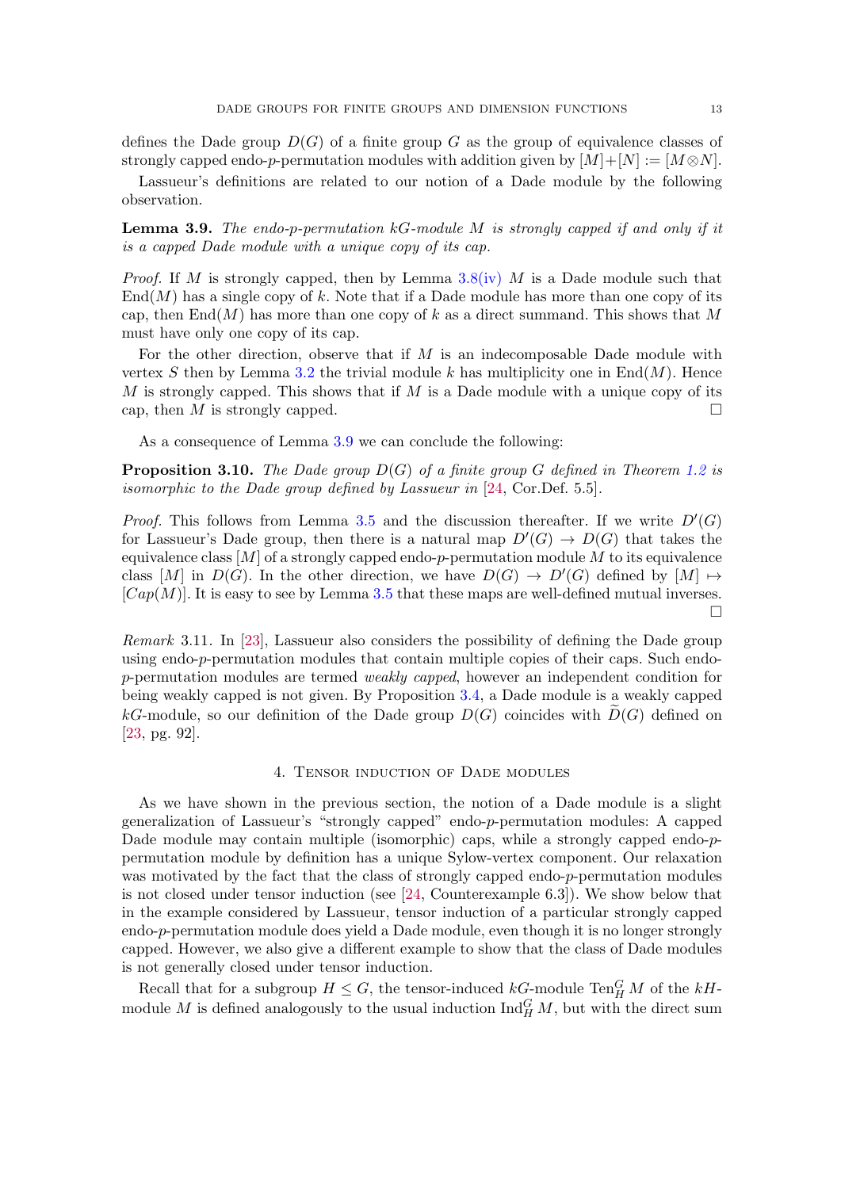defines the Dade group $D(G)$ of a finite group $G$ as the group of equivalence classes of strongly capped endo-$p$-permutation modules with addition given by $[M]+[N] := [M \otimes N]$.

Lassueur's definitions are related to our notion of a Dade module by the following observation.

**Lemma 3.9.** *The endo-$p$-permutation $kG$-module $M$ is strongly capped if and only if it is a capped Dade module with a unique copy of its cap.*

*Proof.* If $M$ is strongly capped, then by Lemma 3.8(iv) $M$ is a Dade module such that $\mathrm{End}(M)$ has a single copy of $k$. Note that if a Dade module has more than one copy of its cap, then $\mathrm{End}(M)$ has more than one copy of $k$ as a direct summand. This shows that $M$ must have only one copy of its cap.

For the other direction, observe that if $M$ is an indecomposable Dade module with vertex $S$ then by Lemma 3.2 the trivial module $k$ has multiplicity one in $\mathrm{End}(M)$. Hence $M$ is strongly capped. This shows that if $M$ is a Dade module with a unique copy of its cap, then $M$ is strongly capped. □

As a consequence of Lemma 3.9 we can conclude the following:

**Proposition 3.10.** *The Dade group $D(G)$ of a finite group $G$ defined in Theorem 1.2 is isomorphic to the Dade group defined by Lassueur in* [24, Cor.Def. 5.5].

*Proof.* This follows from Lemma 3.5 and the discussion thereafter. If we write $D'(G)$ for Lassueur's Dade group, then there is a natural map $D'(G) \to D(G)$ that takes the equivalence class $[M]$ of a strongly capped endo-$p$-permutation module $M$ to its equivalence class $[M]$ in $D(G)$. In the other direction, we have $D(G) \to D'(G)$ defined by $[M] \mapsto [Cap(M)]$. It is easy to see by Lemma 3.5 that these maps are well-defined mutual inverses. □

*Remark* 3.11. In [23], Lassueur also considers the possibility of defining the Dade group using endo-$p$-permutation modules that contain multiple copies of their caps. Such endo-$p$-permutation modules are termed *weakly capped*, however an independent condition for being weakly capped is not given. By Proposition 3.4, a Dade module is a weakly capped $kG$-module, so our definition of the Dade group $D(G)$ coincides with $\widetilde{D}(G)$ defined on [23, pg. 92].

## 4. Tensor induction of Dade modules

As we have shown in the previous section, the notion of a Dade module is a slight generalization of Lassueur's "strongly capped" endo-$p$-permutation modules: A capped Dade module may contain multiple (isomorphic) caps, while a strongly capped endo-$p$-permutation module by definition has a unique Sylow-vertex component. Our relaxation was motivated by the fact that the class of strongly capped endo-$p$-permutation modules is not closed under tensor induction (see [24, Counterexample 6.3]). We show below that in the example considered by Lassueur, tensor induction of a particular strongly capped endo-$p$-permutation module does yield a Dade module, even though it is no longer strongly capped. However, we also give a different example to show that the class of Dade modules is not generally closed under tensor induction.

Recall that for a subgroup $H \leq G$, the tensor-induced $kG$-module $\mathrm{Ten}_H^G M$ of the $kH$-module $M$ is defined analogously to the usual induction $\mathrm{Ind}_H^G M$, but with the direct sum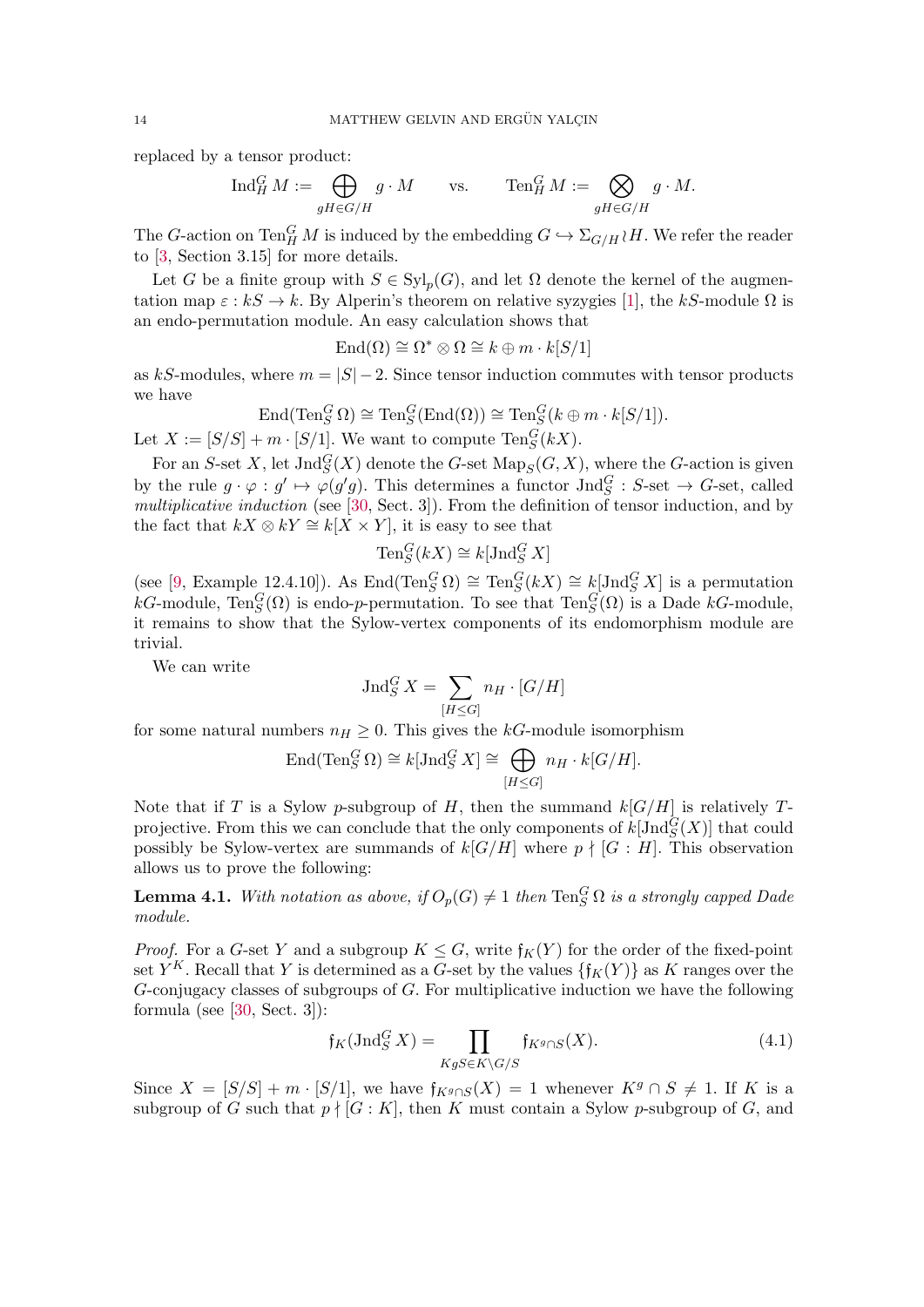replaced by a tensor product:

$$\operatorname{Ind}_H^G M := \bigoplus_{gH \in G/H} g \cdot M \qquad \text{vs.} \qquad \operatorname{Ten}_H^G M := \bigotimes_{gH \in G/H} g \cdot M.$$

The $G$-action on $\operatorname{Ten}_H^G M$ is induced by the embedding $G \hookrightarrow \Sigma_{G/H} \wr H$. We refer the reader to [3, Section 3.15] for more details.

Let $G$ be a finite group with $S \in \operatorname{Syl}_p(G)$, and let $\Omega$ denote the kernel of the augmentation map $\varepsilon : kS \to k$. By Alperin's theorem on relative syzygies [1], the $kS$-module $\Omega$ is an endo-permutation module. An easy calculation shows that

$$\operatorname{End}(\Omega) \cong \Omega^* \otimes \Omega \cong k \oplus m \cdot k[S/1]$$

as $kS$-modules, where $m = |S| - 2$. Since tensor induction commutes with tensor products we have

$$\operatorname{End}(\operatorname{Ten}_S^G \Omega) \cong \operatorname{Ten}_S^G(\operatorname{End}(\Omega)) \cong \operatorname{Ten}_S^G(k \oplus m \cdot k[S/1]).$$

Let $X := [S/S] + m \cdot [S/1]$. We want to compute $\operatorname{Ten}_S^G(kX)$.

For an $S$-set $X$, let $\operatorname{Jnd}_S^G(X)$ denote the $G$-set $\operatorname{Map}_S(G, X)$, where the $G$-action is given by the rule $g \cdot \varphi : g' \mapsto \varphi(g'g)$. This determines a functor $\operatorname{Jnd}_S^G : S\text{-set} \to G\text{-set}$, called *multiplicative induction* (see [30, Sect. 3]). From the definition of tensor induction, and by the fact that $kX \otimes kY \cong k[X \times Y]$, it is easy to see that

$$\operatorname{Ten}_S^G(kX) \cong k[\operatorname{Jnd}_S^G X]$$

(see [9, Example 12.4.10]). As $\operatorname{End}(\operatorname{Ten}_S^G \Omega) \cong \operatorname{Ten}_S^G(kX) \cong k[\operatorname{Jnd}_S^G X]$ is a permutation $kG$-module, $\operatorname{Ten}_S^G(\Omega)$ is endo-$p$-permutation. To see that $\operatorname{Ten}_S^G(\Omega)$ is a Dade $kG$-module, it remains to show that the Sylow-vertex components of its endomorphism module are trivial.

We can write

$$\operatorname{Jnd}_S^G X = \sum_{[H \le G]} n_H \cdot [G/H]$$

for some natural numbers $n_H \ge 0$. This gives the $kG$-module isomorphism

$$\operatorname{End}(\operatorname{Ten}_S^G \Omega) \cong k[\operatorname{Jnd}_S^G X] \cong \bigoplus_{[H \le G]} n_H \cdot k[G/H].$$

Note that if $T$ is a Sylow $p$-subgroup of $H$, then the summand $k[G/H]$ is relatively $T$-projective. From this we can conclude that the only components of $k[\operatorname{Jnd}_S^G(X)]$ that could possibly be Sylow-vertex are summands of $k[G/H]$ where $p \nmid [G : H]$. This observation allows us to prove the following:

**Lemma 4.1.** *With notation as above, if $O_p(G) \ne 1$ then $\operatorname{Ten}_S^G \Omega$ is a strongly capped Dade module.*

*Proof.* For a $G$-set $Y$ and a subgroup $K \le G$, write $\mathfrak{f}_K(Y)$ for the order of the fixed-point set $Y^K$. Recall that $Y$ is determined as a $G$-set by the values $\{\mathfrak{f}_K(Y)\}$ as $K$ ranges over the $G$-conjugacy classes of subgroups of $G$. For multiplicative induction we have the following formula (see [30, Sect. 3]):

$$\mathfrak{f}_K(\operatorname{Jnd}_S^G X) = \prod_{KgS \in K \backslash G/S} \mathfrak{f}_{K^g \cap S}(X). \tag{4.1}$$

Since $X = [S/S] + m \cdot [S/1]$, we have $\mathfrak{f}_{K^g \cap S}(X) = 1$ whenever $K^g \cap S \ne 1$. If $K$ is a subgroup of $G$ such that $p \nmid [G : K]$, then $K$ must contain a Sylow $p$-subgroup of $G$, and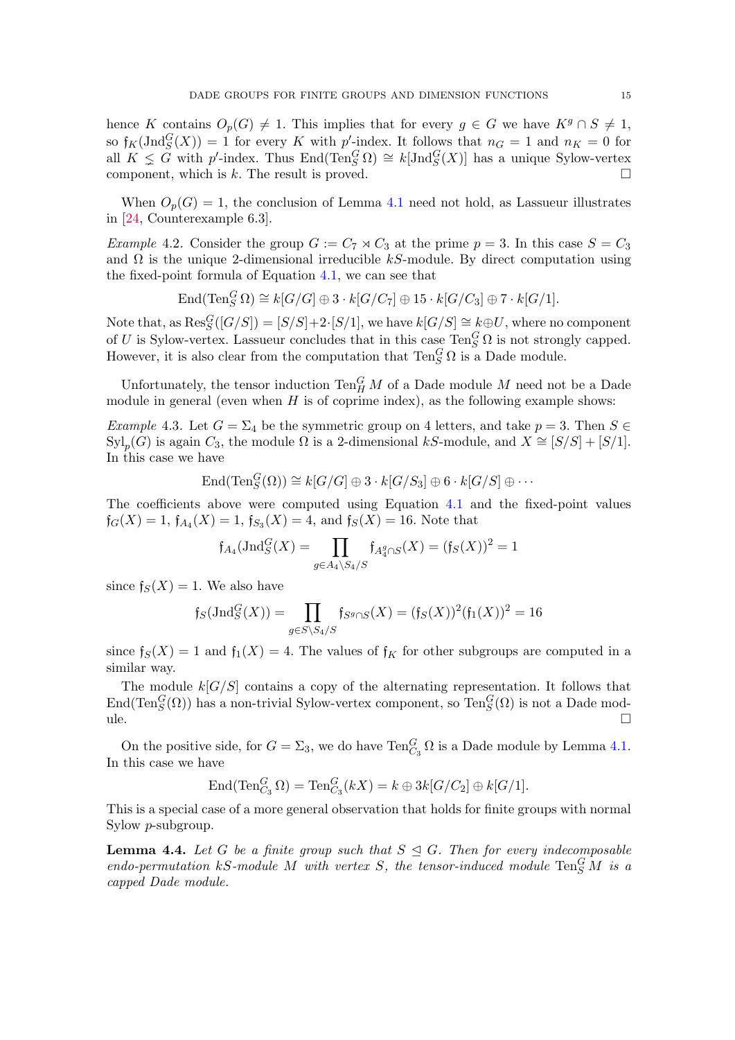hence $K$ contains $O_p(G) \neq 1$. This implies that for every $g \in G$ we have $K^g \cap S \neq 1$, so $\mathfrak{f}_K(\mathrm{Jnd}_S^G(X)) = 1$ for every $K$ with $p'$-index. It follows that $n_G = 1$ and $n_K = 0$ for all $K \lneq G$ with $p'$-index. Thus $\mathrm{End}(\mathrm{Ten}_S^G \Omega) \cong k[\mathrm{Jnd}_S^G(X)]$ has a unique Sylow-vertex component, which is $k$. The result is proved. □

When $O_p(G) = 1$, the conclusion of Lemma 4.1 need not hold, as Lassueur illustrates in [24, Counterexample 6.3].

*Example* 4.2. Consider the group $G := C_7 \rtimes C_3$ at the prime $p = 3$. In this case $S = C_3$ and $\Omega$ is the unique 2-dimensional irreducible $kS$-module. By direct computation using the fixed-point formula of Equation 4.1, we can see that

$$\mathrm{End}(\mathrm{Ten}_S^G \Omega) \cong k[G/G] \oplus 3 \cdot k[G/C_7] \oplus 15 \cdot k[G/C_3] \oplus 7 \cdot k[G/1].$$

Note that, as $\mathrm{Res}_S^G([G/S]) = [S/S] + 2 \cdot [S/1]$, we have $k[G/S] \cong k \oplus U$, where no component of $U$ is Sylow-vertex. Lassueur concludes that in this case $\mathrm{Ten}_S^G \Omega$ is not strongly capped. However, it is also clear from the computation that $\mathrm{Ten}_S^G \Omega$ is a Dade module.

Unfortunately, the tensor induction $\mathrm{Ten}_H^G M$ of a Dade module $M$ need not be a Dade module in general (even when $H$ is of coprime index), as the following example shows:

*Example* 4.3. Let $G = \Sigma_4$ be the symmetric group on 4 letters, and take $p = 3$. Then $S \in \mathrm{Syl}_p(G)$ is again $C_3$, the module $\Omega$ is a 2-dimensional $kS$-module, and $X \cong [S/S] + [S/1]$. In this case we have

$$\mathrm{End}(\mathrm{Ten}_S^G(\Omega)) \cong k[G/G] \oplus 3 \cdot k[G/S_3] \oplus 6 \cdot k[G/S] \oplus \cdots$$

The coefficients above were computed using Equation 4.1 and the fixed-point values $\mathfrak{f}_G(X) = 1$, $\mathfrak{f}_{A_4}(X) = 1$, $\mathfrak{f}_{S_3}(X) = 4$, and $\mathfrak{f}_S(X) = 16$. Note that

$$\mathfrak{f}_{A_4}(\mathrm{Jnd}_S^G(X) = \prod_{g \in A_4 \backslash S_4 / S} \mathfrak{f}_{A_4^g \cap S}(X) = (\mathfrak{f}_S(X))^2 = 1$$

since $\mathfrak{f}_S(X) = 1$. We also have

$$\mathfrak{f}_S(\mathrm{Jnd}_S^G(X)) = \prod_{g \in S \backslash S_4 / S} \mathfrak{f}_{S^g \cap S}(X) = (\mathfrak{f}_S(X))^2 (\mathfrak{f}_1(X))^2 = 16$$

since $\mathfrak{f}_S(X) = 1$ and $\mathfrak{f}_1(X) = 4$. The values of $\mathfrak{f}_K$ for other subgroups are computed in a similar way.

The module $k[G/S]$ contains a copy of the alternating representation. It follows that $\mathrm{End}(\mathrm{Ten}_S^G(\Omega))$ has a non-trivial Sylow-vertex component, so $\mathrm{Ten}_S^G(\Omega)$ is not a Dade module. □

On the positive side, for $G = \Sigma_3$, we do have $\mathrm{Ten}_{C_3}^G \Omega$ is a Dade module by Lemma 4.1. In this case we have

$$\mathrm{End}(\mathrm{Ten}_{C_3}^G \Omega) = \mathrm{Ten}_{C_3}^G(kX) = k \oplus 3k[G/C_2] \oplus k[G/1].$$

This is a special case of a more general observation that holds for finite groups with normal Sylow $p$-subgroup.

**Lemma 4.4.** *Let $G$ be a finite group such that $S \trianglelefteq G$. Then for every indecomposable endo-permutation $kS$-module $M$ with vertex $S$, the tensor-induced module $\mathrm{Ten}_S^G M$ is a capped Dade module.*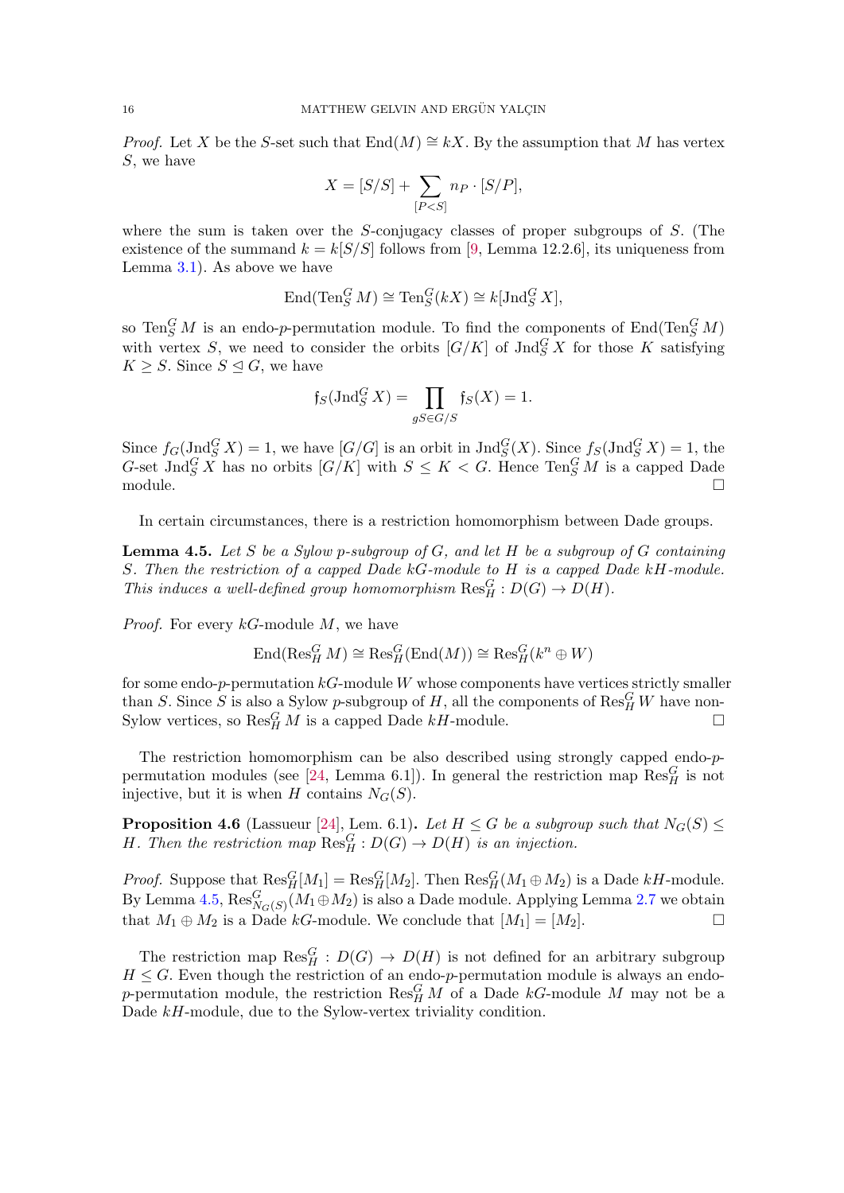*Proof.* Let $X$ be the $S$-set such that $\mathrm{End}(M) \cong kX$. By the assumption that $M$ has vertex $S$, we have

$$X = [S/S] + \sum_{[P<S]} n_P \cdot [S/P],$$

where the sum is taken over the $S$-conjugacy classes of proper subgroups of $S$. (The existence of the summand $k = k[S/S]$ follows from [9, Lemma 12.2.6], its uniqueness from Lemma 3.1). As above we have

$$\mathrm{End}(\mathrm{Ten}_S^G M) \cong \mathrm{Ten}_S^G(kX) \cong k[\mathrm{Jnd}_S^G X],$$

so $\mathrm{Ten}_S^G M$ is an endo-$p$-permutation module. To find the components of $\mathrm{End}(\mathrm{Ten}_S^G M)$ with vertex $S$, we need to consider the orbits $[G/K]$ of $\mathrm{Jnd}_S^G X$ for those $K$ satisfying $K \geq S$. Since $S \trianglelefteq G$, we have

$$\mathfrak{f}_S(\mathrm{Jnd}_S^G X) = \prod_{gS \in G/S} \mathfrak{f}_S(X) = 1.$$

Since $f_G(\mathrm{Jnd}_S^G X) = 1$, we have $[G/G]$ is an orbit in $\mathrm{Jnd}_S^G(X)$. Since $f_S(\mathrm{Jnd}_S^G X) = 1$, the $G$-set $\mathrm{Jnd}_S^G X$ has no orbits $[G/K]$ with $S \leq K < G$. Hence $\mathrm{Ten}_S^G M$ is a capped Dade module. □

In certain circumstances, there is a restriction homomorphism between Dade groups.

**Lemma 4.5.** *Let $S$ be a Sylow $p$-subgroup of $G$, and let $H$ be a subgroup of $G$ containing $S$. Then the restriction of a capped Dade $kG$-module to $H$ is a capped Dade $kH$-module. This induces a well-defined group homomorphism $\mathrm{Res}_H^G : D(G) \to D(H)$.*

*Proof.* For every $kG$-module $M$, we have

$$\mathrm{End}(\mathrm{Res}_H^G M) \cong \mathrm{Res}_H^G(\mathrm{End}(M)) \cong \mathrm{Res}_H^G(k^n \oplus W)$$

for some endo-$p$-permutation $kG$-module $W$ whose components have vertices strictly smaller than $S$. Since $S$ is also a Sylow $p$-subgroup of $H$, all the components of $\mathrm{Res}_H^G W$ have non-Sylow vertices, so $\mathrm{Res}_H^G M$ is a capped Dade $kH$-module. □

The restriction homomorphism can be also described using strongly capped endo-$p$-permutation modules (see [24, Lemma 6.1]). In general the restriction map $\mathrm{Res}_H^G$ is not injective, but it is when $H$ contains $N_G(S)$.

**Proposition 4.6** (Lassueur [24], Lem. 6.1)**.** *Let $H \leq G$ be a subgroup such that $N_G(S) \leq H$. Then the restriction map $\mathrm{Res}_H^G : D(G) \to D(H)$ is an injection.*

*Proof.* Suppose that $\mathrm{Res}_H^G[M_1] = \mathrm{Res}_H^G[M_2]$. Then $\mathrm{Res}_H^G(M_1 \oplus M_2)$ is a Dade $kH$-module. By Lemma 4.5, $\mathrm{Res}_{N_G(S)}^G(M_1 \oplus M_2)$ is also a Dade module. Applying Lemma 2.7 we obtain that $M_1 \oplus M_2$ is a Dade $kG$-module. We conclude that $[M_1] = [M_2]$. □

The restriction map $\mathrm{Res}_H^G : D(G) \to D(H)$ is not defined for an arbitrary subgroup $H \leq G$. Even though the restriction of an endo-$p$-permutation module is always an endo-$p$-permutation module, the restriction $\mathrm{Res}_H^G M$ of a Dade $kG$-module $M$ may not be a Dade $kH$-module, due to the Sylow-vertex triviality condition.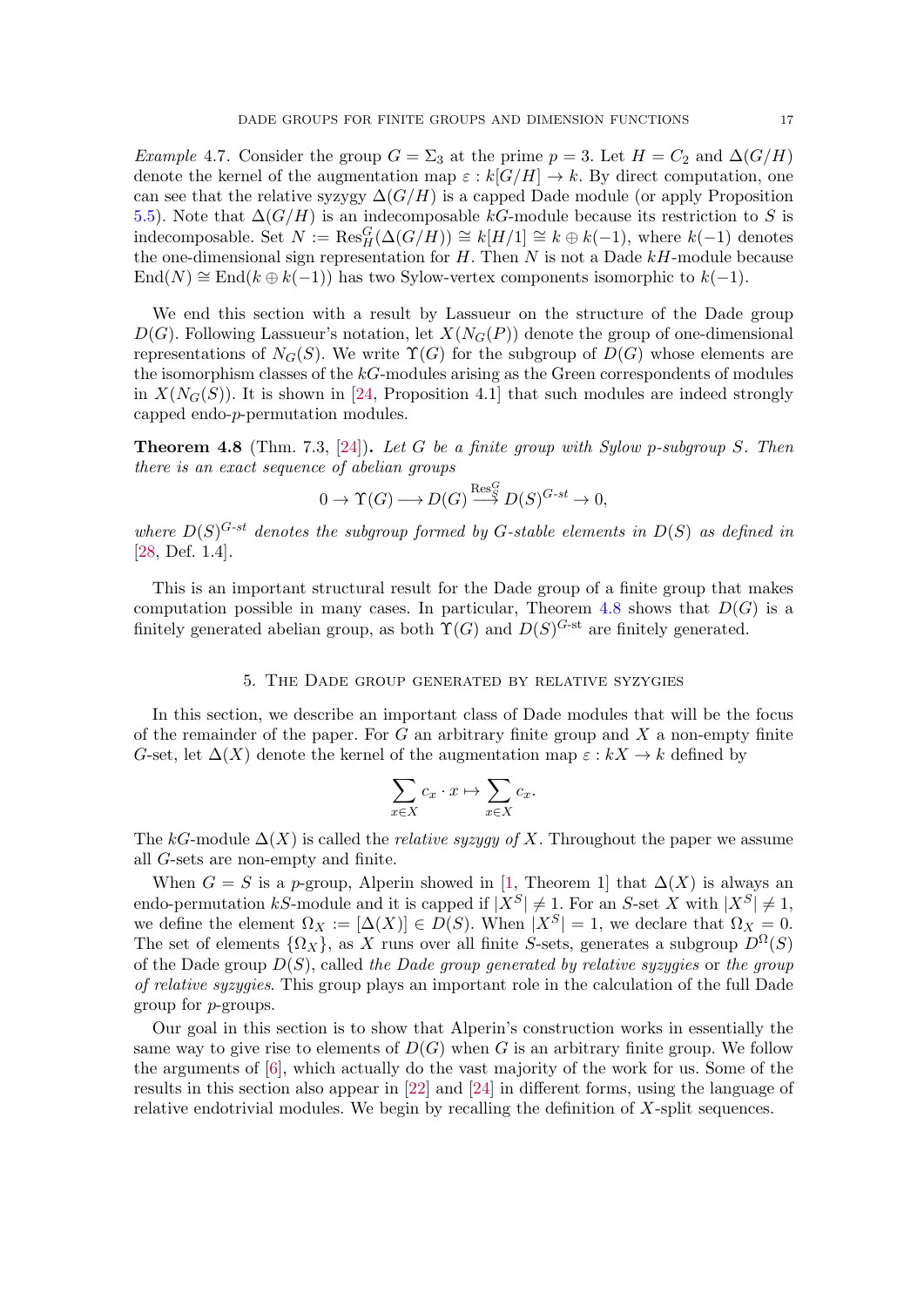*Example* 4.7. Consider the group $G = \Sigma_3$ at the prime $p = 3$. Let $H = C_2$ and $\Delta(G/H)$ denote the kernel of the augmentation map $\varepsilon : k[G/H] \to k$. By direct computation, one can see that the relative syzygy $\Delta(G/H)$ is a capped Dade module (or apply Proposition 5.5). Note that $\Delta(G/H)$ is an indecomposable $kG$-module because its restriction to $S$ is indecomposable. Set $N := \mathrm{Res}^G_H(\Delta(G/H)) \cong k[H/1] \cong k \oplus k(-1)$, where $k(-1)$ denotes the one-dimensional sign representation for $H$. Then $N$ is not a Dade $kH$-module because $\mathrm{End}(N) \cong \mathrm{End}(k \oplus k(-1))$ has two Sylow-vertex components isomorphic to $k(-1)$.

We end this section with a result by Lassueur on the structure of the Dade group $D(G)$. Following Lassueur's notation, let $X(N_G(P))$ denote the group of one-dimensional representations of $N_G(S)$. We write $\Upsilon(G)$ for the subgroup of $D(G)$ whose elements are the isomorphism classes of the $kG$-modules arising as the Green correspondents of modules in $X(N_G(S))$. It is shown in [24, Proposition 4.1] that such modules are indeed strongly capped endo-$p$-permutation modules.

**Theorem 4.8** (Thm. 7.3, [24]). *Let $G$ be a finite group with Sylow $p$-subgroup $S$. Then there is an exact sequence of abelian groups*

$$0 \to \Upsilon(G) \longrightarrow D(G) \overset{\mathrm{Res}^G_S}{\longrightarrow} D(S)^{G\text{-}st} \to 0,$$

*where $D(S)^{G\text{-}st}$ denotes the subgroup formed by $G$-stable elements in $D(S)$ as defined in* [28, Def. 1.4].

This is an important structural result for the Dade group of a finite group that makes computation possible in many cases. In particular, Theorem 4.8 shows that $D(G)$ is a finitely generated abelian group, as both $\Upsilon(G)$ and $D(S)^{G\text{-st}}$ are finitely generated.

## 5. The Dade group generated by relative syzygies

In this section, we describe an important class of Dade modules that will be the focus of the remainder of the paper. For $G$ an arbitrary finite group and $X$ a non-empty finite $G$-set, let $\Delta(X)$ denote the kernel of the augmentation map $\varepsilon : kX \to k$ defined by

$$\sum_{x\in X} c_x \cdot x \mapsto \sum_{x \in X} c_x.$$

The $kG$-module $\Delta(X)$ is called the *relative syzygy of $X$*. Throughout the paper we assume all $G$-sets are non-empty and finite.

When $G = S$ is a $p$-group, Alperin showed in [1, Theorem 1] that $\Delta(X)$ is always an endo-permutation $kS$-module and it is capped if $|X^S| \neq 1$. For an $S$-set $X$ with $|X^S| \neq 1$, we define the element $\Omega_X := [\Delta(X)] \in D(S)$. When $|X^S| = 1$, we declare that $\Omega_X = 0$. The set of elements $\{\Omega_X\}$, as $X$ runs over all finite $S$-sets, generates a subgroup $D^\Omega(S)$ of the Dade group $D(S)$, called *the Dade group generated by relative syzygies* or *the group of relative syzygies*. This group plays an important role in the calculation of the full Dade group for $p$-groups.

Our goal in this section is to show that Alperin's construction works in essentially the same way to give rise to elements of $D(G)$ when $G$ is an arbitrary finite group. We follow the arguments of [6], which actually do the vast majority of the work for us. Some of the results in this section also appear in [22] and [24] in different forms, using the language of relative endotrivial modules. We begin by recalling the definition of $X$-split sequences.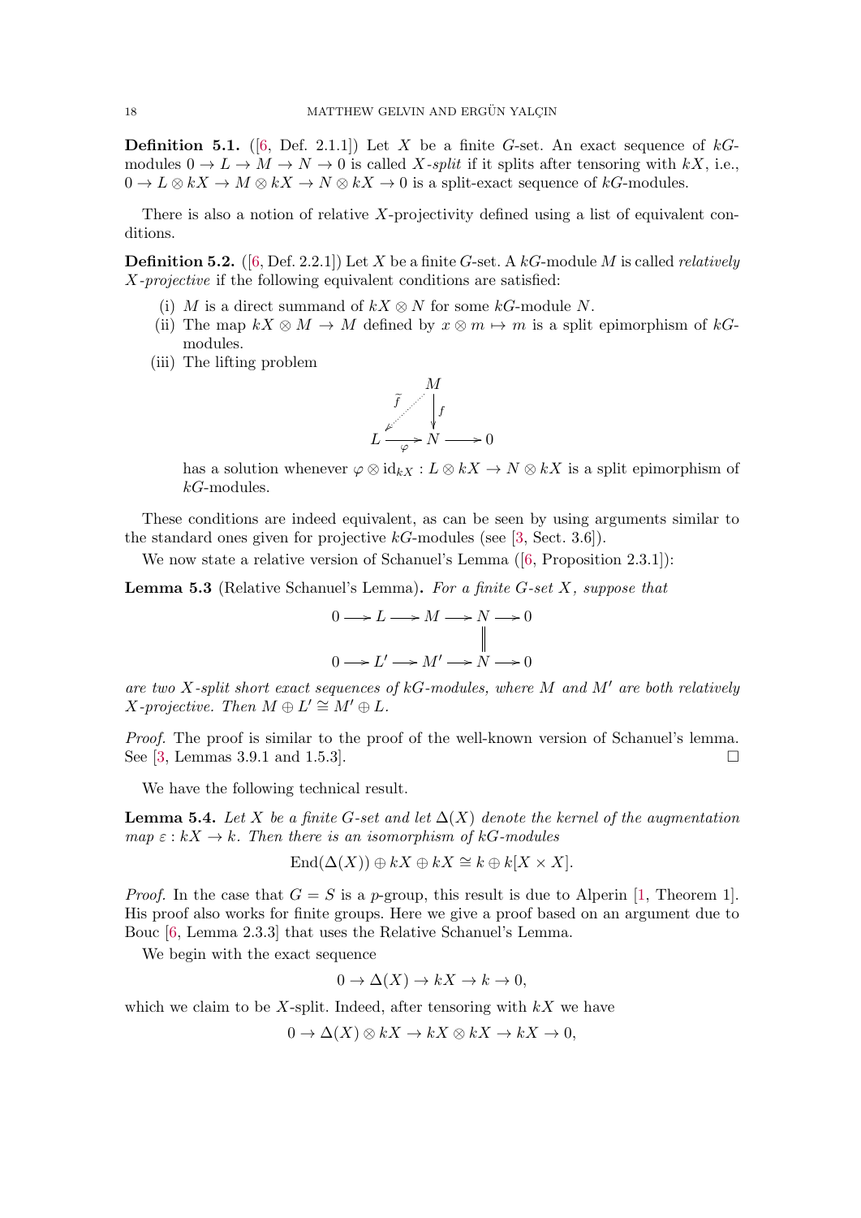**Definition 5.1.** ([6, Def. 2.1.1]) Let $X$ be a finite $G$-set. An exact sequence of $kG$-modules $0 \to L \to M \to N \to 0$ is called *$X$-split* if it splits after tensoring with $kX$, i.e., $0 \to L \otimes kX \to M \otimes kX \to N \otimes kX \to 0$ is a split-exact sequence of $kG$-modules.

There is also a notion of relative $X$-projectivity defined using a list of equivalent conditions.

**Definition 5.2.** ([6, Def. 2.2.1]) Let $X$ be a finite $G$-set. A $kG$-module $M$ is called *relatively $X$-projective* if the following equivalent conditions are satisfied:

(i) $M$ is a direct summand of $kX \otimes N$ for some $kG$-module $N$.

(ii) The map $kX \otimes M \to M$ defined by $x \otimes m \mapsto m$ is a split epimorphism of $kG$-modules.

(iii) The lifting problem

$$\begin{array}{ccccc} & & M & & \\ & \swarrow^{\widetilde{f}} & \downarrow f & & \\ L & \xrightarrow{\varphi} & N & \longrightarrow & 0 \end{array}$$

has a solution whenever $\varphi \otimes \mathrm{id}_{kX} : L \otimes kX \to N \otimes kX$ is a split epimorphism of $kG$-modules.

These conditions are indeed equivalent, as can be seen by using arguments similar to the standard ones given for projective $kG$-modules (see [3, Sect. 3.6]).

We now state a relative version of Schanuel's Lemma ([6, Proposition 2.3.1]):

**Lemma 5.3** (Relative Schanuel's Lemma)**.** *For a finite $G$-set $X$, suppose that*

$$\begin{array}{ccccccccc} 0 & \longrightarrow & L & \longrightarrow & M & \longrightarrow & N & \longrightarrow & 0 \\ & & & & & & \| & & \\ 0 & \longrightarrow & L' & \longrightarrow & M' & \longrightarrow & N & \longrightarrow & 0 \end{array}$$

*are two $X$-split short exact sequences of $kG$-modules, where $M$ and $M'$ are both relatively $X$-projective. Then $M \oplus L' \cong M' \oplus L$.*

*Proof.* The proof is similar to the proof of the well-known version of Schanuel's lemma. See [3, Lemmas 3.9.1 and 1.5.3]. □

We have the following technical result.

**Lemma 5.4.** *Let $X$ be a finite $G$-set and let $\Delta(X)$ denote the kernel of the augmentation map $\varepsilon : kX \to k$. Then there is an isomorphism of $kG$-modules*

$$\mathrm{End}(\Delta(X)) \oplus kX \oplus kX \cong k \oplus k[X \times X].$$

*Proof.* In the case that $G = S$ is a $p$-group, this result is due to Alperin [1, Theorem 1]. His proof also works for finite groups. Here we give a proof based on an argument due to Bouc [6, Lemma 2.3.3] that uses the Relative Schanuel's Lemma.

We begin with the exact sequence

$$0 \to \Delta(X) \to kX \to k \to 0,$$

which we claim to be $X$-split. Indeed, after tensoring with $kX$ we have

$$0 \to \Delta(X) \otimes kX \to kX \otimes kX \to kX \to 0,$$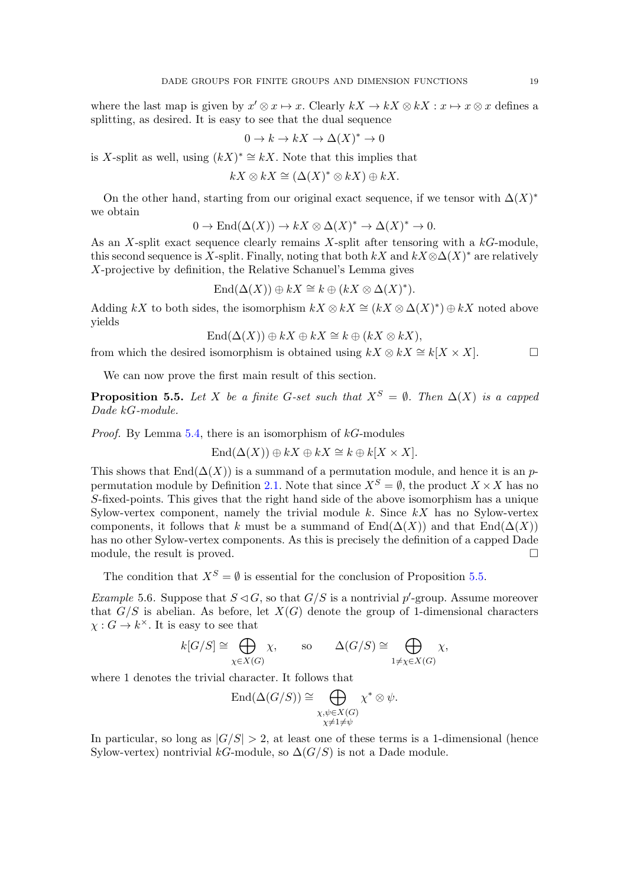where the last map is given by $x' \otimes x \mapsto x$. Clearly $kX \to kX \otimes kX : x \mapsto x \otimes x$ defines a splitting, as desired. It is easy to see that the dual sequence

$$0 \to k \to kX \to \Delta(X)^* \to 0$$

is $X$-split as well, using $(kX)^* \cong kX$. Note that this implies that

$$kX \otimes kX \cong (\Delta(X)^* \otimes kX) \oplus kX.$$

On the other hand, starting from our original exact sequence, if we tensor with $\Delta(X)^*$ we obtain

$$0 \to \mathrm{End}(\Delta(X)) \to kX \otimes \Delta(X)^* \to \Delta(X)^* \to 0.$$

As an $X$-split exact sequence clearly remains $X$-split after tensoring with a $kG$-module, this second sequence is $X$-split. Finally, noting that both $kX$ and $kX \otimes \Delta(X)^*$ are relatively $X$-projective by definition, the Relative Schanuel's Lemma gives

$$\mathrm{End}(\Delta(X)) \oplus kX \cong k \oplus (kX \otimes \Delta(X)^*).$$

Adding $kX$ to both sides, the isomorphism $kX \otimes kX \cong (kX \otimes \Delta(X)^*) \oplus kX$ noted above yields

$$\mathrm{End}(\Delta(X)) \oplus kX \oplus kX \cong k \oplus (kX \otimes kX),$$

from which the desired isomorphism is obtained using $kX \otimes kX \cong k[X \times X]$. □

We can now prove the first main result of this section.

**Proposition 5.5.** *Let $X$ be a finite $G$-set such that $X^S = \emptyset$. Then $\Delta(X)$ is a capped Dade $kG$-module.*

*Proof.* By Lemma 5.4, there is an isomorphism of $kG$-modules

$$\mathrm{End}(\Delta(X)) \oplus kX \oplus kX \cong k \oplus k[X \times X].$$

This shows that $\mathrm{End}(\Delta(X))$ is a summand of a permutation module, and hence it is an $p$-permutation module by Definition 2.1. Note that since $X^S = \emptyset$, the product $X \times X$ has no $S$-fixed-points. This gives that the right hand side of the above isomorphism has a unique Sylow-vertex component, namely the trivial module $k$. Since $kX$ has no Sylow-vertex components, it follows that $k$ must be a summand of $\mathrm{End}(\Delta(X))$ and that $\mathrm{End}(\Delta(X))$ has no other Sylow-vertex components. As this is precisely the definition of a capped Dade module, the result is proved. □

The condition that $X^S = \emptyset$ is essential for the conclusion of Proposition 5.5.

*Example* 5.6. Suppose that $S \lhd G$, so that $G/S$ is a nontrivial $p'$-group. Assume moreover that $G/S$ is abelian. As before, let $X(G)$ denote the group of 1-dimensional characters $\chi : G \to k^\times$. It is easy to see that

$$k[G/S] \cong \bigoplus_{\chi \in X(G)} \chi, \qquad \text{so} \qquad \Delta(G/S) \cong \bigoplus_{1 \neq \chi \in X(G)} \chi,$$

where 1 denotes the trivial character. It follows that

$$\mathrm{End}(\Delta(G/S)) \cong \bigoplus_{\substack{\chi, \psi \in X(G) \\ \chi \neq 1 \neq \psi}} \chi^* \otimes \psi.$$

In particular, so long as $|G/S| > 2$, at least one of these terms is a 1-dimensional (hence Sylow-vertex) nontrivial $kG$-module, so $\Delta(G/S)$ is not a Dade module.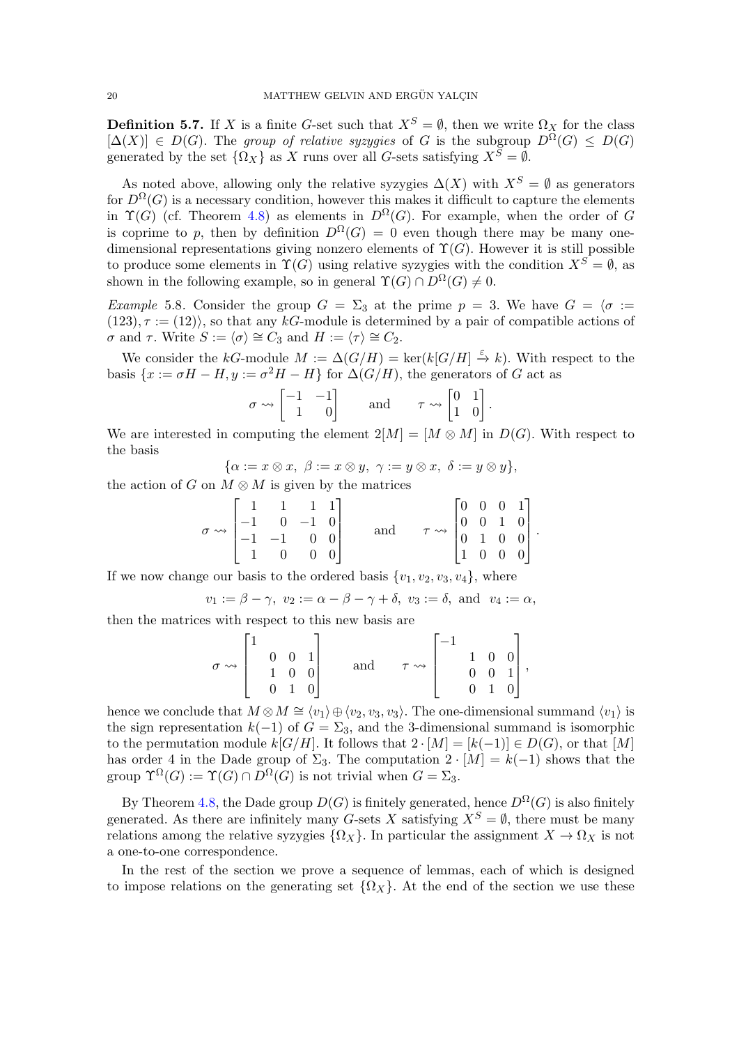**Definition 5.7.** If $X$ is a finite $G$-set such that $X^S = \emptyset$, then we write $\Omega_X$ for the class $[\Delta(X)] \in D(G)$. The *group of relative syzygies* of $G$ is the subgroup $D^\Omega(G) \leq D(G)$ generated by the set $\{\Omega_X\}$ as $X$ runs over all $G$-sets satisfying $X^S = \emptyset$.

As noted above, allowing only the relative syzygies $\Delta(X)$ with $X^S = \emptyset$ as generators for $D^\Omega(G)$ is a necessary condition, however this makes it difficult to capture the elements in $\Upsilon(G)$ (cf. Theorem 4.8) as elements in $D^\Omega(G)$. For example, when the order of $G$ is coprime to $p$, then by definition $D^\Omega(G) = 0$ even though there may be many one-dimensional representations giving nonzero elements of $\Upsilon(G)$. However it is still possible to produce some elements in $\Upsilon(G)$ using relative syzygies with the condition $X^S = \emptyset$, as shown in the following example, so in general $\Upsilon(G) \cap D^\Omega(G) \neq 0$.

*Example* 5.8. Consider the group $G = \Sigma_3$ at the prime $p = 3$. We have $G = \langle \sigma := (123), \tau := (12) \rangle$, so that any $kG$-module is determined by a pair of compatible actions of $\sigma$ and $\tau$. Write $S := \langle \sigma \rangle \cong C_3$ and $H := \langle \tau \rangle \cong C_2$.

We consider the $kG$-module $M := \Delta(G/H) = \ker(k[G/H] \xrightarrow{\varepsilon} k)$. With respect to the basis $\{x := \sigma H - H, y := \sigma^2 H - H\}$ for $\Delta(G/H)$, the generators of $G$ act as

$$\sigma \rightsquigarrow \begin{bmatrix} -1 & -1 \\ 1 & 0 \end{bmatrix} \qquad \text{and} \qquad \tau \rightsquigarrow \begin{bmatrix} 0 & 1 \\ 1 & 0 \end{bmatrix}.$$

We are interested in computing the element $2[M] = [M \otimes M]$ in $D(G)$. With respect to the basis

$$\{\alpha := x \otimes x,\ \beta := x \otimes y,\ \gamma := y \otimes x,\ \delta := y \otimes y\},$$

the action of $G$ on $M \otimes M$ is given by the matrices

$$\sigma \rightsquigarrow \begin{bmatrix} 1 & 1 & 1 & 1 \\ -1 & 0 & -1 & 0 \\ -1 & -1 & 0 & 0 \\ 1 & 0 & 0 & 0 \end{bmatrix} \qquad \text{and} \qquad \tau \rightsquigarrow \begin{bmatrix} 0 & 0 & 0 & 1 \\ 0 & 0 & 1 & 0 \\ 0 & 1 & 0 & 0 \\ 1 & 0 & 0 & 0 \end{bmatrix}.$$

If we now change our basis to the ordered basis $\{v_1, v_2, v_3, v_4\}$, where

$$v_1 := \beta - \gamma,\ v_2 := \alpha - \beta - \gamma + \delta,\ v_3 := \delta, \text{ and } v_4 := \alpha,$$

then the matrices with respect to this new basis are

$$\sigma \rightsquigarrow \begin{bmatrix} 1 & & & \\ & 0 & 0 & 1 \\ & 1 & 0 & 0 \\ & 0 & 1 & 0 \end{bmatrix} \qquad \text{and} \qquad \tau \rightsquigarrow \begin{bmatrix} -1 & & & \\ & 1 & 0 & 0 \\ & 0 & 0 & 1 \\ & 0 & 1 & 0 \end{bmatrix},$$

hence we conclude that $M \otimes M \cong \langle v_1 \rangle \oplus \langle v_2, v_3, v_3 \rangle$. The one-dimensional summand $\langle v_1 \rangle$ is the sign representation $k(-1)$ of $G = \Sigma_3$, and the 3-dimensional summand is isomorphic to the permutation module $k[G/H]$. It follows that $2 \cdot [M] = [k(-1)] \in D(G)$, or that $[M]$ has order 4 in the Dade group of $\Sigma_3$. The computation $2 \cdot [M] = k(-1)$ shows that the group $\Upsilon^\Omega(G) := \Upsilon(G) \cap D^\Omega(G)$ is not trivial when $G = \Sigma_3$.

By Theorem 4.8, the Dade group $D(G)$ is finitely generated, hence $D^\Omega(G)$ is also finitely generated. As there are infinitely many $G$-sets $X$ satisfying $X^S = \emptyset$, there must be many relations among the relative syzygies $\{\Omega_X\}$. In particular the assignment $X \to \Omega_X$ is not a one-to-one correspondence.

In the rest of the section we prove a sequence of lemmas, each of which is designed to impose relations on the generating set $\{\Omega_X\}$. At the end of the section we use these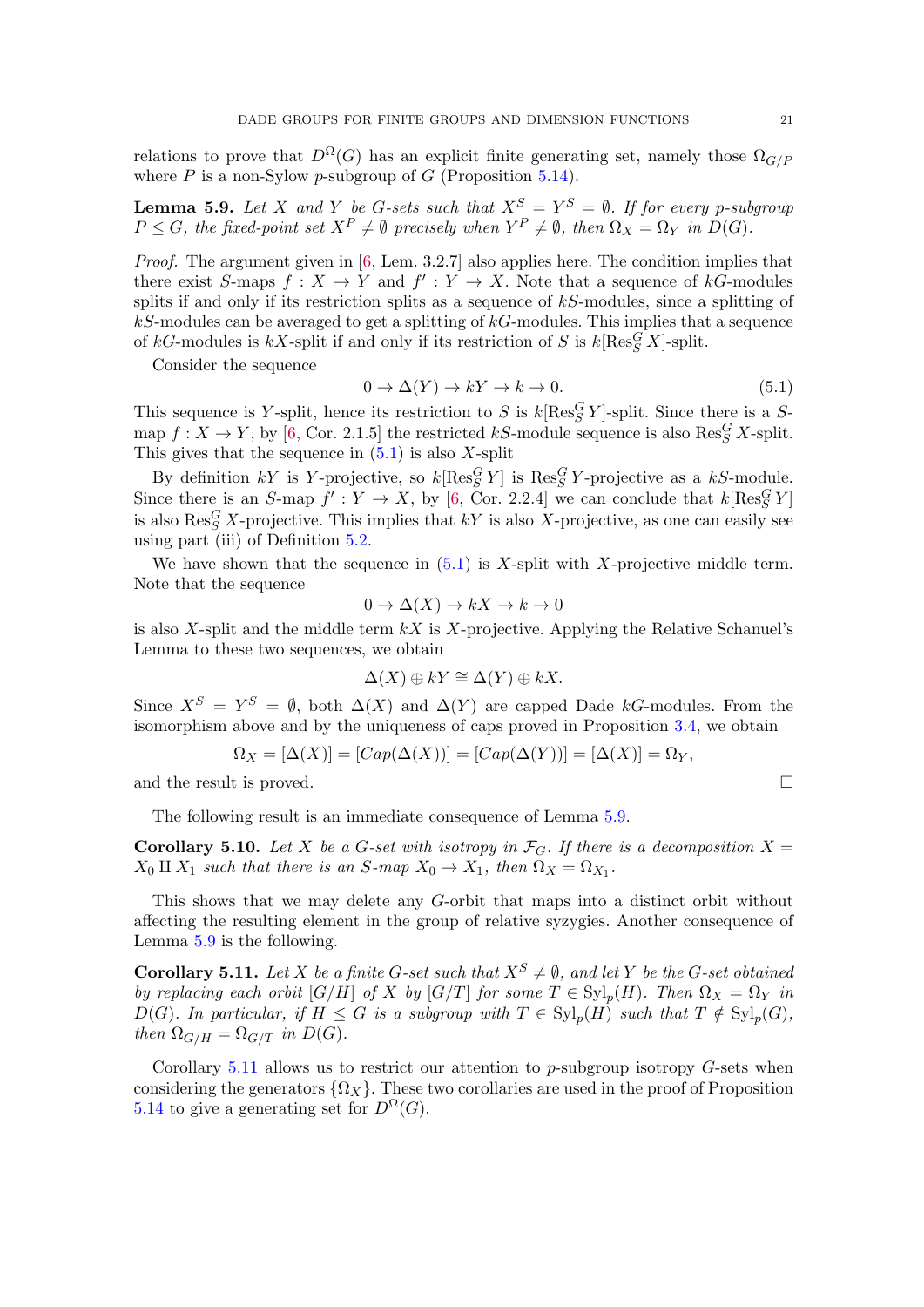relations to prove that $D^{\Omega}(G)$ has an explicit finite generating set, namely those $\Omega_{G/P}$ where $P$ is a non-Sylow $p$-subgroup of $G$ (Proposition 5.14).

**Lemma 5.9.** *Let $X$ and $Y$ be $G$-sets such that $X^S = Y^S = \emptyset$. If for every $p$-subgroup $P \leq G$, the fixed-point set $X^P \neq \emptyset$ precisely when $Y^P \neq \emptyset$, then $\Omega_X = \Omega_Y$ in $D(G)$.*

*Proof.* The argument given in [6, Lem. 3.2.7] also applies here. The condition implies that there exist $S$-maps $f : X \to Y$ and $f' : Y \to X$. Note that a sequence of $kG$-modules splits if and only if its restriction splits as a sequence of $kS$-modules, since a splitting of $kS$-modules can be averaged to get a splitting of $kG$-modules. This implies that a sequence of $kG$-modules is $kX$-split if and only if its restriction of $S$ is $k[\mathrm{Res}^G_S X]$-split.

Consider the sequence

$$0 \to \Delta(Y) \to kY \to k \to 0. \tag{5.1}$$

This sequence is $Y$-split, hence its restriction to $S$ is $k[\mathrm{Res}^G_S Y]$-split. Since there is a $S$-map $f : X \to Y$, by [6, Cor. 2.1.5] the restricted $kS$-module sequence is also $\mathrm{Res}^G_S X$-split. This gives that the sequence in (5.1) is also $X$-split

By definition $kY$ is $Y$-projective, so $k[\mathrm{Res}^G_S Y]$ is $\mathrm{Res}^G_S Y$-projective as a $kS$-module. Since there is an $S$-map $f' : Y \to X$, by [6, Cor. 2.2.4] we can conclude that $k[\mathrm{Res}^G_S Y]$ is also $\mathrm{Res}^G_S X$-projective. This implies that $kY$ is also $X$-projective, as one can easily see using part (iii) of Definition 5.2.

We have shown that the sequence in (5.1) is $X$-split with $X$-projective middle term. Note that the sequence

$$0 \to \Delta(X) \to kX \to k \to 0$$

is also $X$-split and the middle term $kX$ is $X$-projective. Applying the Relative Schanuel's Lemma to these two sequences, we obtain

$$\Delta(X) \oplus kY \cong \Delta(Y) \oplus kX.$$

Since $X^S = Y^S = \emptyset$, both $\Delta(X)$ and $\Delta(Y)$ are capped Dade $kG$-modules. From the isomorphism above and by the uniqueness of caps proved in Proposition 3.4, we obtain

$$\Omega_X = [\Delta(X)] = [Cap(\Delta(X))] = [Cap(\Delta(Y))] = [\Delta(X)] = \Omega_Y,$$

and the result is proved. $\square$

The following result is an immediate consequence of Lemma 5.9.

**Corollary 5.10.** *Let $X$ be a $G$-set with isotropy in $\mathcal{F}_G$. If there is a decomposition $X = X_0 \amalg X_1$ such that there is an $S$-map $X_0 \to X_1$, then $\Omega_X = \Omega_{X_1}$.*

This shows that we may delete any $G$-orbit that maps into a distinct orbit without affecting the resulting element in the group of relative syzygies. Another consequence of Lemma 5.9 is the following.

**Corollary 5.11.** *Let $X$ be a finite $G$-set such that $X^S \neq \emptyset$, and let $Y$ be the $G$-set obtained by replacing each orbit $[G/H]$ of $X$ by $[G/T]$ for some $T \in \mathrm{Syl}_p(H)$. Then $\Omega_X = \Omega_Y$ in $D(G)$. In particular, if $H \leq G$ is a subgroup with $T \in \mathrm{Syl}_p(H)$ such that $T \notin \mathrm{Syl}_p(G)$, then $\Omega_{G/H} = \Omega_{G/T}$ in $D(G)$.*

Corollary 5.11 allows us to restrict our attention to $p$-subgroup isotropy $G$-sets when considering the generators $\{\Omega_X\}$. These two corollaries are used in the proof of Proposition 5.14 to give a generating set for $D^{\Omega}(G)$.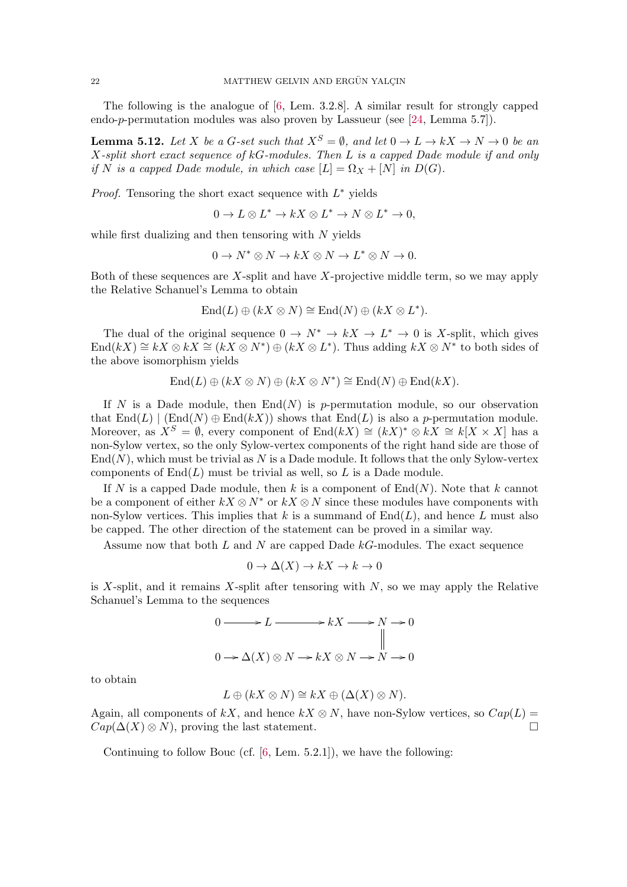The following is the analogue of [6, Lem. 3.2.8]. A similar result for strongly capped endo-$p$-permutation modules was also proven by Lassueur (see [24, Lemma 5.7]).

**Lemma 5.12.** *Let $X$ be a $G$-set such that $X^S = \emptyset$, and let $0 \to L \to kX \to N \to 0$ be an $X$-split short exact sequence of $kG$-modules. Then $L$ is a capped Dade module if and only if $N$ is a capped Dade module, in which case $[L] = \Omega_X + [N]$ in $D(G)$.*

*Proof.* Tensoring the short exact sequence with $L^*$ yields

$$0 \to L \otimes L^* \to kX \otimes L^* \to N \otimes L^* \to 0,$$

while first dualizing and then tensoring with $N$ yields

$$0 \to N^* \otimes N \to kX \otimes N \to L^* \otimes N \to 0.$$

Both of these sequences are $X$-split and have $X$-projective middle term, so we may apply the Relative Schanuel's Lemma to obtain

$$\mathrm{End}(L) \oplus (kX \otimes N) \cong \mathrm{End}(N) \oplus (kX \otimes L^*).$$

The dual of the original sequence $0 \to N^* \to kX \to L^* \to 0$ is $X$-split, which gives $\mathrm{End}(kX) \cong kX \otimes kX \cong (kX \otimes N^*) \oplus (kX \otimes L^*)$. Thus adding $kX \otimes N^*$ to both sides of the above isomorphism yields

$$\mathrm{End}(L) \oplus (kX \otimes N) \oplus (kX \otimes N^*) \cong \mathrm{End}(N) \oplus \mathrm{End}(kX).$$

If $N$ is a Dade module, then $\mathrm{End}(N)$ is $p$-permutation module, so our observation that $\mathrm{End}(L) \mid (\mathrm{End}(N) \oplus \mathrm{End}(kX))$ shows that $\mathrm{End}(L)$ is also a $p$-permutation module. Moreover, as $X^S = \emptyset$, every component of $\mathrm{End}(kX) \cong (kX)^* \otimes kX \cong k[X \times X]$ has a non-Sylow vertex, so the only Sylow-vertex components of the right hand side are those of $\mathrm{End}(N)$, which must be trivial as $N$ is a Dade module. It follows that the only Sylow-vertex components of $\mathrm{End}(L)$ must be trivial as well, so $L$ is a Dade module.

If $N$ is a capped Dade module, then $k$ is a component of $\mathrm{End}(N)$. Note that $k$ cannot be a component of either $kX \otimes N^*$ or $kX \otimes N$ since these modules have components with non-Sylow vertices. This implies that $k$ is a summand of $\mathrm{End}(L)$, and hence $L$ must also be capped. The other direction of the statement can be proved in a similar way.

Assume now that both $L$ and $N$ are capped Dade $kG$-modules. The exact sequence

$$0 \to \Delta(X) \to kX \to k \to 0$$

is $X$-split, and it remains $X$-split after tensoring with $N$, so we may apply the Relative Schanuel's Lemma to the sequences

$$\begin{array}{ccccccccc}
0 & \longrightarrow & L & \longrightarrow & kX & \longrightarrow & N & \longrightarrow & 0 \\
 & & & & & & \| & & \\
0 & \longrightarrow & \Delta(X) \otimes N & \longrightarrow & kX \otimes N & \longrightarrow & N & \longrightarrow & 0
\end{array}$$

to obtain

$$L \oplus (kX \otimes N) \cong kX \oplus (\Delta(X) \otimes N).$$

Again, all components of $kX$, and hence $kX \otimes N$, have non-Sylow vertices, so $Cap(L) = Cap(\Delta(X) \otimes N)$, proving the last statement. $\square$

Continuing to follow Bouc (cf. [6, Lem. 5.2.1]), we have the following: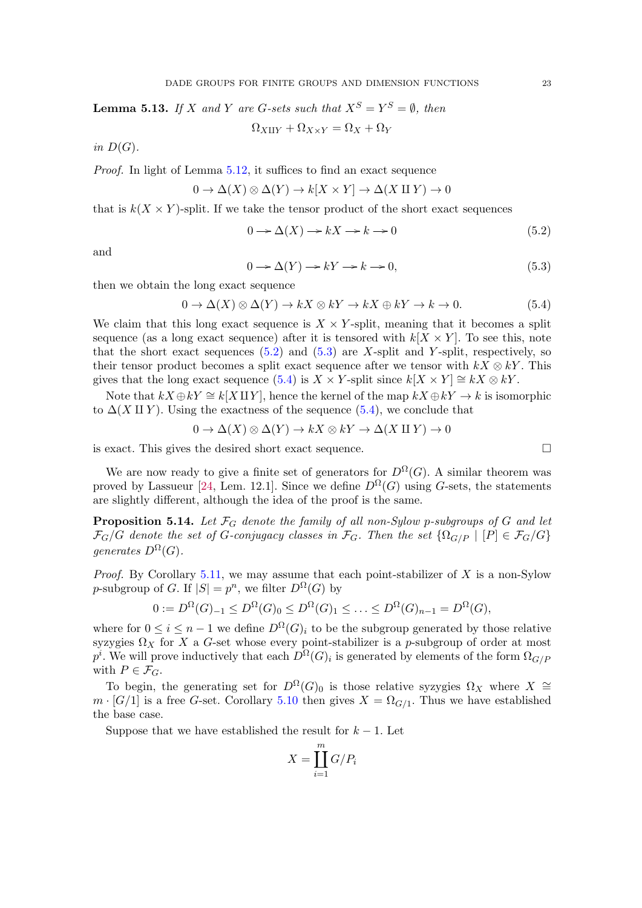**Lemma 5.13.** *If $X$ and $Y$ are $G$-sets such that $X^S = Y^S = \emptyset$, then*

$$\Omega_{X \amalg Y} + \Omega_{X \times Y} = \Omega_X + \Omega_Y$$

*in $D(G)$.*

*Proof.* In light of Lemma 5.12, it suffices to find an exact sequence

$$0 \to \Delta(X) \otimes \Delta(Y) \to k[X \times Y] \to \Delta(X \amalg Y) \to 0$$

that is $k(X \times Y)$-split. If we take the tensor product of the short exact sequences

$$0 \to \Delta(X) \to kX \to k \to 0 \tag{5.2}$$

and

$$0 \to \Delta(Y) \to kY \to k \to 0, \tag{5.3}$$

then we obtain the long exact sequence

$$0 \to \Delta(X) \otimes \Delta(Y) \to kX \otimes kY \to kX \oplus kY \to k \to 0. \tag{5.4}$$

We claim that this long exact sequence is $X \times Y$-split, meaning that it becomes a split sequence (as a long exact sequence) after it is tensored with $k[X \times Y]$. To see this, note that the short exact sequences (5.2) and (5.3) are $X$-split and $Y$-split, respectively, so their tensor product becomes a split exact sequence after we tensor with $kX \otimes kY$. This gives that the long exact sequence (5.4) is $X \times Y$-split since $k[X \times Y] \cong kX \otimes kY$.

Note that $kX \oplus kY \cong k[X \amalg Y]$, hence the kernel of the map $kX \oplus kY \to k$ is isomorphic to $\Delta(X \amalg Y)$. Using the exactness of the sequence (5.4), we conclude that

$$0 \to \Delta(X) \otimes \Delta(Y) \to kX \otimes kY \to \Delta(X \amalg Y) \to 0$$

is exact. This gives the desired short exact sequence. □

We are now ready to give a finite set of generators for $D^{\Omega}(G)$. A similar theorem was proved by Lassueur [24, Lem. 12.1]. Since we define $D^{\Omega}(G)$ using $G$-sets, the statements are slightly different, although the idea of the proof is the same.

**Proposition 5.14.** *Let $\mathcal{F}_G$ denote the family of all non-Sylow $p$-subgroups of $G$ and let $\mathcal{F}_G/G$ denote the set of $G$-conjugacy classes in $\mathcal{F}_G$. Then the set $\{\Omega_{G/P} \mid [P] \in \mathcal{F}_G/G\}$ generates $D^{\Omega}(G)$.*

*Proof.* By Corollary 5.11, we may assume that each point-stabilizer of $X$ is a non-Sylow $p$-subgroup of $G$. If $|S| = p^n$, we filter $D^{\Omega}(G)$ by

$$0 := D^{\Omega}(G)_{-1} \leq D^{\Omega}(G)_0 \leq D^{\Omega}(G)_1 \leq \ldots \leq D^{\Omega}(G)_{n-1} = D^{\Omega}(G),$$

where for $0 \leq i \leq n-1$ we define $D^{\Omega}(G)_i$ to be the subgroup generated by those relative syzygies $\Omega_X$ for $X$ a $G$-set whose every point-stabilizer is a $p$-subgroup of order at most $p^i$. We will prove inductively that each $D^{\Omega}(G)_i$ is generated by elements of the form $\Omega_{G/P}$ with $P \in \mathcal{F}_G$.

To begin, the generating set for $D^{\Omega}(G)_0$ is those relative syzygies $\Omega_X$ where $X \cong m \cdot [G/1]$ is a free $G$-set. Corollary 5.10 then gives $X = \Omega_{G/1}$. Thus we have established the base case.

Suppose that we have established the result for $k-1$. Let

$$X = \coprod_{i=1}^{m} G/P_i$$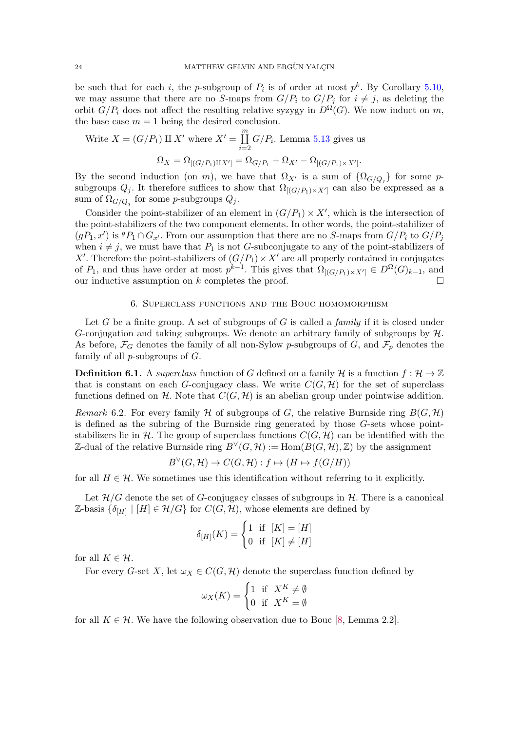be such that for each $i$, the $p$-subgroup of $P_i$ is of order at most $p^k$. By Corollary 5.10, we may assume that there are no $S$-maps from $G/P_i$ to $G/P_j$ for $i \neq j$, as deleting the orbit $G/P_i$ does not affect the resulting relative syzygy in $D^{\Omega}(G)$. We now induct on $m$, the base case $m = 1$ being the desired conclusion.

Write $X = (G/P_1) \amalg X'$ where $X' = \coprod_{i=2}^{m} G/P_i$. Lemma 5.13 gives us

$$\Omega_X = \Omega_{[(G/P_1) \amalg X']} = \Omega_{G/P_1} + \Omega_{X'} - \Omega_{[(G/P_1) \times X']}.$$

By the second induction (on $m$), we have that $\Omega_{X'}$ is a sum of $\{\Omega_{G/Q_j}\}$ for some $p$-subgroups $Q_j$. It therefore suffices to show that $\Omega_{[(G/P_1) \times X']}$ can also be expressed as a sum of $\Omega_{G/Q_j}$ for some $p$-subgroups $Q_j$.

Consider the point-stabilizer of an element in $(G/P_1) \times X'$, which is the intersection of the point-stabilizers of the two component elements. In other words, the point-stabilizer of $(gP_1, x')$ is ${}^gP_1 \cap G_{x'}$. From our assumption that there are no $S$-maps from $G/P_i$ to $G/P_j$ when $i \neq j$, we must have that $P_1$ is not $G$-subconjugate to any of the point-stabilizers of $X'$. Therefore the point-stabilizers of $(G/P_1) \times X'$ are all properly contained in conjugates of $P_1$, and thus have order at most $p^{k-1}$. This gives that $\Omega_{[(G/P_1) \times X']} \in D^{\Omega}(G)_{k-1}$, and our inductive assumption on $k$ completes the proof. $\square$

## 6. Superclass functions and the Bouc homomorphism

Let $G$ be a finite group. A set of subgroups of $G$ is called a *family* if it is closed under $G$-conjugation and taking subgroups. We denote an arbitrary family of subgroups by $\mathcal{H}$. As before, $\mathcal{F}_G$ denotes the family of all non-Sylow $p$-subgroups of $G$, and $\mathcal{F}_p$ denotes the family of all $p$-subgroups of $G$.

**Definition 6.1.** A *superclass* function of $G$ defined on a family $\mathcal{H}$ is a function $f : \mathcal{H} \to \mathbb{Z}$ that is constant on each $G$-conjugacy class. We write $C(G, \mathcal{H})$ for the set of superclass functions defined on $\mathcal{H}$. Note that $C(G, \mathcal{H})$ is an abelian group under pointwise addition.

*Remark* 6.2. For every family $\mathcal{H}$ of subgroups of $G$, the relative Burnside ring $B(G, \mathcal{H})$ is defined as the subring of the Burnside ring generated by those $G$-sets whose point-stabilizers lie in $\mathcal{H}$. The group of superclass functions $C(G, \mathcal{H})$ can be identified with the $\mathbb{Z}$-dual of the relative Burnside ring $B^{\vee}(G, \mathcal{H}) := \mathrm{Hom}(B(G, \mathcal{H}), \mathbb{Z})$ by the assignment

$$B^{\vee}(G, \mathcal{H}) \to C(G, \mathcal{H}) : f \mapsto (H \mapsto f(G/H))$$

for all $H \in \mathcal{H}$. We sometimes use this identification without referring to it explicitly.

Let $\mathcal{H}/G$ denote the set of $G$-conjugacy classes of subgroups in $\mathcal{H}$. There is a canonical $\mathbb{Z}$-basis $\{\delta_{[H]} \mid [H] \in \mathcal{H}/G\}$ for $C(G, \mathcal{H})$, whose elements are defined by

$$\delta_{[H]}(K) = \begin{cases} 1 & \text{if } [K] = [H] \\ 0 & \text{if } [K] \neq [H] \end{cases}$$

for all $K \in \mathcal{H}$.

For every $G$-set $X$, let $\omega_X \in C(G, \mathcal{H})$ denote the superclass function defined by

$$\omega_X(K) = \begin{cases} 1 & \text{if } X^K \neq \emptyset \\ 0 & \text{if } X^K = \emptyset \end{cases}$$

for all $K \in \mathcal{H}$. We have the following observation due to Bouc [8, Lemma 2.2].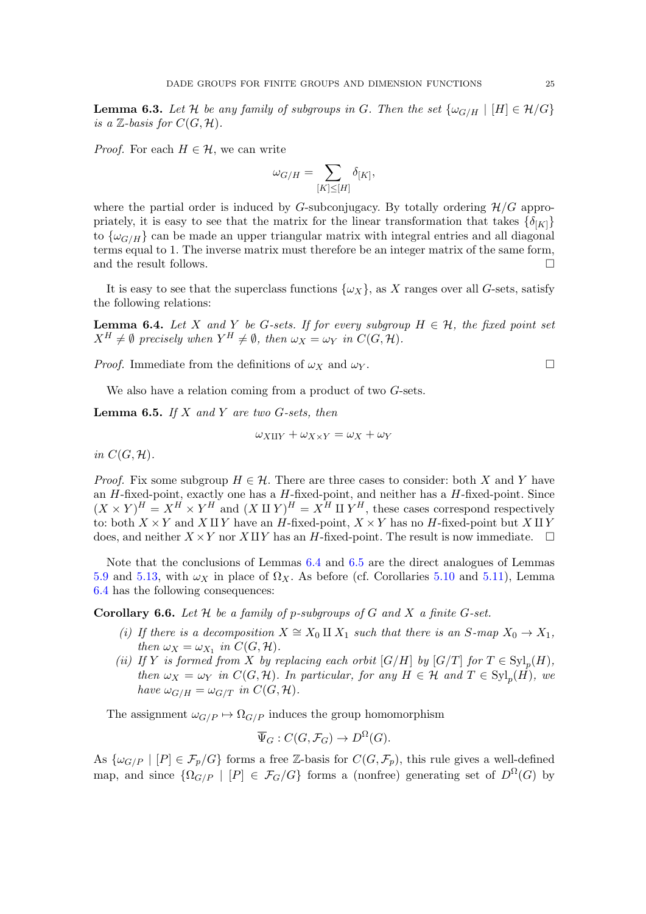**Lemma 6.3.** *Let $\mathcal{H}$ be any family of subgroups in $G$. Then the set $\{\omega_{G/H} \mid [H] \in \mathcal{H}/G\}$ is a $\mathbb{Z}$-basis for $C(G, \mathcal{H})$.*

*Proof.* For each $H \in \mathcal{H}$, we can write

$$\omega_{G/H} = \sum_{[K] \leq [H]} \delta_{[K]},$$

where the partial order is induced by $G$-subconjugacy. By totally ordering $\mathcal{H}/G$ appropriately, it is easy to see that the matrix for the linear transformation that takes $\{\delta_{[K]}\}$ to $\{\omega_{G/H}\}$ can be made an upper triangular matrix with integral entries and all diagonal terms equal to 1. The inverse matrix must therefore be an integer matrix of the same form, and the result follows. $\square$

It is easy to see that the superclass functions $\{\omega_X\}$, as $X$ ranges over all $G$-sets, satisfy the following relations:

**Lemma 6.4.** *Let $X$ and $Y$ be $G$-sets. If for every subgroup $H \in \mathcal{H}$, the fixed point set $X^H \neq \emptyset$ precisely when $Y^H \neq \emptyset$, then $\omega_X = \omega_Y$ in $C(G, \mathcal{H})$.*

*Proof.* Immediate from the definitions of $\omega_X$ and $\omega_Y$. $\square$

We also have a relation coming from a product of two $G$-sets.

**Lemma 6.5.** *If $X$ and $Y$ are two $G$-sets, then*

$$\omega_{X \amalg Y} + \omega_{X \times Y} = \omega_X + \omega_Y$$

*in $C(G, \mathcal{H})$.*

*Proof.* Fix some subgroup $H \in \mathcal{H}$. There are three cases to consider: both $X$ and $Y$ have an $H$-fixed-point, exactly one has a $H$-fixed-point, and neither has a $H$-fixed-point. Since $(X \times Y)^H = X^H \times Y^H$ and $(X \amalg Y)^H = X^H \amalg Y^H$, these cases correspond respectively to: both $X \times Y$ and $X \amalg Y$ have an $H$-fixed-point, $X \times Y$ has no $H$-fixed-point but $X \amalg Y$ does, and neither $X \times Y$ nor $X \amalg Y$ has an $H$-fixed-point. The result is now immediate. $\square$

Note that the conclusions of Lemmas 6.4 and 6.5 are the direct analogues of Lemmas 5.9 and 5.13, with $\omega_X$ in place of $\Omega_X$. As before (cf. Corollaries 5.10 and 5.11), Lemma 6.4 has the following consequences:

**Corollary 6.6.** *Let $\mathcal{H}$ be a family of $p$-subgroups of $G$ and $X$ a finite $G$-set.*

*(i) If there is a decomposition $X \cong X_0 \amalg X_1$ such that there is an $S$-map $X_0 \to X_1$, then $\omega_X = \omega_{X_1}$ in $C(G, \mathcal{H})$.*

*(ii) If $Y$ is formed from $X$ by replacing each orbit $[G/H]$ by $[G/T]$ for $T \in \mathrm{Syl}_p(H)$, then $\omega_X = \omega_Y$ in $C(G, \mathcal{H})$. In particular, for any $H \in \mathcal{H}$ and $T \in \mathrm{Syl}_p(H)$, we have $\omega_{G/H} = \omega_{G/T}$ in $C(G, \mathcal{H})$.*

The assignment $\omega_{G/P} \mapsto \Omega_{G/P}$ induces the group homomorphism

$$\overline{\Psi}_G : C(G, \mathcal{F}_G) \to D^{\Omega}(G).$$

As $\{\omega_{G/P} \mid [P] \in \mathcal{F}_p/G\}$ forms a free $\mathbb{Z}$-basis for $C(G, \mathcal{F}_p)$, this rule gives a well-defined map, and since $\{\Omega_{G/P} \mid [P] \in \mathcal{F}_G/G\}$ forms a (nonfree) generating set of $D^{\Omega}(G)$ by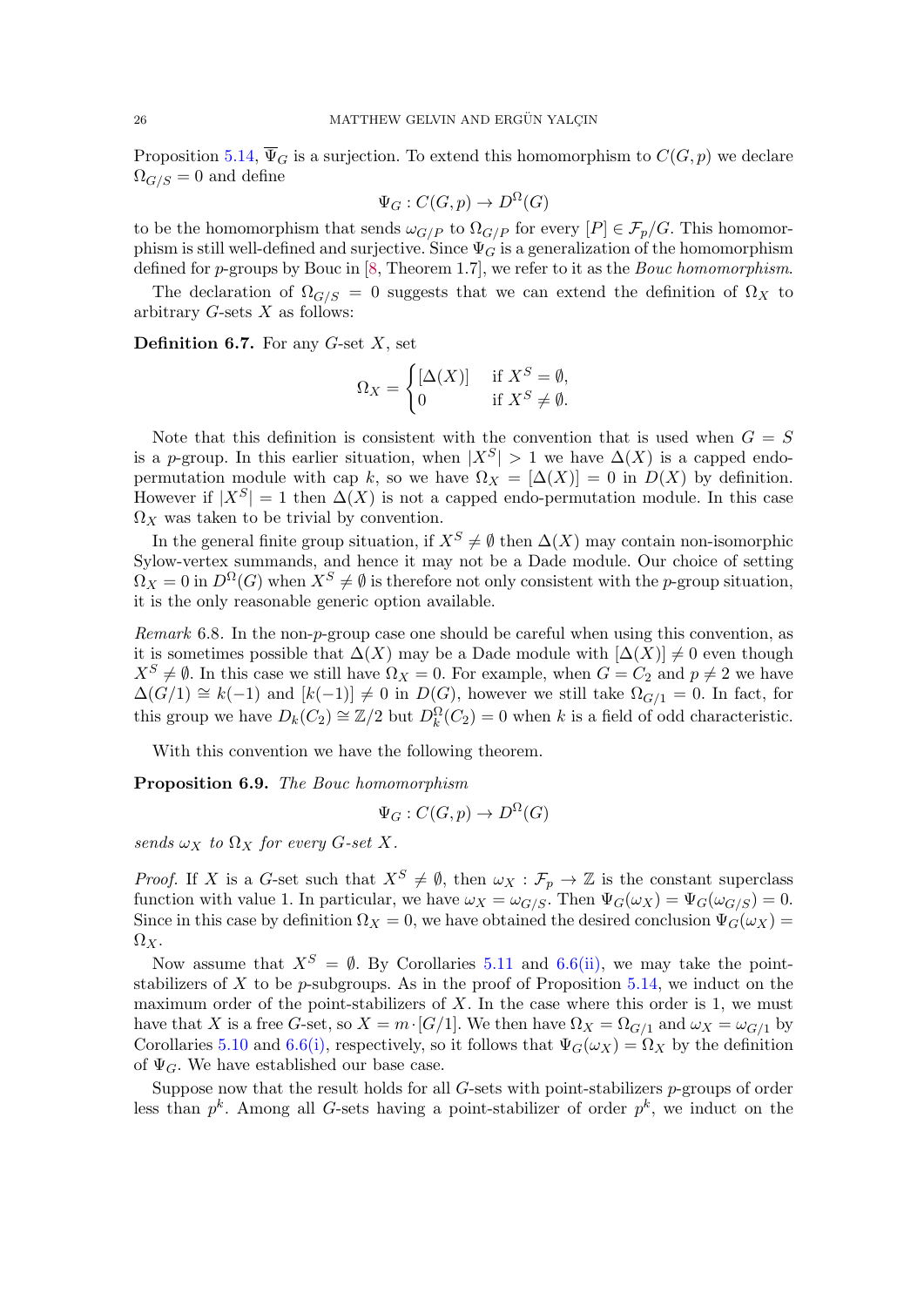Proposition 5.14, $\overline{\Psi}_G$ is a surjection. To extend this homomorphism to $C(G,p)$ we declare $\Omega_{G/S} = 0$ and define

$$\Psi_G : C(G,p) \to D^{\Omega}(G)$$

to be the homomorphism that sends $\omega_{G/P}$ to $\Omega_{G/P}$ for every $[P] \in \mathcal{F}_p/G$. This homomorphism is still well-defined and surjective. Since $\Psi_G$ is a generalization of the homomorphism defined for $p$-groups by Bouc in [8, Theorem 1.7], we refer to it as the *Bouc homomorphism*.

The declaration of $\Omega_{G/S} = 0$ suggests that we can extend the definition of $\Omega_X$ to arbitrary $G$-sets $X$ as follows:

**Definition 6.7.** For any $G$-set $X$, set

$$\Omega_X = \begin{cases} [\Delta(X)] & \text{if } X^S = \emptyset, \\ 0 & \text{if } X^S \neq \emptyset. \end{cases}$$

Note that this definition is consistent with the convention that is used when $G = S$ is a $p$-group. In this earlier situation, when $|X^S| > 1$ we have $\Delta(X)$ is a capped endo-permutation module with cap $k$, so we have $\Omega_X = [\Delta(X)] = 0$ in $D(X)$ by definition. However if $|X^S| = 1$ then $\Delta(X)$ is not a capped endo-permutation module. In this case $\Omega_X$ was taken to be trivial by convention.

In the general finite group situation, if $X^S \neq \emptyset$ then $\Delta(X)$ may contain non-isomorphic Sylow-vertex summands, and hence it may not be a Dade module. Our choice of setting $\Omega_X = 0$ in $D^{\Omega}(G)$ when $X^S \neq \emptyset$ is therefore not only consistent with the $p$-group situation, it is the only reasonable generic option available.

*Remark* 6.8. In the non-$p$-group case one should be careful when using this convention, as it is sometimes possible that $\Delta(X)$ may be a Dade module with $[\Delta(X)] \neq 0$ even though $X^S \neq \emptyset$. In this case we still have $\Omega_X = 0$. For example, when $G = C_2$ and $p \neq 2$ we have $\Delta(G/1) \cong k(-1)$ and $[k(-1)] \neq 0$ in $D(G)$, however we still take $\Omega_{G/1} = 0$. In fact, for this group we have $D_k(C_2) \cong \mathbb{Z}/2$ but $D_k^{\Omega}(C_2) = 0$ when $k$ is a field of odd characteristic.

With this convention we have the following theorem.

**Proposition 6.9.** *The Bouc homomorphism*

$$\Psi_G : C(G,p) \to D^{\Omega}(G)$$

*sends $\omega_X$ to $\Omega_X$ for every $G$-set $X$.*

*Proof.* If $X$ is a $G$-set such that $X^S \neq \emptyset$, then $\omega_X : \mathcal{F}_p \to \mathbb{Z}$ is the constant superclass function with value 1. In particular, we have $\omega_X = \omega_{G/S}$. Then $\Psi_G(\omega_X) = \Psi_G(\omega_{G/S}) = 0$. Since in this case by definition $\Omega_X = 0$, we have obtained the desired conclusion $\Psi_G(\omega_X) = \Omega_X$.

Now assume that $X^S = \emptyset$. By Corollaries 5.11 and 6.6(ii), we may take the point-stabilizers of $X$ to be $p$-subgroups. As in the proof of Proposition 5.14, we induct on the maximum order of the point-stabilizers of $X$. In the case where this order is 1, we must have that $X$ is a free $G$-set, so $X = m \cdot [G/1]$. We then have $\Omega_X = \Omega_{G/1}$ and $\omega_X = \omega_{G/1}$ by Corollaries 5.10 and 6.6(i), respectively, so it follows that $\Psi_G(\omega_X) = \Omega_X$ by the definition of $\Psi_G$. We have established our base case.

Suppose now that the result holds for all $G$-sets with point-stabilizers $p$-groups of order less than $p^k$. Among all $G$-sets having a point-stabilizer of order $p^k$, we induct on the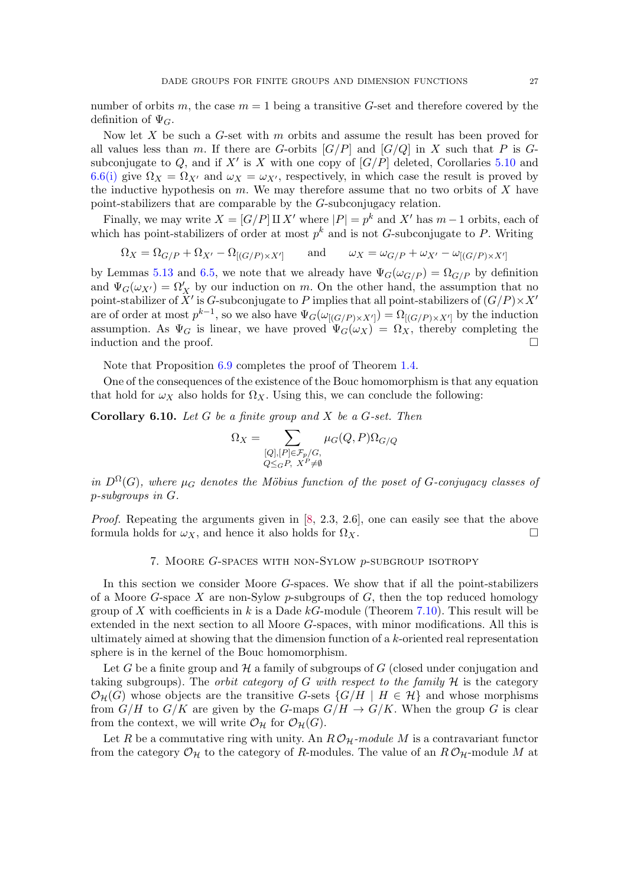number of orbits $m$, the case $m = 1$ being a transitive $G$-set and therefore covered by the definition of $\Psi_G$.

Now let $X$ be such a $G$-set with $m$ orbits and assume the result has been proved for all values less than $m$. If there are $G$-orbits $[G/P]$ and $[G/Q]$ in $X$ such that $P$ is $G$-subconjugate to $Q$, and if $X'$ is $X$ with one copy of $[G/P]$ deleted, Corollaries 5.10 and 6.6(i) give $\Omega_X = \Omega_{X'}$ and $\omega_X = \omega_{X'}$, respectively, in which case the result is proved by the inductive hypothesis on $m$. We may therefore assume that no two orbits of $X$ have point-stabilizers that are comparable by the $G$-subconjugacy relation.

Finally, we may write $X = [G/P] \amalg X'$ where $|P| = p^k$ and $X'$ has $m-1$ orbits, each of which has point-stabilizers of order at most $p^k$ and is not $G$-subconjugate to $P$. Writing

$$\Omega_X = \Omega_{G/P} + \Omega_{X'} - \Omega_{[(G/P)\times X']} \qquad \text{and} \qquad \omega_X = \omega_{G/P} + \omega_{X'} - \omega_{[(G/P)\times X']}$$

by Lemmas 5.13 and 6.5, we note that we already have $\Psi_G(\omega_{G/P}) = \Omega_{G/P}$ by definition and $\Psi_G(\omega_{X'}) = \Omega'_X$ by our induction on $m$. On the other hand, the assumption that no point-stabilizer of $X'$ is $G$-subconjugate to $P$ implies that all point-stabilizers of $(G/P)\times X'$ are of order at most $p^{k-1}$, so we also have $\Psi_G(\omega_{[(G/P)\times X']}) = \Omega_{[(G/P)\times X']}$ by the induction assumption. As $\Psi_G$ is linear, we have proved $\Psi_G(\omega_X) = \Omega_X$, thereby completing the induction and the proof. □

Note that Proposition 6.9 completes the proof of Theorem 1.4.

One of the consequences of the existence of the Bouc homomorphism is that any equation that hold for $\omega_X$ also holds for $\Omega_X$. Using this, we can conclude the following:

**Corollary 6.10.** *Let $G$ be a finite group and $X$ be a $G$-set. Then*

$$\Omega_X = \sum_{\substack{[Q],[P]\in\mathcal{F}_p/G,\\ Q\le_G P,\ X^P\neq\emptyset}} \mu_G(Q,P)\Omega_{G/Q}$$

*in $D^\Omega(G)$, where $\mu_G$ denotes the Möbius function of the poset of $G$-conjugacy classes of $p$-subgroups in $G$.*

*Proof.* Repeating the arguments given in [8, 2.3, 2.6], one can easily see that the above formula holds for $\omega_X$, and hence it also holds for $\Omega_X$. □

## 7. Moore $G$-spaces with non-Sylow $p$-subgroup isotropy

In this section we consider Moore $G$-spaces. We show that if all the point-stabilizers of a Moore $G$-space $X$ are non-Sylow $p$-subgroups of $G$, then the top reduced homology group of $X$ with coefficients in $k$ is a Dade $kG$-module (Theorem 7.10). This result will be extended in the next section to all Moore $G$-spaces, with minor modifications. All this is ultimately aimed at showing that the dimension function of a $k$-oriented real representation sphere is in the kernel of the Bouc homomorphism.

Let $G$ be a finite group and $\mathcal{H}$ a family of subgroups of $G$ (closed under conjugation and taking subgroups). The *orbit category of $G$ with respect to the family $\mathcal{H}$* is the category $\mathcal{O}_{\mathcal{H}}(G)$ whose objects are the transitive $G$-sets $\{G/H \mid H \in \mathcal{H}\}$ and whose morphisms from $G/H$ to $G/K$ are given by the $G$-maps $G/H \to G/K$. When the group $G$ is clear from the context, we will write $\mathcal{O}_{\mathcal{H}}$ for $\mathcal{O}_{\mathcal{H}}(G)$.

Let $R$ be a commutative ring with unity. An *$R\mathcal{O}_{\mathcal{H}}$-module* $M$ is a contravariant functor from the category $\mathcal{O}_{\mathcal{H}}$ to the category of $R$-modules. The value of an $R\mathcal{O}_{\mathcal{H}}$-module $M$ at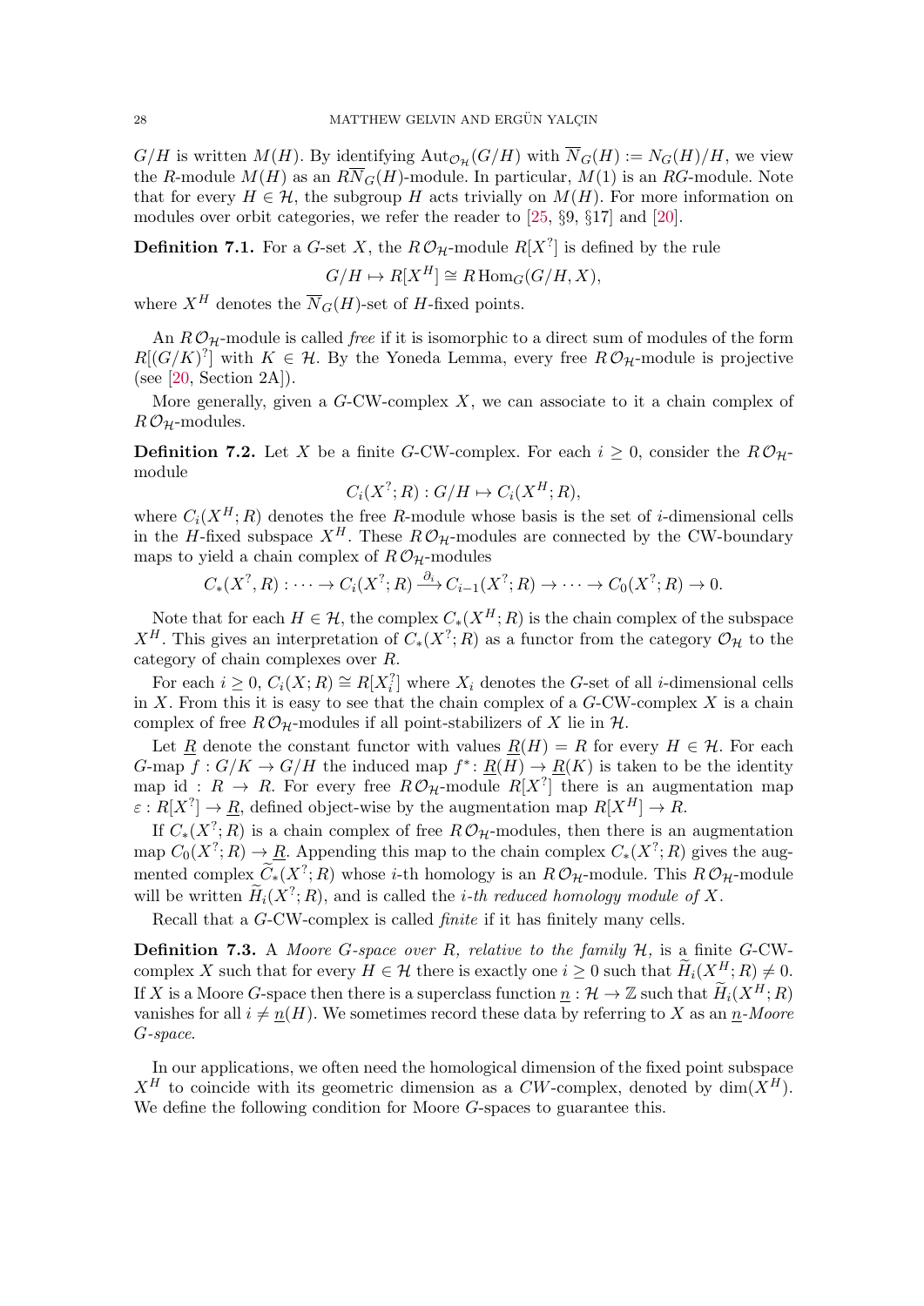$G/H$ is written $M(H)$. By identifying $\mathrm{Aut}_{\mathcal{O}_\mathcal{H}}(G/H)$ with $\overline{N}_G(H) := N_G(H)/H$, we view the $R$-module $M(H)$ as an $R\overline{N}_G(H)$-module. In particular, $M(1)$ is an $RG$-module. Note that for every $H \in \mathcal{H}$, the subgroup $H$ acts trivially on $M(H)$. For more information on modules over orbit categories, we refer the reader to [25, §9, §17] and [20].

**Definition 7.1.** For a $G$-set $X$, the $R\,\mathcal{O}_\mathcal{H}$-module $R[X^?]$ is defined by the rule

$$G/H \mapsto R[X^H] \cong R\,\mathrm{Hom}_G(G/H, X),$$

where $X^H$ denotes the $\overline{N}_G(H)$-set of $H$-fixed points.

An $R\,\mathcal{O}_\mathcal{H}$-module is called *free* if it is isomorphic to a direct sum of modules of the form $R[(G/K)^?]$ with $K \in \mathcal{H}$. By the Yoneda Lemma, every free $R\,\mathcal{O}_\mathcal{H}$-module is projective (see [20, Section 2A]).

More generally, given a $G$-CW-complex $X$, we can associate to it a chain complex of $R\,\mathcal{O}_\mathcal{H}$-modules.

**Definition 7.2.** Let $X$ be a finite $G$-CW-complex. For each $i \geq 0$, consider the $R\,\mathcal{O}_\mathcal{H}$-module

$$C_i(X^?; R) : G/H \mapsto C_i(X^H; R),$$

where $C_i(X^H; R)$ denotes the free $R$-module whose basis is the set of $i$-dimensional cells in the $H$-fixed subspace $X^H$. These $R\,\mathcal{O}_\mathcal{H}$-modules are connected by the CW-boundary maps to yield a chain complex of $R\,\mathcal{O}_\mathcal{H}$-modules

$$C_*(X^?, R) : \cdots \to C_i(X^?; R) \xrightarrow{\partial_i} C_{i-1}(X^?; R) \to \cdots \to C_0(X^?; R) \to 0.$$

Note that for each $H \in \mathcal{H}$, the complex $C_*(X^H; R)$ is the chain complex of the subspace $X^H$. This gives an interpretation of $C_*(X^?; R)$ as a functor from the category $\mathcal{O}_\mathcal{H}$ to the category of chain complexes over $R$.

For each $i \geq 0$, $C_i(X; R) \cong R[X_i^?]$ where $X_i$ denotes the $G$-set of all $i$-dimensional cells in $X$. From this it is easy to see that the chain complex of a $G$-CW-complex $X$ is a chain complex of free $R\,\mathcal{O}_\mathcal{H}$-modules if all point-stabilizers of $X$ lie in $\mathcal{H}$.

Let $\underline{R}$ denote the constant functor with values $\underline{R}(H) = R$ for every $H \in \mathcal{H}$. For each $G$-map $f : G/K \to G/H$ the induced map $f^* : \underline{R}(H) \to \underline{R}(K)$ is taken to be the identity map $\mathrm{id} : R \to R$. For every free $R\,\mathcal{O}_\mathcal{H}$-module $R[X^?]$ there is an augmentation map $\varepsilon : R[X^?] \to \underline{R}$, defined object-wise by the augmentation map $R[X^H] \to R$.

If $C_*(X^?; R)$ is a chain complex of free $R\,\mathcal{O}_\mathcal{H}$-modules, then there is an augmentation map $C_0(X^?; R) \to \underline{R}$. Appending this map to the chain complex $C_*(X^?; R)$ gives the augmented complex $\widetilde{C}_*(X^?; R)$ whose $i$-th homology is an $R\,\mathcal{O}_\mathcal{H}$-module. This $R\,\mathcal{O}_\mathcal{H}$-module will be written $\widetilde{H}_i(X^?; R)$, and is called the *$i$-th reduced homology module of* $X$.

Recall that a $G$-CW-complex is called *finite* if it has finitely many cells.

**Definition 7.3.** A *Moore $G$-space over $R$, relative to the family $\mathcal{H}$,* is a finite $G$-CW-complex $X$ such that for every $H \in \mathcal{H}$ there is exactly one $i \geq 0$ such that $\widetilde{H}_i(X^H; R) \neq 0$. If $X$ is a Moore $G$-space then there is a superclass function $\underline{n} : \mathcal{H} \to \mathbb{Z}$ such that $\widetilde{H}_i(X^H; R)$ vanishes for all $i \neq \underline{n}(H)$. We sometimes record these data by referring to $X$ as an *$\underline{n}$-Moore $G$-space*.

In our applications, we often need the homological dimension of the fixed point subspace $X^H$ to coincide with its geometric dimension as a $CW$-complex, denoted by $\dim(X^H)$. We define the following condition for Moore $G$-spaces to guarantee this.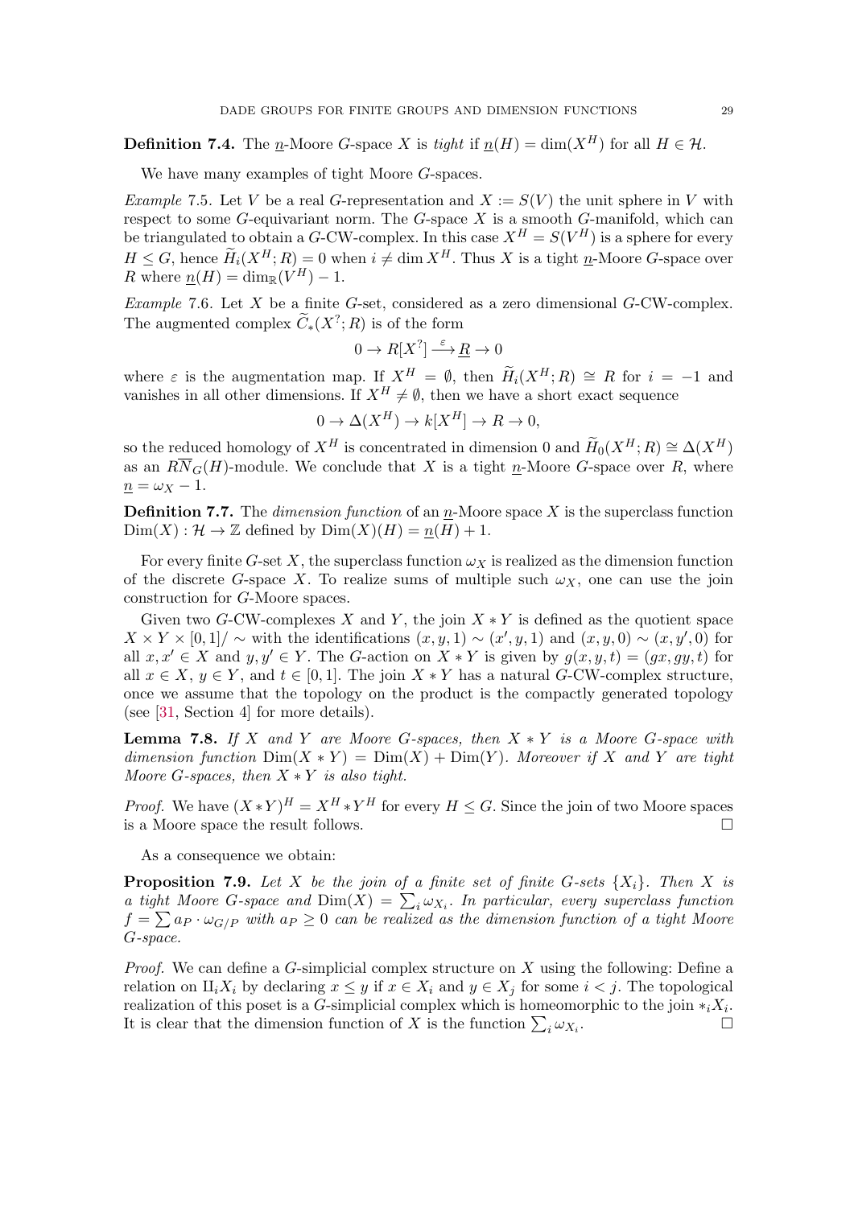**Definition 7.4.** The $\underline{n}$-Moore $G$-space $X$ is *tight* if $\underline{n}(H) = \dim(X^H)$ for all $H \in \mathcal{H}$.

We have many examples of tight Moore $G$-spaces.

*Example* 7.5. Let $V$ be a real $G$-representation and $X := S(V)$ the unit sphere in $V$ with respect to some $G$-equivariant norm. The $G$-space $X$ is a smooth $G$-manifold, which can be triangulated to obtain a $G$-CW-complex. In this case $X^H = S(V^H)$ is a sphere for every $H \leq G$, hence $\widetilde{H}_i(X^H; R) = 0$ when $i \neq \dim X^H$. Thus $X$ is a tight $\underline{n}$-Moore $G$-space over $R$ where $\underline{n}(H) = \dim_{\mathbb{R}}(V^H) - 1$.

*Example* 7.6. Let $X$ be a finite $G$-set, considered as a zero dimensional $G$-CW-complex. The augmented complex $\widetilde{C}_*(X^?; R)$ is of the form

$$0 \to R[X^?] \xrightarrow{\varepsilon} \underline{R} \to 0$$

where $\varepsilon$ is the augmentation map. If $X^H = \emptyset$, then $\widetilde{H}_i(X^H; R) \cong R$ for $i = -1$ and vanishes in all other dimensions. If $X^H \neq \emptyset$, then we have a short exact sequence

$$0 \to \Delta(X^H) \to k[X^H] \to R \to 0,$$

so the reduced homology of $X^H$ is concentrated in dimension 0 and $\widetilde{H}_0(X^H; R) \cong \Delta(X^H)$ as an $R\overline{N}_G(H)$-module. We conclude that $X$ is a tight $\underline{n}$-Moore $G$-space over $R$, where $\underline{n} = \omega_X - 1$.

**Definition 7.7.** The *dimension function* of an $\underline{n}$-Moore space $X$ is the superclass function $\mathrm{Dim}(X) : \mathcal{H} \to \mathbb{Z}$ defined by $\mathrm{Dim}(X)(H) = \underline{n}(H) + 1$.

For every finite $G$-set $X$, the superclass function $\omega_X$ is realized as the dimension function of the discrete $G$-space $X$. To realize sums of multiple such $\omega_X$, one can use the join construction for $G$-Moore spaces.

Given two $G$-CW-complexes $X$ and $Y$, the join $X * Y$ is defined as the quotient space $X \times Y \times [0,1]/\sim$ with the identifications $(x, y, 1) \sim (x', y, 1)$ and $(x, y, 0) \sim (x, y', 0)$ for all $x, x' \in X$ and $y, y' \in Y$. The $G$-action on $X * Y$ is given by $g(x, y, t) = (gx, gy, t)$ for all $x \in X$, $y \in Y$, and $t \in [0, 1]$. The join $X * Y$ has a natural $G$-CW-complex structure, once we assume that the topology on the product is the compactly generated topology (see [31, Section 4] for more details).

**Lemma 7.8.** *If $X$ and $Y$ are Moore $G$-spaces, then $X * Y$ is a Moore $G$-space with dimension function $\mathrm{Dim}(X * Y) = \mathrm{Dim}(X) + \mathrm{Dim}(Y)$. Moreover if $X$ and $Y$ are tight Moore $G$-spaces, then $X * Y$ is also tight.*

*Proof.* We have $(X * Y)^H = X^H * Y^H$ for every $H \leq G$. Since the join of two Moore spaces is a Moore space the result follows. □

As a consequence we obtain:

**Proposition 7.9.** *Let $X$ be the join of a finite set of finite $G$-sets $\{X_i\}$. Then $X$ is a tight Moore $G$-space and $\mathrm{Dim}(X) = \sum_i \omega_{X_i}$. In particular, every superclass function $f = \sum a_P \cdot \omega_{G/P}$ with $a_P \geq 0$ can be realized as the dimension function of a tight Moore $G$-space.*

*Proof.* We can define a $G$-simplicial complex structure on $X$ using the following: Define a relation on $\amalg_i X_i$ by declaring $x \leq y$ if $x \in X_i$ and $y \in X_j$ for some $i < j$. The topological realization of this poset is a $G$-simplicial complex which is homeomorphic to the join $*_i X_i$. It is clear that the dimension function of $X$ is the function $\sum_i \omega_{X_i}$. □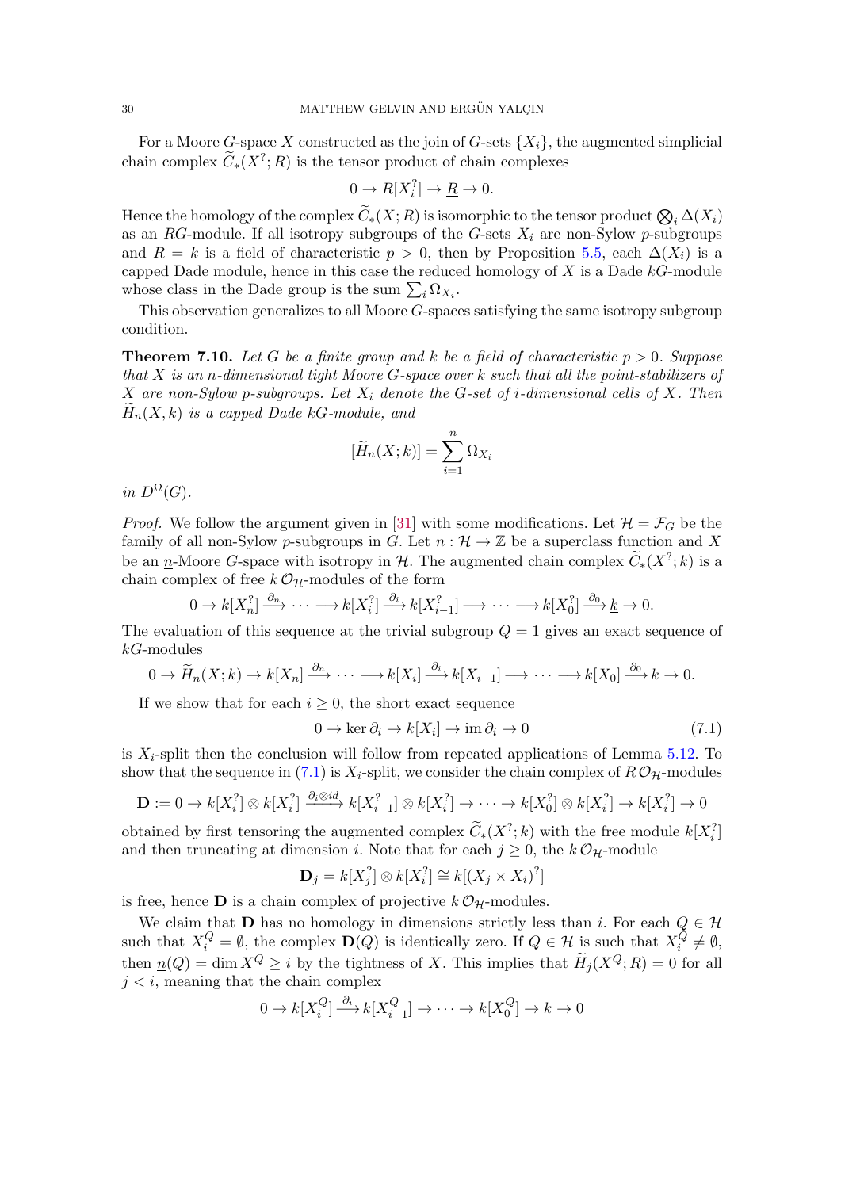For a Moore $G$-space $X$ constructed as the join of $G$-sets $\{X_i\}$, the augmented simplicial chain complex $\widetilde{C}_*(X^?; R)$ is the tensor product of chain complexes

$$0 \to R[X_i^?] \to \underline{R} \to 0.$$

Hence the homology of the complex $\widetilde{C}_*(X; R)$ is isomorphic to the tensor product $\bigotimes_i \Delta(X_i)$ as an $RG$-module. If all isotropy subgroups of the $G$-sets $X_i$ are non-Sylow $p$-subgroups and $R = k$ is a field of characteristic $p > 0$, then by Proposition 5.5, each $\Delta(X_i)$ is a capped Dade module, hence in this case the reduced homology of $X$ is a Dade $kG$-module whose class in the Dade group is the sum $\sum_i \Omega_{X_i}$.

This observation generalizes to all Moore $G$-spaces satisfying the same isotropy subgroup condition.

**Theorem 7.10.** *Let $G$ be a finite group and $k$ be a field of characteristic $p > 0$. Suppose that $X$ is an $n$-dimensional tight Moore $G$-space over $k$ such that all the point-stabilizers of $X$ are non-Sylow $p$-subgroups. Let $X_i$ denote the $G$-set of $i$-dimensional cells of $X$. Then $\widetilde{H}_n(X, k)$ is a capped Dade $kG$-module, and*

$$[\widetilde{H}_n(X; k)] = \sum_{i=1}^{n} \Omega_{X_i}$$

*in $D^{\Omega}(G)$.*

*Proof.* We follow the argument given in [31] with some modifications. Let $\mathcal{H} = \mathcal{F}_G$ be the family of all non-Sylow $p$-subgroups in $G$. Let $\underline{n} : \mathcal{H} \to \mathbb{Z}$ be a superclass function and $X$ be an $\underline{n}$-Moore $G$-space with isotropy in $\mathcal{H}$. The augmented chain complex $\widetilde{C}_*(X^?; k)$ is a chain complex of free $k\,\mathcal{O}_{\mathcal{H}}$-modules of the form

$$0 \to k[X_n^?] \xrightarrow{\partial_n} \cdots \longrightarrow k[X_i^?] \xrightarrow{\partial_i} k[X_{i-1}^?] \longrightarrow \cdots \longrightarrow k[X_0^?] \xrightarrow{\partial_0} \underline{k} \to 0.$$

The evaluation of this sequence at the trivial subgroup $Q = 1$ gives an exact sequence of $kG$-modules

$$0 \to \widetilde{H}_n(X; k) \to k[X_n] \xrightarrow{\partial_n} \cdots \longrightarrow k[X_i] \xrightarrow{\partial_i} k[X_{i-1}] \longrightarrow \cdots \longrightarrow k[X_0] \xrightarrow{\partial_0} k \to 0.$$

If we show that for each $i \geq 0$, the short exact sequence

$$0 \to \ker \partial_i \to k[X_i] \to \operatorname{im} \partial_i \to 0 \tag{7.1}$$

is $X_i$-split then the conclusion will follow from repeated applications of Lemma 5.12. To show that the sequence in (7.1) is $X_i$-split, we consider the chain complex of $R\,\mathcal{O}_{\mathcal{H}}$-modules

$$\mathbf{D} := 0 \to k[X_i^?] \otimes k[X_i^?] \xrightarrow{\partial_i \otimes id} k[X_{i-1}^?] \otimes k[X_i^?] \to \cdots \to k[X_0^?] \otimes k[X_i^?] \to k[X_i^?] \to 0$$

obtained by first tensoring the augmented complex $\widetilde{C}_*(X^?; k)$ with the free module $k[X_i^?]$ and then truncating at dimension $i$. Note that for each $j \geq 0$, the $k\,\mathcal{O}_{\mathcal{H}}$-module

$$\mathbf{D}_j = k[X_j^?] \otimes k[X_i^?] \cong k[(X_j \times X_i)^?]$$

is free, hence $\mathbf{D}$ is a chain complex of projective $k\,\mathcal{O}_{\mathcal{H}}$-modules.

We claim that $\mathbf{D}$ has no homology in dimensions strictly less than $i$. For each $Q \in \mathcal{H}$ such that $X_i^Q = \emptyset$, the complex $\mathbf{D}(Q)$ is identically zero. If $Q \in \mathcal{H}$ is such that $X_i^Q \neq \emptyset$, then $\underline{n}(Q) = \dim X^Q \geq i$ by the tightness of $X$. This implies that $\widetilde{H}_j(X^Q; R) = 0$ for all $j < i$, meaning that the chain complex

$$0 \to k[X_i^Q] \xrightarrow{\partial_i} k[X_{i-1}^Q] \to \cdots \to k[X_0^Q] \to k \to 0$$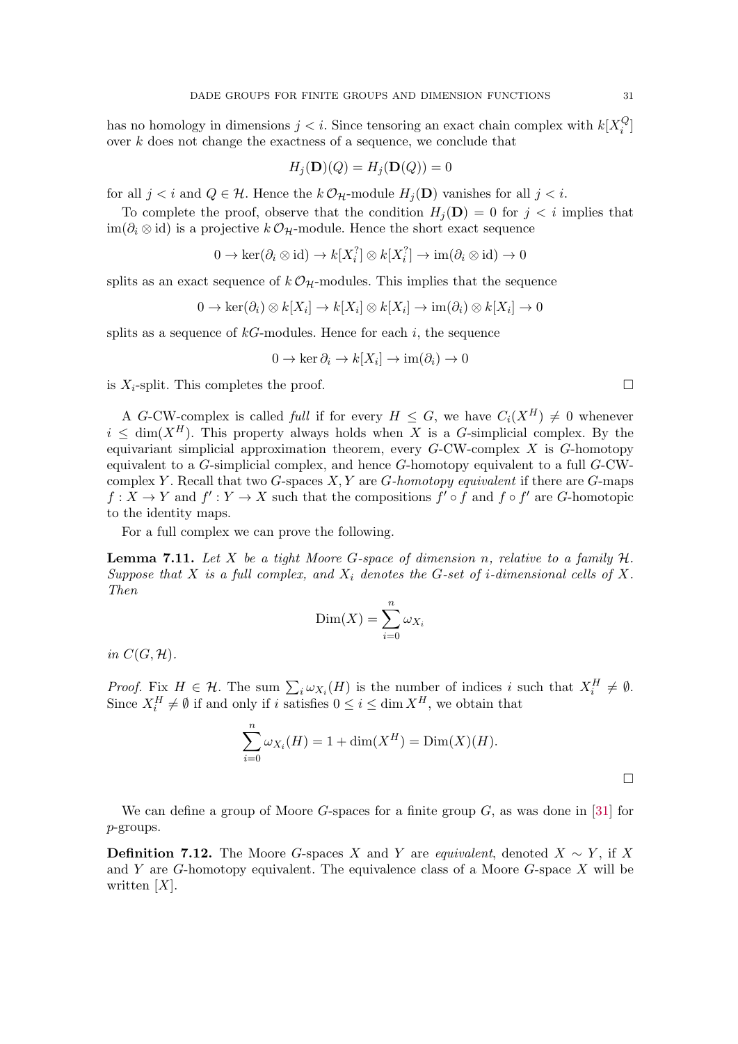has no homology in dimensions $j < i$. Since tensoring an exact chain complex with $k[X_i^Q]$ over $k$ does not change the exactness of a sequence, we conclude that

$$H_j(\mathbf{D})(Q) = H_j(\mathbf{D}(Q)) = 0$$

for all $j < i$ and $Q \in \mathcal{H}$. Hence the $k\,\mathcal{O}_{\mathcal{H}}$-module $H_j(\mathbf{D})$ vanishes for all $j < i$.

To complete the proof, observe that the condition $H_j(\mathbf{D}) = 0$ for $j < i$ implies that $\operatorname{im}(\partial_i \otimes \mathrm{id})$ is a projective $k\,\mathcal{O}_{\mathcal{H}}$-module. Hence the short exact sequence

$$0 \to \ker(\partial_i \otimes \mathrm{id}) \to k[X_i^?] \otimes k[X_i^?] \to \operatorname{im}(\partial_i \otimes \mathrm{id}) \to 0$$

splits as an exact sequence of $k\,\mathcal{O}_{\mathcal{H}}$-modules. This implies that the sequence

$$0 \to \ker(\partial_i) \otimes k[X_i] \to k[X_i] \otimes k[X_i] \to \operatorname{im}(\partial_i) \otimes k[X_i] \to 0$$

splits as a sequence of $kG$-modules. Hence for each $i$, the sequence

$$0 \to \ker \partial_i \to k[X_i] \to \operatorname{im}(\partial_i) \to 0$$

is $X_i$-split. This completes the proof. $\square$

A $G$-CW-complex is called *full* if for every $H \leq G$, we have $C_i(X^H) \neq 0$ whenever $i \leq \dim(X^H)$. This property always holds when $X$ is a $G$-simplicial complex. By the equivariant simplicial approximation theorem, every $G$-CW-complex $X$ is $G$-homotopy equivalent to a $G$-simplicial complex, and hence $G$-homotopy equivalent to a full $G$-CW-complex $Y$. Recall that two $G$-spaces $X, Y$ are *$G$-homotopy equivalent* if there are $G$-maps $f : X \to Y$ and $f' : Y \to X$ such that the compositions $f' \circ f$ and $f \circ f'$ are $G$-homotopic to the identity maps.

For a full complex we can prove the following.

**Lemma 7.11.** *Let $X$ be a tight Moore $G$-space of dimension $n$, relative to a family $\mathcal{H}$. Suppose that $X$ is a full complex, and $X_i$ denotes the $G$-set of $i$-dimensional cells of $X$. Then*

$$\operatorname{Dim}(X) = \sum_{i=0}^{n} \omega_{X_i}$$

*in $C(G, \mathcal{H})$.*

*Proof.* Fix $H \in \mathcal{H}$. The sum $\sum_i \omega_{X_i}(H)$ is the number of indices $i$ such that $X_i^H \neq \emptyset$. Since $X_i^H \neq \emptyset$ if and only if $i$ satisfies $0 \leq i \leq \dim X^H$, we obtain that

$$\sum_{i=0}^{n} \omega_{X_i}(H) = 1 + \dim(X^H) = \operatorname{Dim}(X)(H).$$

$\square$

We can define a group of Moore $G$-spaces for a finite group $G$, as was done in [31] for $p$-groups.

**Definition 7.12.** The Moore $G$-spaces $X$ and $Y$ are *equivalent*, denoted $X \sim Y$, if $X$ and $Y$ are $G$-homotopy equivalent. The equivalence class of a Moore $G$-space $X$ will be written $[X]$.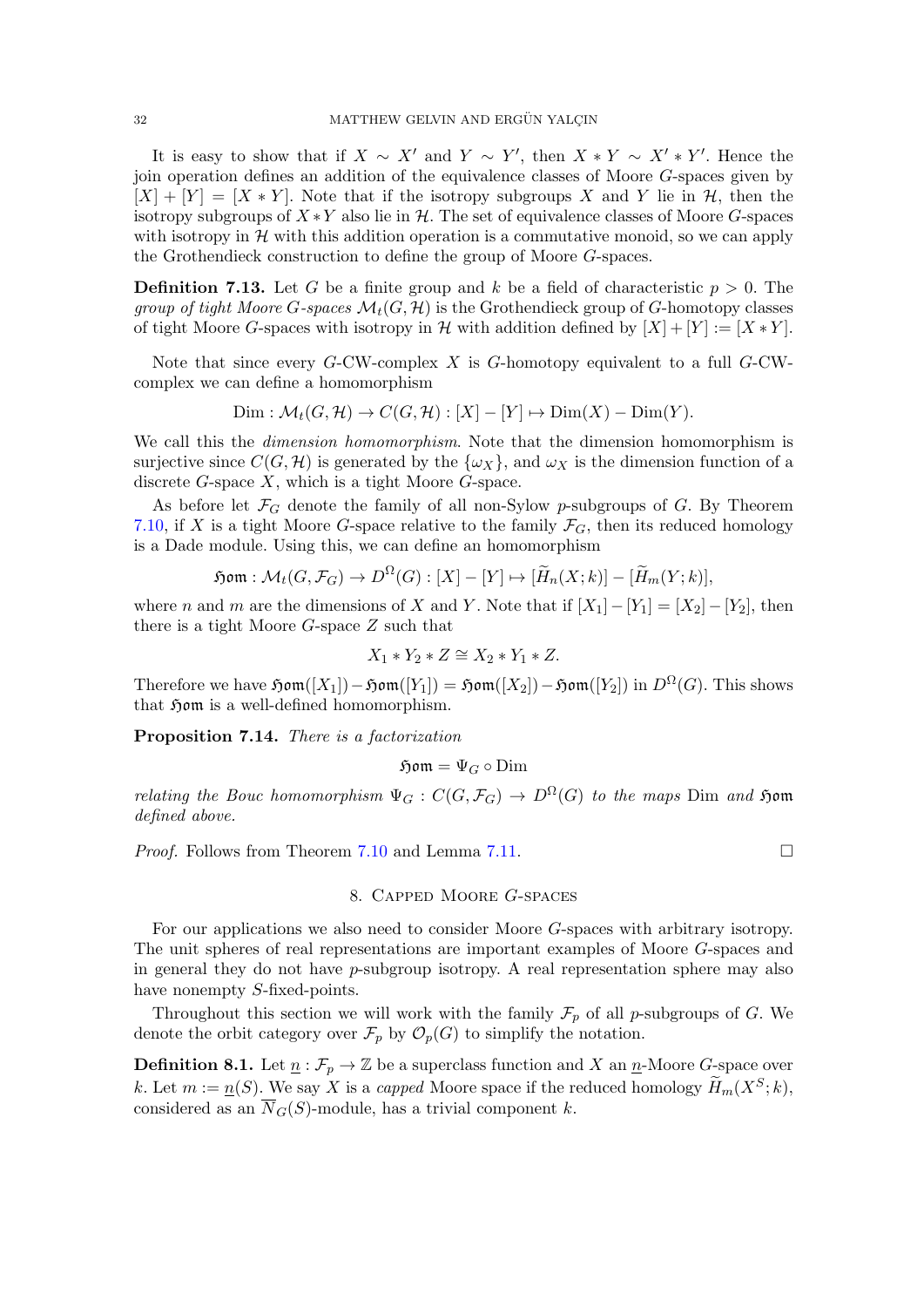It is easy to show that if $X \sim X'$ and $Y \sim Y'$, then $X * Y \sim X' * Y'$. Hence the join operation defines an addition of the equivalence classes of Moore $G$-spaces given by $[X] + [Y] = [X * Y]$. Note that if the isotropy subgroups $X$ and $Y$ lie in $\mathcal{H}$, then the isotropy subgroups of $X * Y$ also lie in $\mathcal{H}$. The set of equivalence classes of Moore $G$-spaces with isotropy in $\mathcal{H}$ with this addition operation is a commutative monoid, so we can apply the Grothendieck construction to define the group of Moore $G$-spaces.

**Definition 7.13.** Let $G$ be a finite group and $k$ be a field of characteristic $p > 0$. The *group of tight Moore $G$-spaces* $\mathcal{M}_t(G, \mathcal{H})$ is the Grothendieck group of $G$-homotopy classes of tight Moore $G$-spaces with isotropy in $\mathcal{H}$ with addition defined by $[X] + [Y] := [X * Y]$.

Note that since every $G$-CW-complex $X$ is $G$-homotopy equivalent to a full $G$-CW-complex we can define a homomorphism

$$\mathrm{Dim} : \mathcal{M}_t(G, \mathcal{H}) \to C(G, \mathcal{H}) : [X] - [Y] \mapsto \mathrm{Dim}(X) - \mathrm{Dim}(Y).$$

We call this the *dimension homomorphism*. Note that the dimension homomorphism is surjective since $C(G, \mathcal{H})$ is generated by the $\{\omega_X\}$, and $\omega_X$ is the dimension function of a discrete $G$-space $X$, which is a tight Moore $G$-space.

As before let $\mathcal{F}_G$ denote the family of all non-Sylow $p$-subgroups of $G$. By Theorem 7.10, if $X$ is a tight Moore $G$-space relative to the family $\mathcal{F}_G$, then its reduced homology is a Dade module. Using this, we can define an homomorphism

$$\mathfrak{Hom} : \mathcal{M}_t(G, \mathcal{F}_G) \to D^{\Omega}(G) : [X] - [Y] \mapsto [\widetilde{H}_n(X; k)] - [\widetilde{H}_m(Y; k)],$$

where $n$ and $m$ are the dimensions of $X$ and $Y$. Note that if $[X_1] - [Y_1] = [X_2] - [Y_2]$, then there is a tight Moore $G$-space $Z$ such that

$$X_1 * Y_2 * Z \cong X_2 * Y_1 * Z.$$

Therefore we have $\mathfrak{Hom}([X_1]) - \mathfrak{Hom}([Y_1]) = \mathfrak{Hom}([X_2]) - \mathfrak{Hom}([Y_2])$ in $D^{\Omega}(G)$. This shows that $\mathfrak{Hom}$ is a well-defined homomorphism.

**Proposition 7.14.** *There is a factorization*

$$\mathfrak{Hom} = \Psi_G \circ \mathrm{Dim}$$

*relating the Bouc homomorphism* $\Psi_G : C(G, \mathcal{F}_G) \to D^{\Omega}(G)$ *to the maps* Dim *and* $\mathfrak{Hom}$ *defined above.*

*Proof.* Follows from Theorem 7.10 and Lemma 7.11. □

## 8. Capped Moore $G$-spaces

For our applications we also need to consider Moore $G$-spaces with arbitrary isotropy. The unit spheres of real representations are important examples of Moore $G$-spaces and in general they do not have $p$-subgroup isotropy. A real representation sphere may also have nonempty $S$-fixed-points.

Throughout this section we will work with the family $\mathcal{F}_p$ of all $p$-subgroups of $G$. We denote the orbit category over $\mathcal{F}_p$ by $\mathcal{O}_p(G)$ to simplify the notation.

**Definition 8.1.** Let $\underline{n} : \mathcal{F}_p \to \mathbb{Z}$ be a superclass function and $X$ an $\underline{n}$-Moore $G$-space over $k$. Let $m := \underline{n}(S)$. We say $X$ is a *capped* Moore space if the reduced homology $\widetilde{H}_m(X^S; k)$, considered as an $\overline{N}_G(S)$-module, has a trivial component $k$.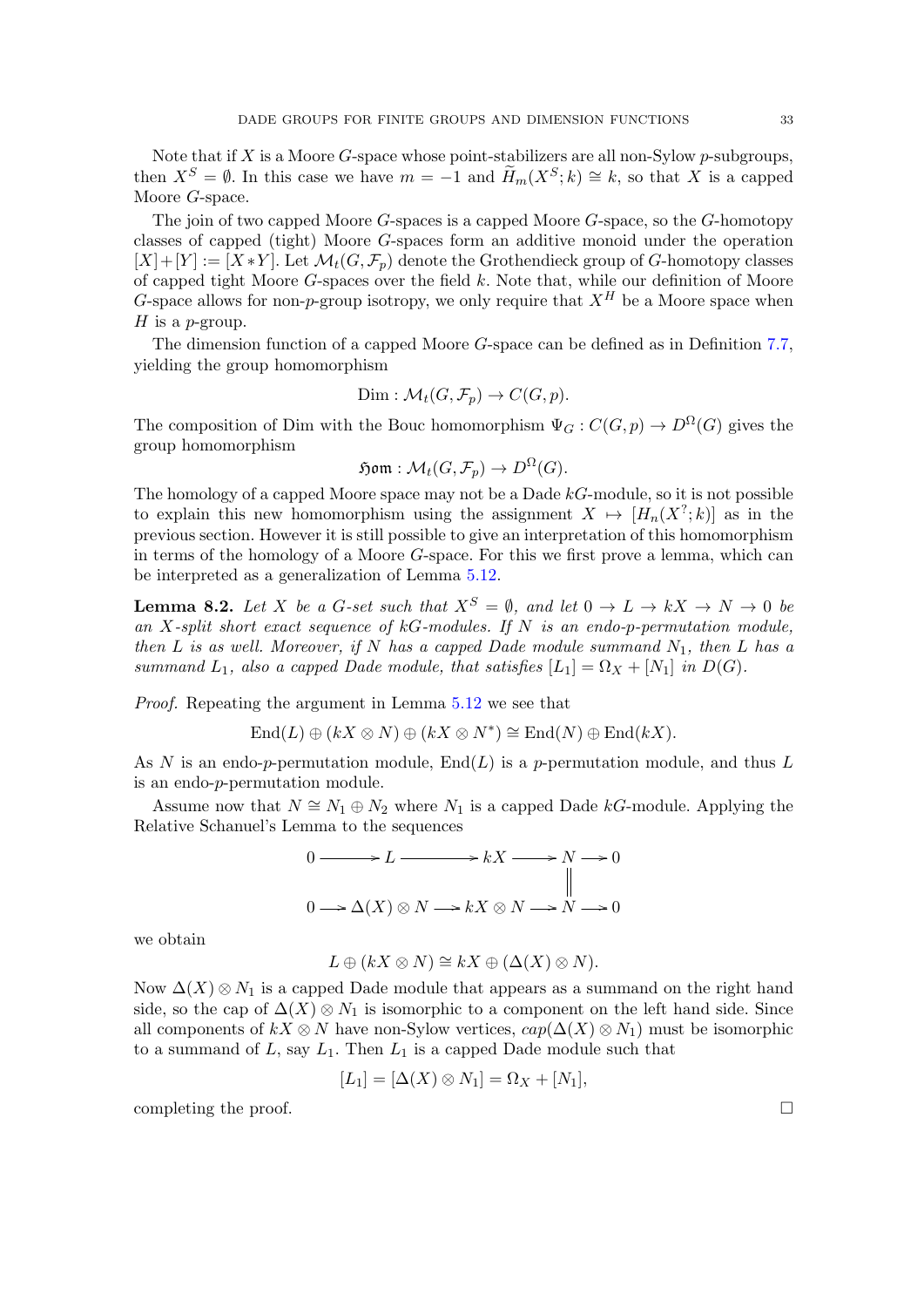Note that if $X$ is a Moore $G$-space whose point-stabilizers are all non-Sylow $p$-subgroups, then $X^S = \emptyset$. In this case we have $m = -1$ and $\widetilde{H}_m(X^S; k) \cong k$, so that $X$ is a capped Moore $G$-space.

The join of two capped Moore $G$-spaces is a capped Moore $G$-space, so the $G$-homotopy classes of capped (tight) Moore $G$-spaces form an additive monoid under the operation $[X]+[Y] := [X * Y]$. Let $\mathcal{M}_t(G, \mathcal{F}_p)$ denote the Grothendieck group of $G$-homotopy classes of capped tight Moore $G$-spaces over the field $k$. Note that, while our definition of Moore $G$-space allows for non-$p$-group isotropy, we only require that $X^H$ be a Moore space when $H$ is a $p$-group.

The dimension function of a capped Moore $G$-space can be defined as in Definition 7.7, yielding the group homomorphism

$$\mathrm{Dim} : \mathcal{M}_t(G, \mathcal{F}_p) \to C(G, p).$$

The composition of Dim with the Bouc homomorphism $\Psi_G : C(G,p) \to D^{\Omega}(G)$ gives the group homomorphism

$$\mathfrak{Hom} : \mathcal{M}_t(G, \mathcal{F}_p) \to D^{\Omega}(G).$$

The homology of a capped Moore space may not be a Dade $kG$-module, so it is not possible to explain this new homomorphism using the assignment $X \mapsto [H_n(X^?; k)]$ as in the previous section. However it is still possible to give an interpretation of this homomorphism in terms of the homology of a Moore $G$-space. For this we first prove a lemma, which can be interpreted as a generalization of Lemma 5.12.

**Lemma 8.2.** *Let $X$ be a $G$-set such that $X^S = \emptyset$, and let $0 \to L \to kX \to N \to 0$ be an $X$-split short exact sequence of $kG$-modules. If $N$ is an endo-$p$-permutation module, then $L$ is as well. Moreover, if $N$ has a capped Dade module summand $N_1$, then $L$ has a summand $L_1$, also a capped Dade module, that satisfies $[L_1] = \Omega_X + [N_1]$ in $D(G)$.*

*Proof.* Repeating the argument in Lemma 5.12 we see that

$$\mathrm{End}(L) \oplus (kX \otimes N) \oplus (kX \otimes N^*) \cong \mathrm{End}(N) \oplus \mathrm{End}(kX).$$

As $N$ is an endo-$p$-permutation module, $\mathrm{End}(L)$ is a $p$-permutation module, and thus $L$ is an endo-$p$-permutation module.

Assume now that $N \cong N_1 \oplus N_2$ where $N_1$ is a capped Dade $kG$-module. Applying the Relative Schanuel's Lemma to the sequences

$$\begin{array}{ccccccccc} 0 & \longrightarrow & L & \longrightarrow & kX & \longrightarrow & N & \longrightarrow & 0 \\ & & & & & & \| & & \\ 0 & \longrightarrow & \Delta(X) \otimes N & \longrightarrow & kX \otimes N & \longrightarrow & N & \longrightarrow & 0 \end{array}$$

we obtain

$$L \oplus (kX \otimes N) \cong kX \oplus (\Delta(X) \otimes N).$$

Now $\Delta(X) \otimes N_1$ is a capped Dade module that appears as a summand on the right hand side, so the cap of $\Delta(X) \otimes N_1$ is isomorphic to a component on the left hand side. Since all components of $kX \otimes N$ have non-Sylow vertices, $cap(\Delta(X) \otimes N_1)$ must be isomorphic to a summand of $L$, say $L_1$. Then $L_1$ is a capped Dade module such that

$$[L_1] = [\Delta(X) \otimes N_1] = \Omega_X + [N_1],$$

completing the proof. $\square$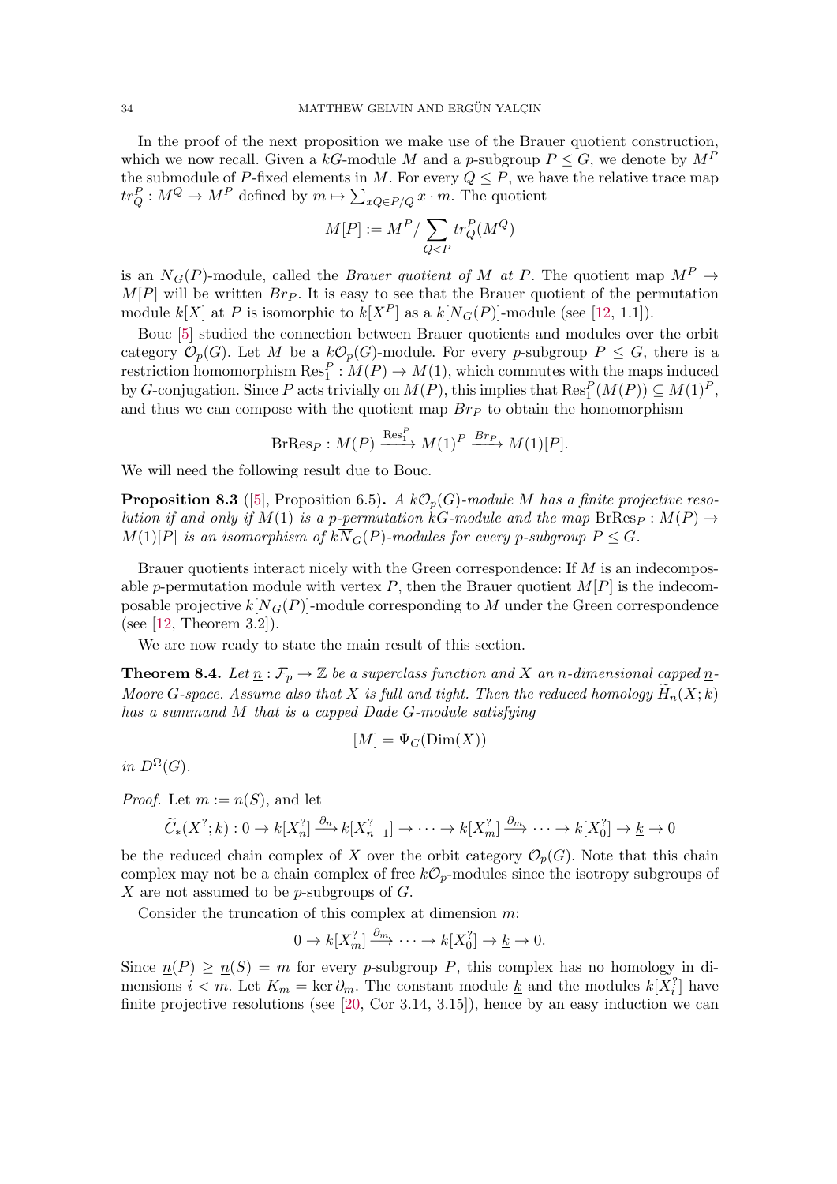In the proof of the next proposition we make use of the Brauer quotient construction, which we now recall. Given a $kG$-module $M$ and a $p$-subgroup $P \leq G$, we denote by $M^P$ the submodule of $P$-fixed elements in $M$. For every $Q \leq P$, we have the relative trace map $tr_Q^P : M^Q \to M^P$ defined by $m \mapsto \sum_{xQ \in P/Q} x \cdot m$. The quotient

$$M[P] := M^P / \sum_{Q<P} tr_Q^P(M^Q)$$

is an $\overline{N}_G(P)$-module, called the *Brauer quotient of* $M$ *at* $P$. The quotient map $M^P \to M[P]$ will be written $Br_P$. It is easy to see that the Brauer quotient of the permutation module $k[X]$ at $P$ is isomorphic to $k[X^P]$ as a $k[\overline{N}_G(P)]$-module (see [12, 1.1]).

Bouc [5] studied the connection between Brauer quotients and modules over the orbit category $\mathcal{O}_p(G)$. Let $M$ be a $k\mathcal{O}_p(G)$-module. For every $p$-subgroup $P \leq G$, there is a restriction homomorphism $\mathrm{Res}_1^P : M(P) \to M(1)$, which commutes with the maps induced by $G$-conjugation. Since $P$ acts trivially on $M(P)$, this implies that $\mathrm{Res}_1^P(M(P)) \subseteq M(1)^P$, and thus we can compose with the quotient map $Br_P$ to obtain the homomorphism

$$\mathrm{BrRes}_P : M(P) \xrightarrow{\mathrm{Res}_1^P} M(1)^P \xrightarrow{Br_P} M(1)[P].$$

We will need the following result due to Bouc.

**Proposition 8.3** ([5], Proposition 6.5)**.** *A $k\mathcal{O}_p(G)$-module $M$ has a finite projective resolution if and only if $M(1)$ is a $p$-permutation $kG$-module and the map $\mathrm{BrRes}_P : M(P) \to M(1)[P]$ is an isomorphism of $k\overline{N}_G(P)$-modules for every $p$-subgroup $P \leq G$.*

Brauer quotients interact nicely with the Green correspondence: If $M$ is an indecomposable $p$-permutation module with vertex $P$, then the Brauer quotient $M[P]$ is the indecomposable projective $k[\overline{N}_G(P)]$-module corresponding to $M$ under the Green correspondence (see [12, Theorem 3.2]).

We are now ready to state the main result of this section.

**Theorem 8.4.** *Let $\underline{n} : \mathcal{F}_p \to \mathbb{Z}$ be a superclass function and $X$ an $n$-dimensional capped $\underline{n}$-Moore $G$-space. Assume also that $X$ is full and tight. Then the reduced homology $\widetilde{H}_n(X; k)$ has a summand $M$ that is a capped Dade $G$-module satisfying*

$$[M] = \Psi_G(\mathrm{Dim}(X))$$

*in $D^{\Omega}(G)$.*

*Proof.* Let $m := \underline{n}(S)$, and let

$$\widetilde{C}_*(X^?; k) : 0 \to k[X_n^?] \xrightarrow{\partial_n} k[X_{n-1}^?] \to \cdots \to k[X_m^?] \xrightarrow{\partial_m} \cdots \to k[X_0^?] \to \underline{k} \to 0$$

be the reduced chain complex of $X$ over the orbit category $\mathcal{O}_p(G)$. Note that this chain complex may not be a chain complex of free $k\mathcal{O}_p$-modules since the isotropy subgroups of $X$ are not assumed to be $p$-subgroups of $G$.

Consider the truncation of this complex at dimension $m$:

$$0 \to k[X_m^?] \xrightarrow{\partial_m} \cdots \to k[X_0^?] \to \underline{k} \to 0.$$

Since $\underline{n}(P) \geq \underline{n}(S) = m$ for every $p$-subgroup $P$, this complex has no homology in dimensions $i < m$. Let $K_m = \ker \partial_m$. The constant module $\underline{k}$ and the modules $k[X_i^?]$ have finite projective resolutions (see [20, Cor 3.14, 3.15]), hence by an easy induction we can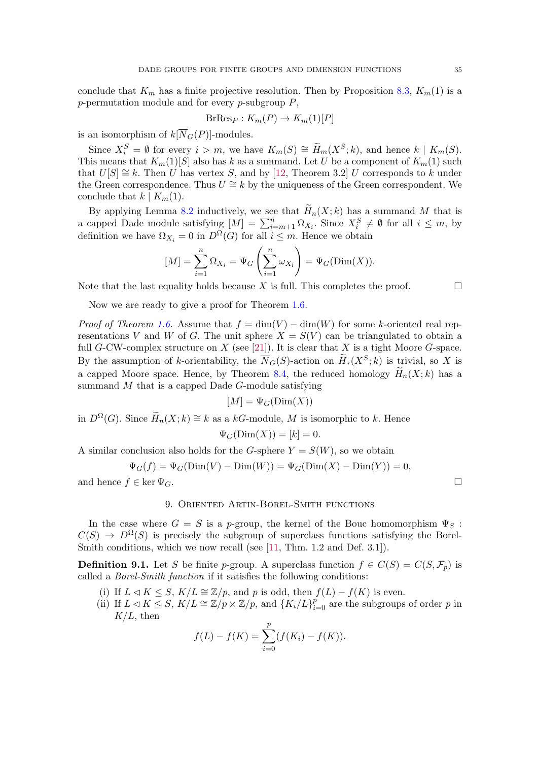conclude that $K_m$ has a finite projective resolution. Then by Proposition 8.3, $K_m(1)$ is a $p$-permutation module and for every $p$-subgroup $P$,

$$\mathrm{BrRes}_P : K_m(P) \to K_m(1)[P]$$

is an isomorphism of $k[\overline{N}_G(P)]$-modules.

Since $X_i^S = \emptyset$ for every $i > m$, we have $K_m(S) \cong \widetilde{H}_m(X^S; k)$, and hence $k \mid K_m(S)$. This means that $K_m(1)[S]$ also has $k$ as a summand. Let $U$ be a component of $K_m(1)$ such that $U[S] \cong k$. Then $U$ has vertex $S$, and by [12, Theorem 3.2] $U$ corresponds to $k$ under the Green correspondence. Thus $U \cong k$ by the uniqueness of the Green correspondent. We conclude that $k \mid K_m(1)$.

By applying Lemma 8.2 inductively, we see that $\widetilde{H}_n(X; k)$ has a summand $M$ that is a capped Dade module satisfying $[M] = \sum_{i=m+1}^{n} \Omega_{X_i}$. Since $X_i^S \neq \emptyset$ for all $i \leq m$, by definition we have $\Omega_{X_i} = 0$ in $D^\Omega(G)$ for all $i \leq m$. Hence we obtain

$$[M] = \sum_{i=1}^{n} \Omega_{X_i} = \Psi_G\left(\sum_{i=1}^{n} \omega_{X_i}\right) = \Psi_G(\mathrm{Dim}(X)).$$

Note that the last equality holds because $X$ is full. This completes the proof. $\square$

Now we are ready to give a proof for Theorem 1.6.

*Proof of Theorem 1.6.* Assume that $f = \dim(V) - \dim(W)$ for some $k$-oriented real representations $V$ and $W$ of $G$. The unit sphere $X = S(V)$ can be triangulated to obtain a full $G$-CW-complex structure on $X$ (see [21]). It is clear that $X$ is a tight Moore $G$-space. By the assumption of $k$-orientability, the $\overline{N}_G(S)$-action on $\widetilde{H}_*(X^S; k)$ is trivial, so $X$ is a capped Moore space. Hence, by Theorem 8.4, the reduced homology $\widetilde{H}_n(X; k)$ has a summand $M$ that is a capped Dade $G$-module satisfying

$$[M] = \Psi_G(\mathrm{Dim}(X))$$

in $D^\Omega(G)$. Since $\widetilde{H}_n(X; k) \cong k$ as a $kG$-module, $M$ is isomorphic to $k$. Hence

$$\Psi_G(\mathrm{Dim}(X)) = [k] = 0.$$

A similar conclusion also holds for the $G$-sphere $Y = S(W)$, so we obtain

$$\Psi_G(f) = \Psi_G(\mathrm{Dim}(V) - \mathrm{Dim}(W)) = \Psi_G(\mathrm{Dim}(X) - \mathrm{Dim}(Y)) = 0,$$

and hence $f \in \ker \Psi_G$. $\square$

## 9. Oriented Artin-Borel-Smith functions

In the case where $G = S$ is a $p$-group, the kernel of the Bouc homomorphism $\Psi_S : C(S) \to D^\Omega(S)$ is precisely the subgroup of superclass functions satisfying the Borel-Smith conditions, which we now recall (see [11, Thm. 1.2 and Def. 3.1]).

**Definition 9.1.** Let $S$ be finite $p$-group. A superclass function $f \in C(S) = C(S, \mathcal{F}_p)$ is called a *Borel-Smith function* if it satisfies the following conditions:

(i) If $L \lhd K \leq S$, $K/L \cong \mathbb{Z}/p$, and $p$ is odd, then $f(L) - f(K)$ is even.

(ii) If $L \lhd K \leq S$, $K/L \cong \mathbb{Z}/p \times \mathbb{Z}/p$, and $\{K_i/L\}_{i=0}^{p}$ are the subgroups of order $p$ in $K/L$, then

$$f(L) - f(K) = \sum_{i=0}^{p} (f(K_i) - f(K)).$$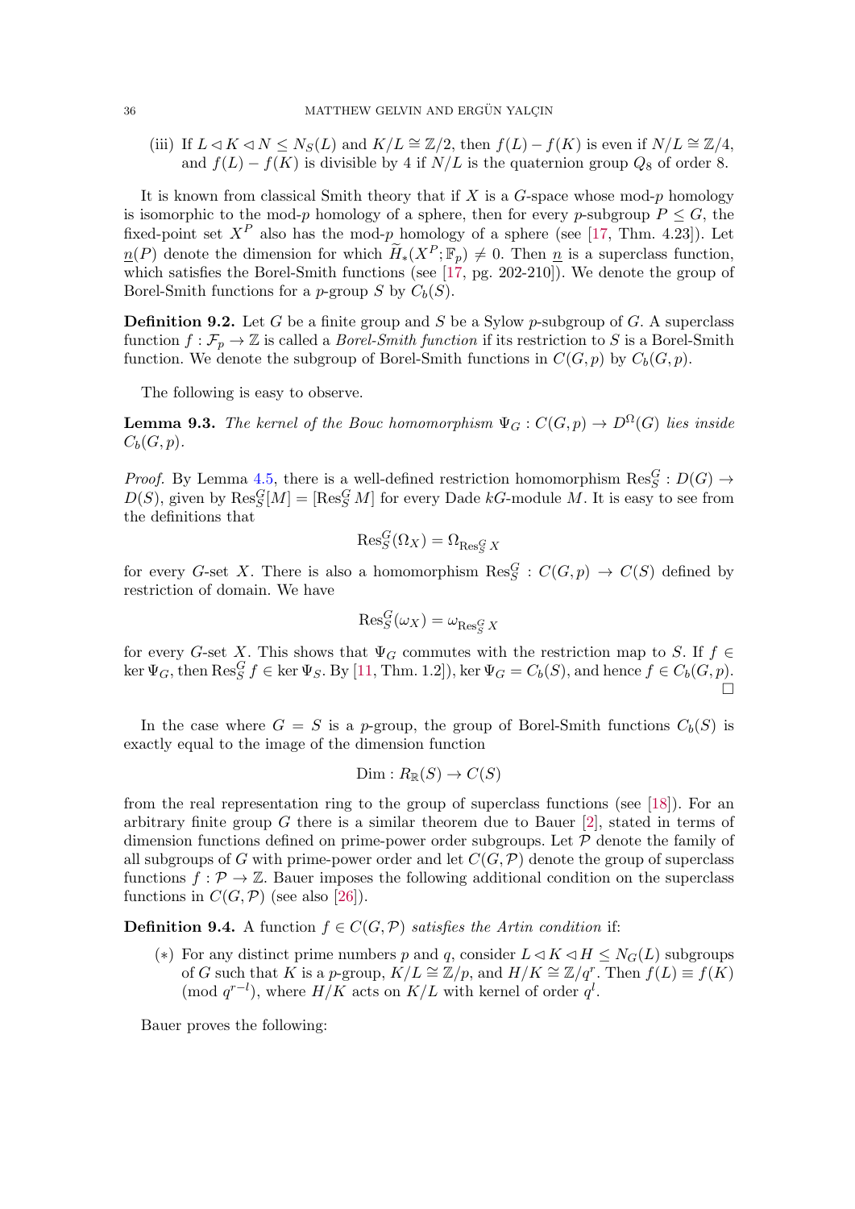(iii) If $L \lhd K \lhd N \leq N_S(L)$ and $K/L \cong \mathbb{Z}/2$, then $f(L) - f(K)$ is even if $N/L \cong \mathbb{Z}/4$, and $f(L) - f(K)$ is divisible by 4 if $N/L$ is the quaternion group $Q_8$ of order 8.

It is known from classical Smith theory that if $X$ is a $G$-space whose mod-$p$ homology is isomorphic to the mod-$p$ homology of a sphere, then for every $p$-subgroup $P \leq G$, the fixed-point set $X^P$ also has the mod-$p$ homology of a sphere (see [17, Thm. 4.23]). Let $\underline{n}(P)$ denote the dimension for which $\widetilde{H}_*(X^P; \mathbb{F}_p) \neq 0$. Then $\underline{n}$ is a superclass function, which satisfies the Borel-Smith functions (see [17, pg. 202-210]). We denote the group of Borel-Smith functions for a $p$-group $S$ by $C_b(S)$.

**Definition 9.2.** Let $G$ be a finite group and $S$ be a Sylow $p$-subgroup of $G$. A superclass function $f : \mathcal{F}_p \to \mathbb{Z}$ is called a *Borel-Smith function* if its restriction to $S$ is a Borel-Smith function. We denote the subgroup of Borel-Smith functions in $C(G, p)$ by $C_b(G, p)$.

The following is easy to observe.

**Lemma 9.3.** *The kernel of the Bouc homomorphism $\Psi_G : C(G, p) \to D^{\Omega}(G)$ lies inside $C_b(G, p)$.*

*Proof.* By Lemma 4.5, there is a well-defined restriction homomorphism $\mathrm{Res}^G_S : D(G) \to D(S)$, given by $\mathrm{Res}^G_S[M] = [\mathrm{Res}^G_S M]$ for every Dade $kG$-module $M$. It is easy to see from the definitions that

$$\mathrm{Res}^G_S(\Omega_X) = \Omega_{\mathrm{Res}^G_S X}$$

for every $G$-set $X$. There is also a homomorphism $\mathrm{Res}^G_S : C(G, p) \to C(S)$ defined by restriction of domain. We have

$$\mathrm{Res}^G_S(\omega_X) = \omega_{\mathrm{Res}^G_S X}$$

for every $G$-set $X$. This shows that $\Psi_G$ commutes with the restriction map to $S$. If $f \in \ker \Psi_G$, then $\mathrm{Res}^G_S f \in \ker \Psi_S$. By [11, Thm. 1.2]), $\ker \Psi_G = C_b(S)$, and hence $f \in C_b(G, p)$. $\square$

In the case where $G = S$ is a $p$-group, the group of Borel-Smith functions $C_b(S)$ is exactly equal to the image of the dimension function

$$\mathrm{Dim} : R_{\mathbb{R}}(S) \to C(S)$$

from the real representation ring to the group of superclass functions (see [18]). For an arbitrary finite group $G$ there is a similar theorem due to Bauer [2], stated in terms of dimension functions defined on prime-power order subgroups. Let $\mathcal{P}$ denote the family of all subgroups of $G$ with prime-power order and let $C(G, \mathcal{P})$ denote the group of superclass functions $f : \mathcal{P} \to \mathbb{Z}$. Bauer imposes the following additional condition on the superclass functions in $C(G, \mathcal{P})$ (see also [26]).

**Definition 9.4.** A function $f \in C(G, \mathcal{P})$ *satisfies the Artin condition* if:

($*$) For any distinct prime numbers $p$ and $q$, consider $L \lhd K \lhd H \leq N_G(L)$ subgroups of $G$ such that $K$ is a $p$-group, $K/L \cong \mathbb{Z}/p$, and $H/K \cong \mathbb{Z}/q^r$. Then $f(L) \equiv f(K) \pmod{q^{r-l}}$, where $H/K$ acts on $K/L$ with kernel of order $q^l$.

Bauer proves the following: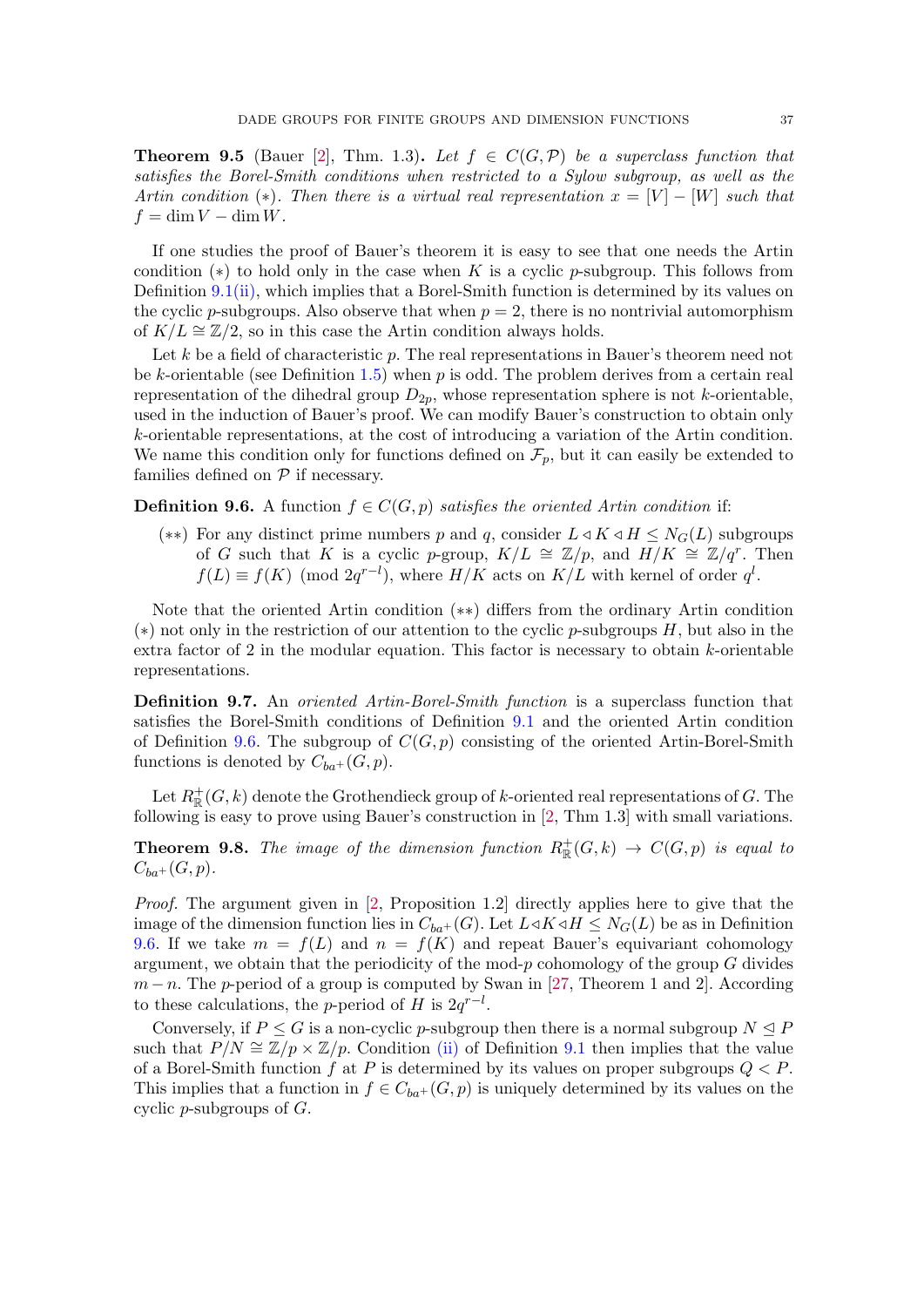**Theorem 9.5** (Bauer [2], Thm. 1.3)**.** *Let $f \in C(G, \mathcal{P})$ be a superclass function that satisfies the Borel-Smith conditions when restricted to a Sylow subgroup, as well as the Artin condition $(*)$. Then there is a virtual real representation $x = [V] - [W]$ such that $f = \dim V - \dim W$.*

If one studies the proof of Bauer's theorem it is easy to see that one needs the Artin condition $(*)$ to hold only in the case when $K$ is a cyclic $p$-subgroup. This follows from Definition 9.1(ii), which implies that a Borel-Smith function is determined by its values on the cyclic $p$-subgroups. Also observe that when $p = 2$, there is no nontrivial automorphism of $K/L \cong \mathbb{Z}/2$, so in this case the Artin condition always holds.

Let $k$ be a field of characteristic $p$. The real representations in Bauer's theorem need not be $k$-orientable (see Definition 1.5) when $p$ is odd. The problem derives from a certain real representation of the dihedral group $D_{2p}$, whose representation sphere is not $k$-orientable, used in the induction of Bauer's proof. We can modify Bauer's construction to obtain only $k$-orientable representations, at the cost of introducing a variation of the Artin condition. We name this condition only for functions defined on $\mathcal{F}_p$, but it can easily be extended to families defined on $\mathcal{P}$ if necessary.

**Definition 9.6.** A function $f \in C(G, p)$ *satisfies the oriented Artin condition* if:

$(**)$ For any distinct prime numbers $p$ and $q$, consider $L \lhd K \lhd H \leq N_G(L)$ subgroups of $G$ such that $K$ is a cyclic $p$-group, $K/L \cong \mathbb{Z}/p$, and $H/K \cong \mathbb{Z}/q^r$. Then $f(L) \equiv f(K) \pmod{2q^{r-l}}$, where $H/K$ acts on $K/L$ with kernel of order $q^l$.

Note that the oriented Artin condition $(**)$ differs from the ordinary Artin condition $(*)$ not only in the restriction of our attention to the cyclic $p$-subgroups $H$, but also in the extra factor of 2 in the modular equation. This factor is necessary to obtain $k$-orientable representations.

**Definition 9.7.** An *oriented Artin-Borel-Smith function* is a superclass function that satisfies the Borel-Smith conditions of Definition 9.1 and the oriented Artin condition of Definition 9.6. The subgroup of $C(G, p)$ consisting of the oriented Artin-Borel-Smith functions is denoted by $C_{ba^+}(G, p)$.

Let $R^+_{\mathbb{R}}(G, k)$ denote the Grothendieck group of $k$-oriented real representations of $G$. The following is easy to prove using Bauer's construction in [2, Thm 1.3] with small variations.

**Theorem 9.8.** *The image of the dimension function $R^+_{\mathbb{R}}(G, k) \to C(G, p)$ is equal to $C_{ba^+}(G, p)$.*

*Proof.* The argument given in [2, Proposition 1.2] directly applies here to give that the image of the dimension function lies in $C_{ba^+}(G)$. Let $L \lhd K \lhd H \leq N_G(L)$ be as in Definition 9.6. If we take $m = f(L)$ and $n = f(K)$ and repeat Bauer's equivariant cohomology argument, we obtain that the periodicity of the mod-$p$ cohomology of the group $G$ divides $m - n$. The $p$-period of a group is computed by Swan in [27, Theorem 1 and 2]. According to these calculations, the $p$-period of $H$ is $2q^{r-l}$.

Conversely, if $P \leq G$ is a non-cyclic $p$-subgroup then there is a normal subgroup $N \trianglelefteq P$ such that $P/N \cong \mathbb{Z}/p \times \mathbb{Z}/p$. Condition (ii) of Definition 9.1 then implies that the value of a Borel-Smith function $f$ at $P$ is determined by its values on proper subgroups $Q < P$. This implies that a function in $f \in C_{ba^+}(G, p)$ is uniquely determined by its values on the cyclic $p$-subgroups of $G$.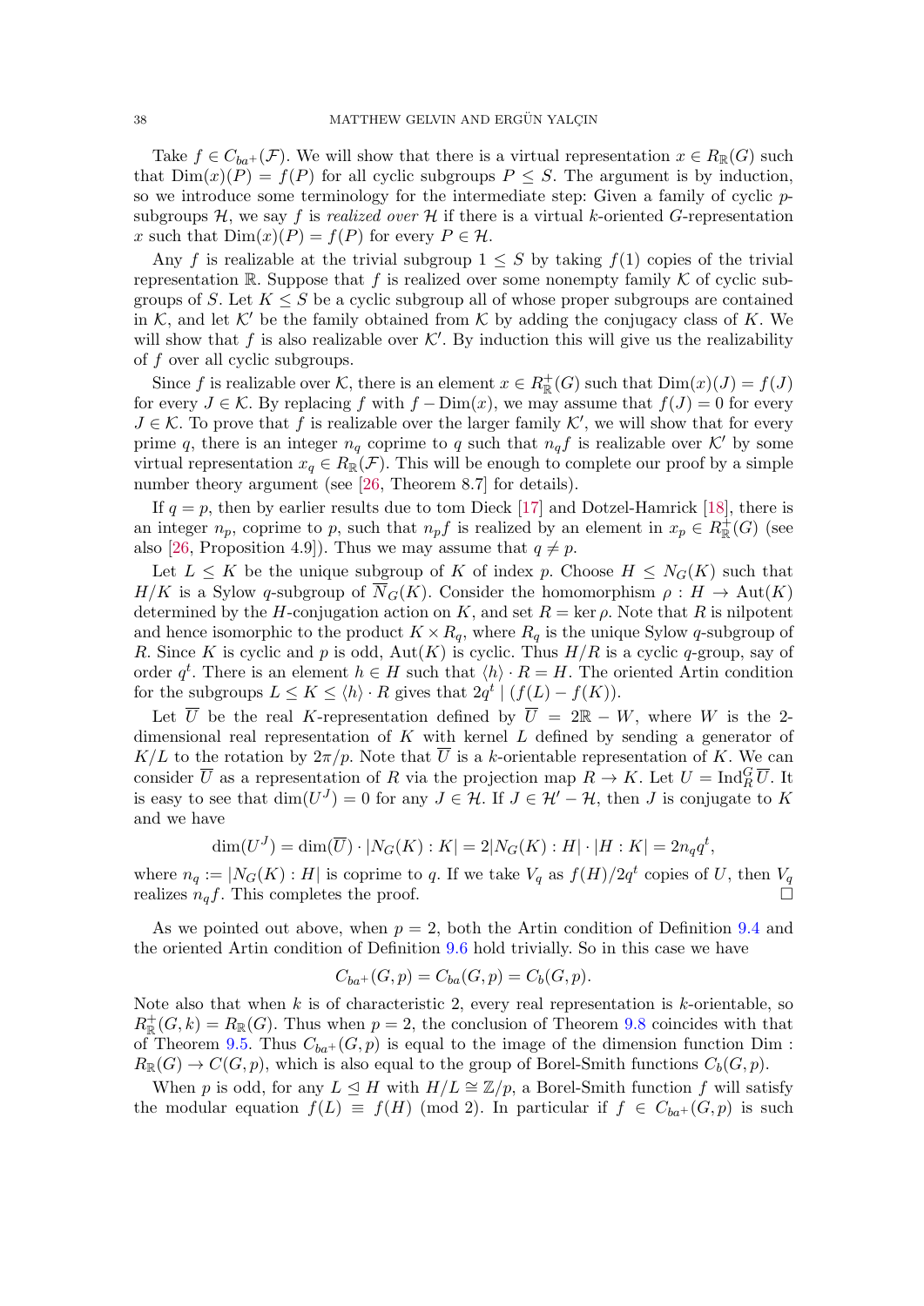Take $f \in C_{ba^+}(\mathcal{F})$. We will show that there is a virtual representation $x \in R_{\mathbb{R}}(G)$ such that $\mathrm{Dim}(x)(P) = f(P)$ for all cyclic subgroups $P \leq S$. The argument is by induction, so we introduce some terminology for the intermediate step: Given a family of cyclic $p$-subgroups $\mathcal{H}$, we say $f$ is *realized over* $\mathcal{H}$ if there is a virtual $k$-oriented $G$-representation $x$ such that $\mathrm{Dim}(x)(P) = f(P)$ for every $P \in \mathcal{H}$.

Any $f$ is realizable at the trivial subgroup $1 \leq S$ by taking $f(1)$ copies of the trivial representation $\mathbb{R}$. Suppose that $f$ is realized over some nonempty family $\mathcal{K}$ of cyclic subgroups of $S$. Let $K \leq S$ be a cyclic subgroup all of whose proper subgroups are contained in $\mathcal{K}$, and let $\mathcal{K}'$ be the family obtained from $\mathcal{K}$ by adding the conjugacy class of $K$. We will show that $f$ is also realizable over $\mathcal{K}'$. By induction this will give us the realizability of $f$ over all cyclic subgroups.

Since $f$ is realizable over $\mathcal{K}$, there is an element $x \in R^+_{\mathbb{R}}(G)$ such that $\mathrm{Dim}(x)(J) = f(J)$ for every $J \in \mathcal{K}$. By replacing $f$ with $f - \mathrm{Dim}(x)$, we may assume that $f(J) = 0$ for every $J \in \mathcal{K}$. To prove that $f$ is realizable over the larger family $\mathcal{K}'$, we will show that for every prime $q$, there is an integer $n_q$ coprime to $q$ such that $n_q f$ is realizable over $\mathcal{K}'$ by some virtual representation $x_q \in R_{\mathbb{R}}(\mathcal{F})$. This will be enough to complete our proof by a simple number theory argument (see [26, Theorem 8.7] for details).

If $q = p$, then by earlier results due to tom Dieck [17] and Dotzel-Hamrick [18], there is an integer $n_p$, coprime to $p$, such that $n_p f$ is realized by an element in $x_p \in R^+_{\mathbb{R}}(G)$ (see also [26, Proposition 4.9]). Thus we may assume that $q \neq p$.

Let $L \leq K$ be the unique subgroup of $K$ of index $p$. Choose $H \leq N_G(K)$ such that $H/K$ is a Sylow $q$-subgroup of $\overline{N}_G(K)$. Consider the homomorphism $\rho : H \to \mathrm{Aut}(K)$ determined by the $H$-conjugation action on $K$, and set $R = \ker \rho$. Note that $R$ is nilpotent and hence isomorphic to the product $K \times R_q$, where $R_q$ is the unique Sylow $q$-subgroup of $R$. Since $K$ is cyclic and $p$ is odd, $\mathrm{Aut}(K)$ is cyclic. Thus $H/R$ is a cyclic $q$-group, say of order $q^t$. There is an element $h \in H$ such that $\langle h \rangle \cdot R = H$. The oriented Artin condition for the subgroups $L \leq K \leq \langle h \rangle \cdot R$ gives that $2q^t \mid (f(L) - f(K))$.

Let $\overline{U}$ be the real $K$-representation defined by $\overline{U} = 2\mathbb{R} - W$, where $W$ is the 2-dimensional real representation of $K$ with kernel $L$ defined by sending a generator of $K/L$ to the rotation by $2\pi/p$. Note that $\overline{U}$ is a $k$-orientable representation of $K$. We can consider $\overline{U}$ as a representation of $R$ via the projection map $R \to K$. Let $U = \mathrm{Ind}_R^G \overline{U}$. It is easy to see that $\dim(U^J) = 0$ for any $J \in \mathcal{H}$. If $J \in \mathcal{H}' - \mathcal{H}$, then $J$ is conjugate to $K$ and we have

$$\dim(U^J) = \dim(\overline{U}) \cdot |N_G(K) : K| = 2|N_G(K) : H| \cdot |H : K| = 2n_q q^t,$$

where $n_q := |N_G(K) : H|$ is coprime to $q$. If we take $V_q$ as $f(H)/2q^t$ copies of $U$, then $V_q$ realizes $n_q f$. This completes the proof. $\square$

As we pointed out above, when $p = 2$, both the Artin condition of Definition 9.4 and the oriented Artin condition of Definition 9.6 hold trivially. So in this case we have

$$C_{ba^+}(G, p) = C_{ba}(G, p) = C_b(G, p).$$

Note also that when $k$ is of characteristic 2, every real representation is $k$-orientable, so $R^+_{\mathbb{R}}(G, k) = R_{\mathbb{R}}(G)$. Thus when $p = 2$, the conclusion of Theorem 9.8 coincides with that of Theorem 9.5. Thus $C_{ba^+}(G, p)$ is equal to the image of the dimension function $\mathrm{Dim} : R_{\mathbb{R}}(G) \to C(G, p)$, which is also equal to the group of Borel-Smith functions $C_b(G, p)$.

When $p$ is odd, for any $L \trianglelefteq H$ with $H/L \cong \mathbb{Z}/p$, a Borel-Smith function $f$ will satisfy the modular equation $f(L) \equiv f(H) \pmod 2$. In particular if $f \in C_{ba^+}(G, p)$ is such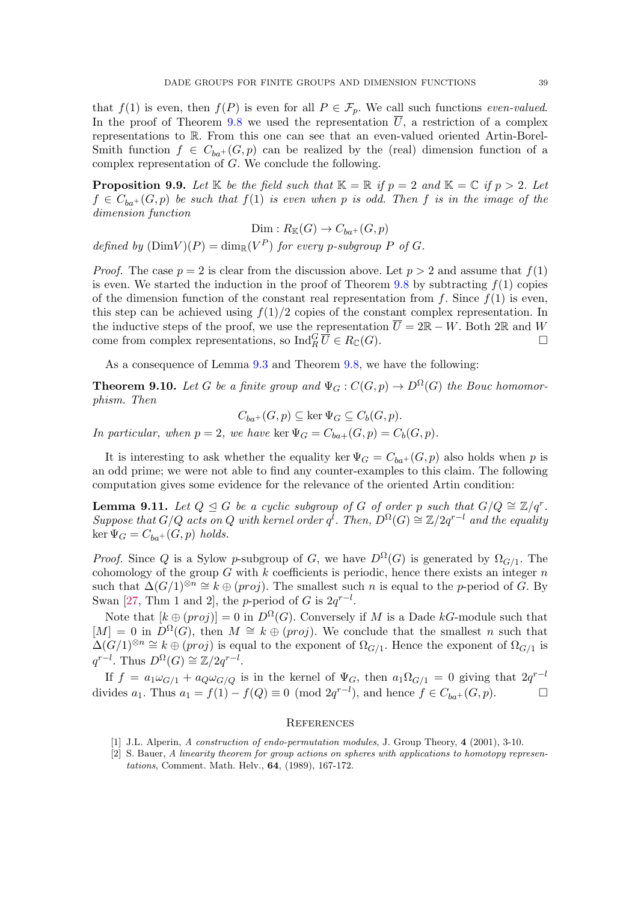that $f(1)$ is even, then $f(P)$ is even for all $P \in \mathcal{F}_p$. We call such functions *even-valued*. In the proof of Theorem 9.8 we used the representation $\overline{U}$, a restriction of a complex representations to $\mathbb{R}$. From this one can see that an even-valued oriented Artin-Borel-Smith function $f \in C_{ba^+}(G,p)$ can be realized by the (real) dimension function of a complex representation of $G$. We conclude the following.

**Proposition 9.9.** *Let $\mathbb{K}$ be the field such that $\mathbb{K} = \mathbb{R}$ if $p = 2$ and $\mathbb{K} = \mathbb{C}$ if $p > 2$. Let $f \in C_{ba^+}(G,p)$ be such that $f(1)$ is even when $p$ is odd. Then $f$ is in the image of the dimension function*

$$\mathrm{Dim} : R_{\mathbb{K}}(G) \to C_{ba^+}(G,p)$$

*defined by $(\mathrm{Dim}V)(P) = \dim_{\mathbb{R}}(V^P)$ for every $p$-subgroup $P$ of $G$.*

*Proof.* The case $p = 2$ is clear from the discussion above. Let $p > 2$ and assume that $f(1)$ is even. We started the induction in the proof of Theorem 9.8 by subtracting $f(1)$ copies of the dimension function of the constant real representation from $f$. Since $f(1)$ is even, this step can be achieved using $f(1)/2$ copies of the constant complex representation. In the inductive steps of the proof, we use the representation $\overline{U} = 2\mathbb{R} - W$. Both $2\mathbb{R}$ and $W$ come from complex representations, so $\mathrm{Ind}_R^G \overline{U} \in R_{\mathbb{C}}(G)$. □

As a consequence of Lemma 9.3 and Theorem 9.8, we have the following:

**Theorem 9.10.** *Let $G$ be a finite group and $\Psi_G : C(G,p) \to D^{\Omega}(G)$ the Bouc homomorphism. Then*

$$C_{ba^+}(G,p) \subseteq \ker \Psi_G \subseteq C_b(G,p).$$

*In particular, when $p = 2$, we have $\ker \Psi_G = C_{ba+}(G,p) = C_b(G,p)$.*

It is interesting to ask whether the equality $\ker \Psi_G = C_{ba^+}(G,p)$ also holds when $p$ is an odd prime; we were not able to find any counter-examples to this claim. The following computation gives some evidence for the relevance of the oriented Artin condition:

**Lemma 9.11.** *Let $Q \trianglelefteq G$ be a cyclic subgroup of $G$ of order $p$ such that $G/Q \cong \mathbb{Z}/q^r$. Suppose that $G/Q$ acts on $Q$ with kernel order $q^l$. Then, $D^{\Omega}(G) \cong \mathbb{Z}/2q^{r-l}$ and the equality $\ker \Psi_G = C_{ba^+}(G,p)$ holds.*

*Proof.* Since $Q$ is a Sylow $p$-subgroup of $G$, we have $D^{\Omega}(G)$ is generated by $\Omega_{G/1}$. The cohomology of the group $G$ with $k$ coefficients is periodic, hence there exists an integer $n$ such that $\Delta(G/1)^{\otimes n} \cong k \oplus (proj)$. The smallest such $n$ is equal to the $p$-period of $G$. By Swan [27, Thm 1 and 2], the $p$-period of $G$ is $2q^{r-l}$.

Note that $[k \oplus (proj)] = 0$ in $D^{\Omega}(G)$. Conversely if $M$ is a Dade $kG$-module such that $[M] = 0$ in $D^{\Omega}(G)$, then $M \cong k \oplus (proj)$. We conclude that the smallest $n$ such that $\Delta(G/1)^{\otimes n} \cong k \oplus (proj)$ is equal to the exponent of $\Omega_{G/1}$. Hence the exponent of $\Omega_{G/1}$ is $q^{r-l}$. Thus $D^{\Omega}(G) \cong \mathbb{Z}/2q^{r-l}$.

If $f = a_1\omega_{G/1} + a_Q\omega_{G/Q}$ is in the kernel of $\Psi_G$, then $a_1\Omega_{G/1} = 0$ giving that $2q^{r-l}$ divides $a_1$. Thus $a_1 = f(1) - f(Q) \equiv 0 \pmod{2q^{r-l}}$, and hence $f \in C_{ba^+}(G,p)$. □

## References

[1] J.L. Alperin, *A construction of endo-permutation modules*, J. Group Theory, **4** (2001), 3-10.

[2] S. Bauer, *A linearity theorem for group actions on spheres with applications to homotopy representations*, Comment. Math. Helv., **64**, (1989), 167-172.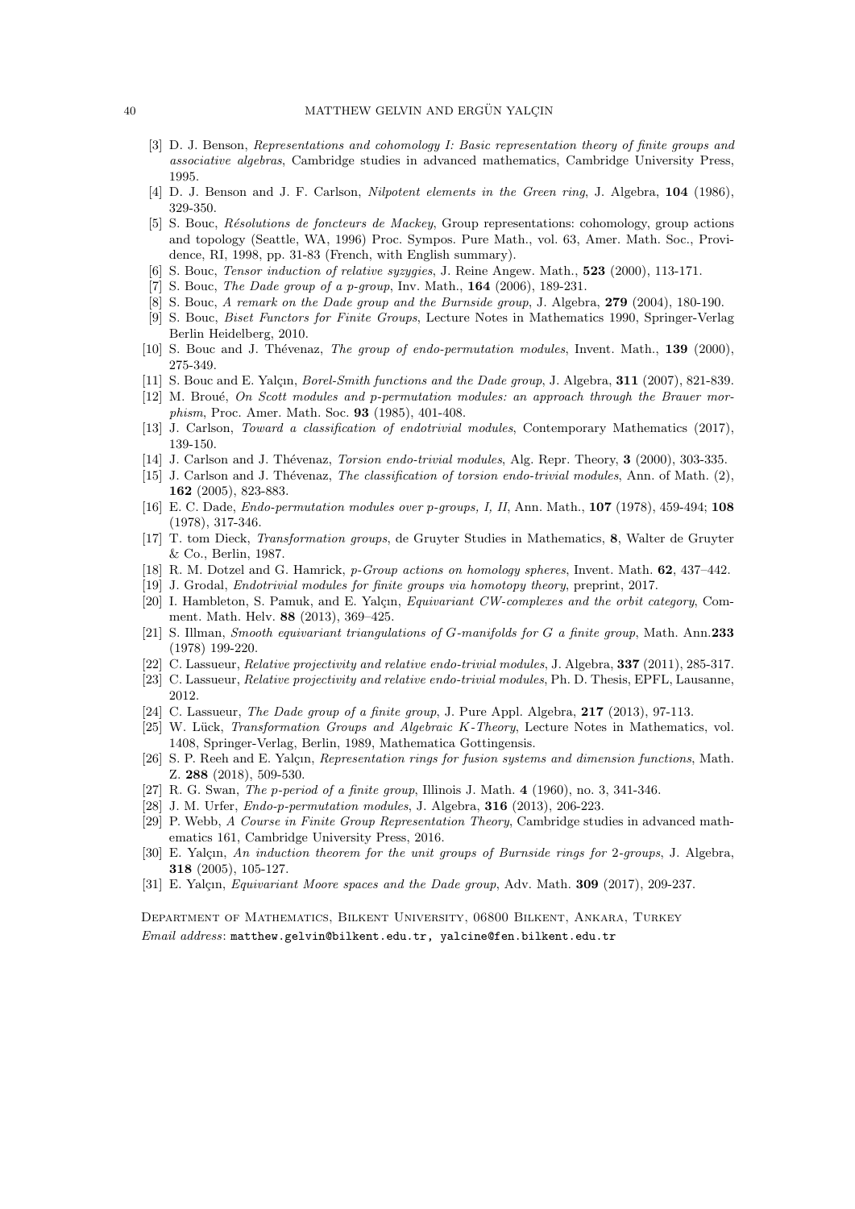[3] D. J. Benson, *Representations and cohomology I: Basic representation theory of finite groups and associative algebras*, Cambridge studies in advanced mathematics, Cambridge University Press, 1995.

[4] D. J. Benson and J. F. Carlson, *Nilpotent elements in the Green ring*, J. Algebra, **104** (1986), 329-350.

[5] S. Bouc, *Résolutions de foncteurs de Mackey*, Group representations: cohomology, group actions and topology (Seattle, WA, 1996) Proc. Sympos. Pure Math., vol. 63, Amer. Math. Soc., Providence, RI, 1998, pp. 31-83 (French, with English summary).

[6] S. Bouc, *Tensor induction of relative syzygies*, J. Reine Angew. Math., **523** (2000), 113-171.

[7] S. Bouc, *The Dade group of a p-group*, Inv. Math., **164** (2006), 189-231.

[8] S. Bouc, *A remark on the Dade group and the Burnside group*, J. Algebra, **279** (2004), 180-190.

[9] S. Bouc, *Biset Functors for Finite Groups*, Lecture Notes in Mathematics 1990, Springer-Verlag Berlin Heidelberg, 2010.

[10] S. Bouc and J. Thévenaz, *The group of endo-permutation modules*, Invent. Math., **139** (2000), 275-349.

[11] S. Bouc and E. Yalçın, *Borel-Smith functions and the Dade group*, J. Algebra, **311** (2007), 821-839.

[12] M. Broué, *On Scott modules and p-permutation modules: an approach through the Brauer morphism*, Proc. Amer. Math. Soc. **93** (1985), 401-408.

[13] J. Carlson, *Toward a classification of endotrivial modules*, Contemporary Mathematics (2017), 139-150.

[14] J. Carlson and J. Thévenaz, *Torsion endo-trivial modules*, Alg. Repr. Theory, **3** (2000), 303-335.

[15] J. Carlson and J. Thévenaz, *The classification of torsion endo-trivial modules*, Ann. of Math. (2), **162** (2005), 823-883.

[16] E. C. Dade, *Endo-permutation modules over p-groups, I, II*, Ann. Math., **107** (1978), 459-494; **108** (1978), 317-346.

[17] T. tom Dieck, *Transformation groups*, de Gruyter Studies in Mathematics, **8**, Walter de Gruyter & Co., Berlin, 1987.

[18] R. M. Dotzel and G. Hamrick, *p-Group actions on homology spheres*, Invent. Math. **62**, 437–442.

[19] J. Grodal, *Endotrivial modules for finite groups via homotopy theory*, preprint, 2017.

[20] I. Hambleton, S. Pamuk, and E. Yalçın, *Equivariant CW-complexes and the orbit category*, Comment. Math. Helv. **88** (2013), 369–425.

[21] S. Illman, *Smooth equivariant triangulations of G-manifolds for G a finite group*, Math. Ann.**233** (1978) 199-220.

[22] C. Lassueur, *Relative projectivity and relative endo-trivial modules*, J. Algebra, **337** (2011), 285-317.

[23] C. Lassueur, *Relative projectivity and relative endo-trivial modules*, Ph. D. Thesis, EPFL, Lausanne, 2012.

[24] C. Lassueur, *The Dade group of a finite group*, J. Pure Appl. Algebra, **217** (2013), 97-113.

[25] W. Lück, *Transformation Groups and Algebraic K-Theory*, Lecture Notes in Mathematics, vol. 1408, Springer-Verlag, Berlin, 1989, Mathematica Gottingensis.

[26] S. P. Reeh and E. Yalçın, *Representation rings for fusion systems and dimension functions*, Math. Z. **288** (2018), 509-530.

[27] R. G. Swan, *The p-period of a finite group*, Illinois J. Math. **4** (1960), no. 3, 341-346.

[28] J. M. Urfer, *Endo-p-permutation modules*, J. Algebra, **316** (2013), 206-223.

[29] P. Webb, *A Course in Finite Group Representation Theory*, Cambridge studies in advanced mathematics 161, Cambridge University Press, 2016.

[30] E. Yalçın, *An induction theorem for the unit groups of Burnside rings for 2-groups*, J. Algebra, **318** (2005), 105-127.

[31] E. Yalçın, *Equivariant Moore spaces and the Dade group*, Adv. Math. **309** (2017), 209-237.

Department of Mathematics, Bilkent University, 06800 Bilkent, Ankara, Turkey

*Email address*: `matthew.gelvin@bilkent.edu.tr, yalcine@fen.bilkent.edu.tr`